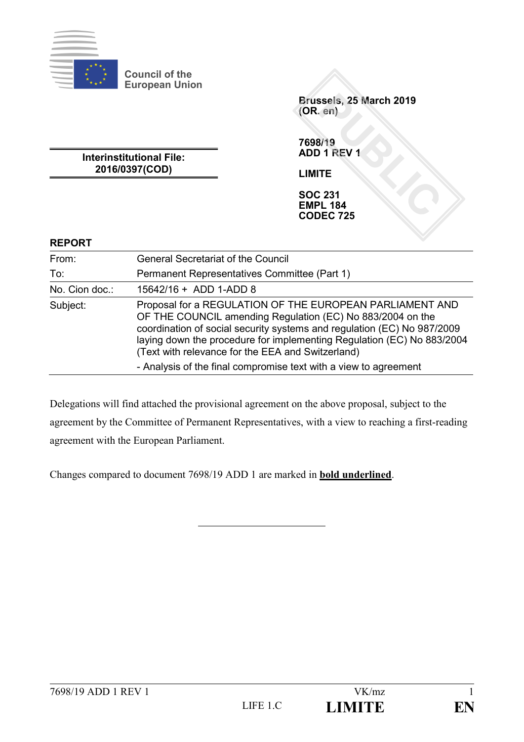Council of the European Union

Brussels, 25 March 2019
(OR. en)

**Interinstitutional File: 2016/0397(COD)**

**7698/19**
**ADD 1 REV 1**

**LIMITE**

**SOC 231**
**EMPL 184**
**CODEC 725**

## REPORT

| | |
|---|---|
| From: | General Secretariat of the Council |
| To: | Permanent Representatives Committee (Part 1) |
| No. Cion doc.: | 15642/16 + ADD 1-ADD 8 |
| Subject: | Proposal for a REGULATION OF THE EUROPEAN PARLIAMENT AND OF THE COUNCIL amending Regulation (EC) No 883/2004 on the coordination of social security systems and regulation (EC) No 987/2009 laying down the procedure for implementing Regulation (EC) No 883/2004 (Text with relevance for the EEA and Switzerland)<br>- Analysis of the final compromise text with a view to agreement |

Delegations will find attached the provisional agreement on the above proposal, subject to the agreement by the Committee of Permanent Representatives, with a view to reaching a first-reading agreement with the European Parliament.

Changes compared to document 7698/19 ADD 1 are marked in **<u>bold underlined</u>**.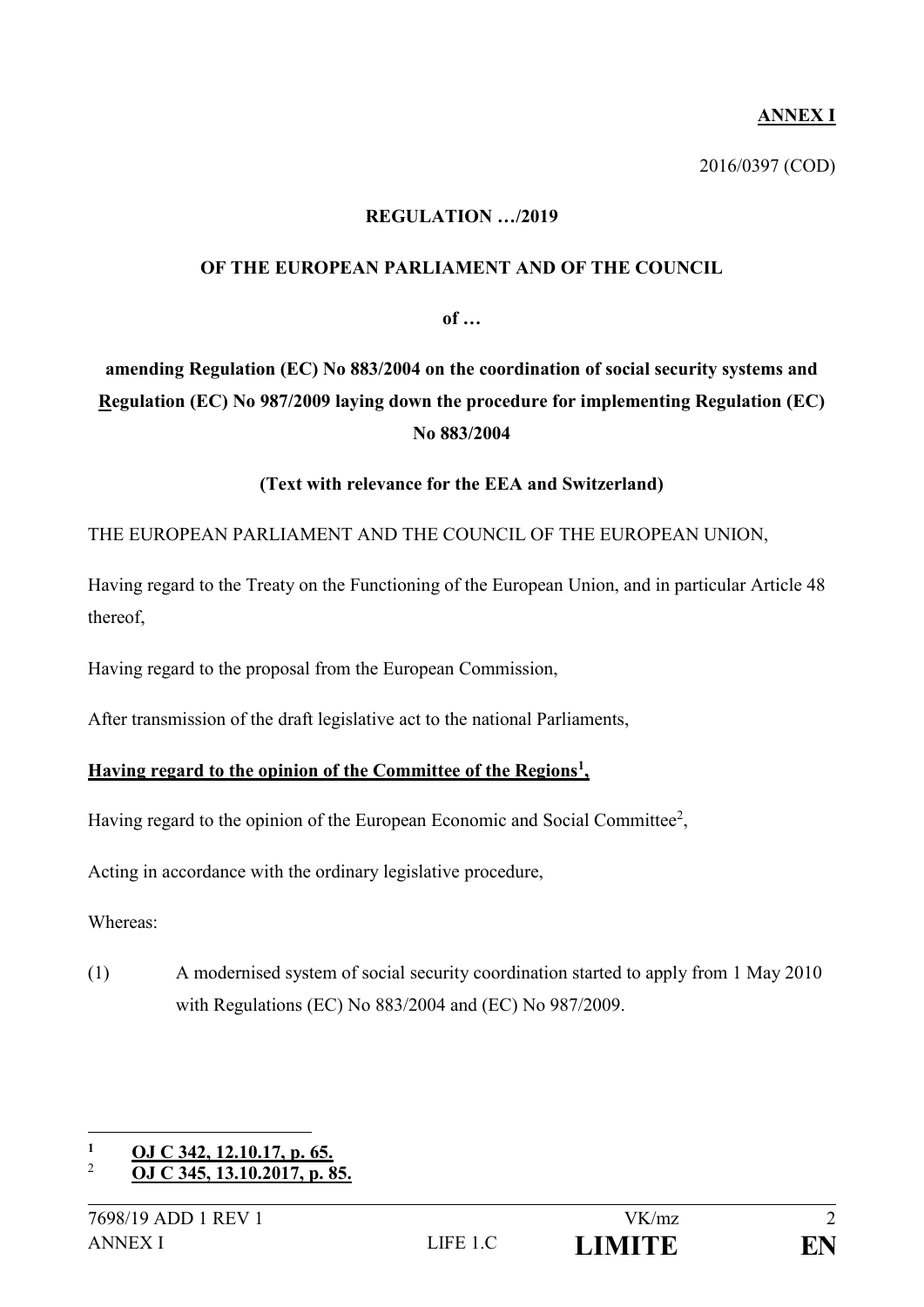**ANNEX I**

2016/0397 (COD)

**REGULATION …/2019**

**OF THE EUROPEAN PARLIAMENT AND OF THE COUNCIL**

**of …**

**amending Regulation (EC) No 883/2004 on the coordination of social security systems and Regulation (EC) No 987/2009 laying down the procedure for implementing Regulation (EC) No 883/2004**

**(Text with relevance for the EEA and Switzerland)**

THE EUROPEAN PARLIAMENT AND THE COUNCIL OF THE EUROPEAN UNION,

Having regard to the Treaty on the Functioning of the European Union, and in particular Article 48 thereof,

Having regard to the proposal from the European Commission,

After transmission of the draft legislative act to the national Parliaments,

**Having regard to the opinion of the Committee of the Regions[1],**

Having regard to the opinion of the European Economic and Social Committee[2],

Acting in accordance with the ordinary legislative procedure,

Whereas:

(1) A modernised system of social security coordination started to apply from 1 May 2010 with Regulations (EC) No 883/2004 and (EC) No 987/2009.

---

[1] **OJ C 342, 12.10.17, p. 65.**

[2] **OJ C 345, 13.10.2017, p. 85.**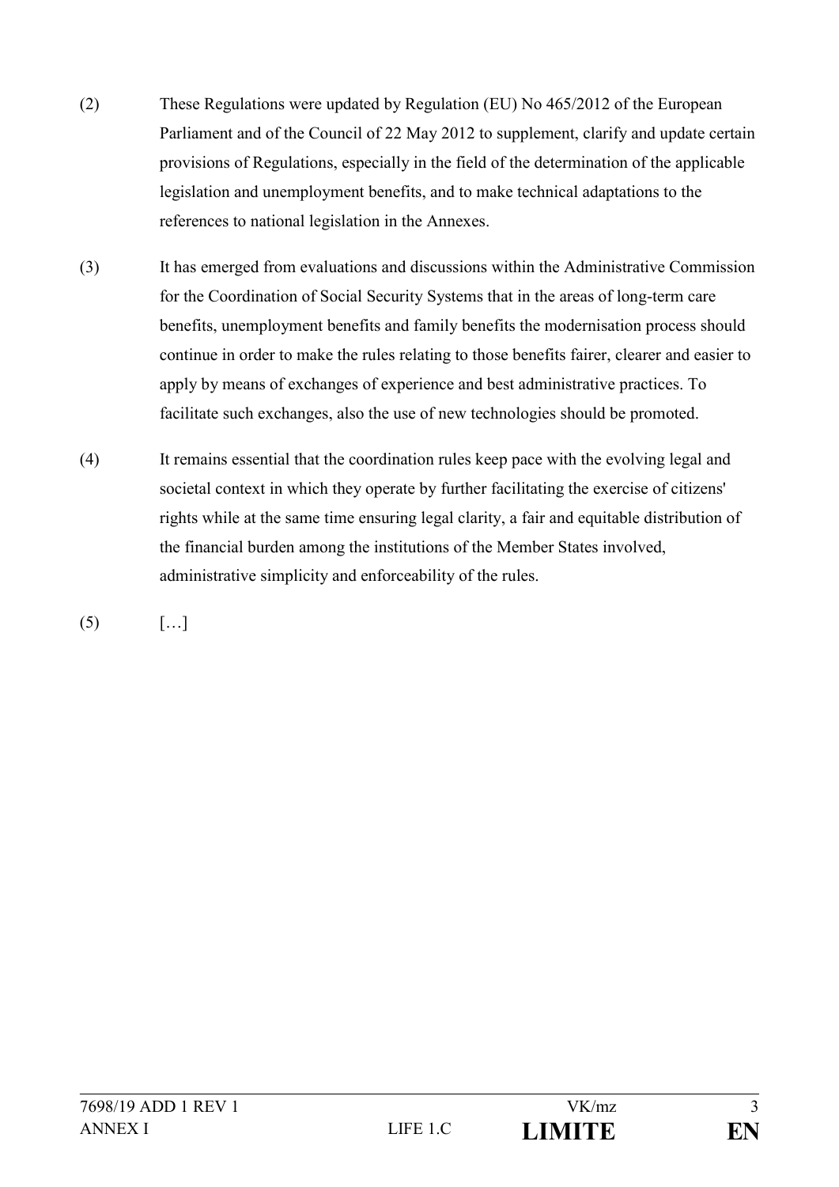(2) These Regulations were updated by Regulation (EU) No 465/2012 of the European Parliament and of the Council of 22 May 2012 to supplement, clarify and update certain provisions of Regulations, especially in the field of the determination of the applicable legislation and unemployment benefits, and to make technical adaptations to the references to national legislation in the Annexes.

(3) It has emerged from evaluations and discussions within the Administrative Commission for the Coordination of Social Security Systems that in the areas of long-term care benefits, unemployment benefits and family benefits the modernisation process should continue in order to make the rules relating to those benefits fairer, clearer and easier to apply by means of exchanges of experience and best administrative practices. To facilitate such exchanges, also the use of new technologies should be promoted.

(4) It remains essential that the coordination rules keep pace with the evolving legal and societal context in which they operate by further facilitating the exercise of citizens' rights while at the same time ensuring legal clarity, a fair and equitable distribution of the financial burden among the institutions of the Member States involved, administrative simplicity and enforceability of the rules.

(5) […]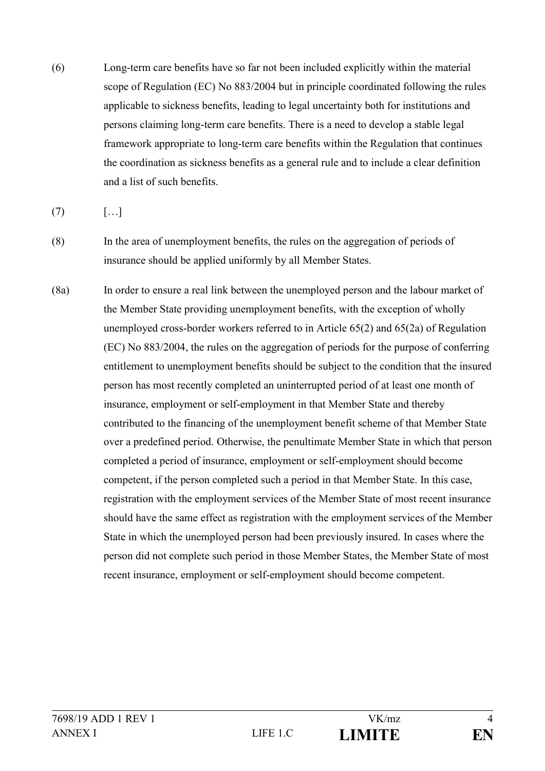(6) Long-term care benefits have so far not been included explicitly within the material scope of Regulation (EC) No 883/2004 but in principle coordinated following the rules applicable to sickness benefits, leading to legal uncertainty both for institutions and persons claiming long-term care benefits. There is a need to develop a stable legal framework appropriate to long-term care benefits within the Regulation that continues the coordination as sickness benefits as a general rule and to include a clear definition and a list of such benefits.

(7) […]

(8) In the area of unemployment benefits, the rules on the aggregation of periods of insurance should be applied uniformly by all Member States.

(8a) In order to ensure a real link between the unemployed person and the labour market of the Member State providing unemployment benefits, with the exception of wholly unemployed cross-border workers referred to in Article 65(2) and 65(2a) of Regulation (EC) No 883/2004, the rules on the aggregation of periods for the purpose of conferring entitlement to unemployment benefits should be subject to the condition that the insured person has most recently completed an uninterrupted period of at least one month of insurance, employment or self-employment in that Member State and thereby contributed to the financing of the unemployment benefit scheme of that Member State over a predefined period. Otherwise, the penultimate Member State in which that person completed a period of insurance, employment or self-employment should become competent, if the person completed such a period in that Member State. In this case, registration with the employment services of the Member State of most recent insurance should have the same effect as registration with the employment services of the Member State in which the unemployed person had been previously insured. In cases where the person did not complete such period in those Member States, the Member State of most recent insurance, employment or self-employment should become competent.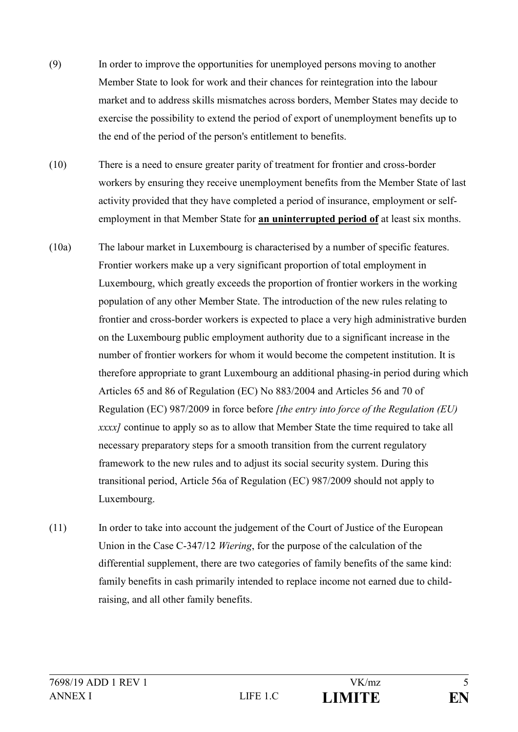(9) In order to improve the opportunities for unemployed persons moving to another Member State to look for work and their chances for reintegration into the labour market and to address skills mismatches across borders, Member States may decide to exercise the possibility to extend the period of export of unemployment benefits up to the end of the period of the person's entitlement to benefits.

(10) There is a need to ensure greater parity of treatment for frontier and cross-border workers by ensuring they receive unemployment benefits from the Member State of last activity provided that they have completed a period of insurance, employment or self-employment in that Member State for **an uninterrupted period of** at least six months.

(10a) The labour market in Luxembourg is characterised by a number of specific features. Frontier workers make up a very significant proportion of total employment in Luxembourg, which greatly exceeds the proportion of frontier workers in the working population of any other Member State. The introduction of the new rules relating to frontier and cross-border workers is expected to place a very high administrative burden on the Luxembourg public employment authority due to a significant increase in the number of frontier workers for whom it would become the competent institution. It is therefore appropriate to grant Luxembourg an additional phasing-in period during which Articles 65 and 86 of Regulation (EC) No 883/2004 and Articles 56 and 70 of Regulation (EC) 987/2009 in force before *[the entry into force of the Regulation (EU) xxxx]* continue to apply so as to allow that Member State the time required to take all necessary preparatory steps for a smooth transition from the current regulatory framework to the new rules and to adjust its social security system. During this transitional period, Article 56a of Regulation (EC) 987/2009 should not apply to Luxembourg.

(11) In order to take into account the judgement of the Court of Justice of the European Union in the Case C-347/12 *Wiering*, for the purpose of the calculation of the differential supplement, there are two categories of family benefits of the same kind: family benefits in cash primarily intended to replace income not earned due to child-raising, and all other family benefits.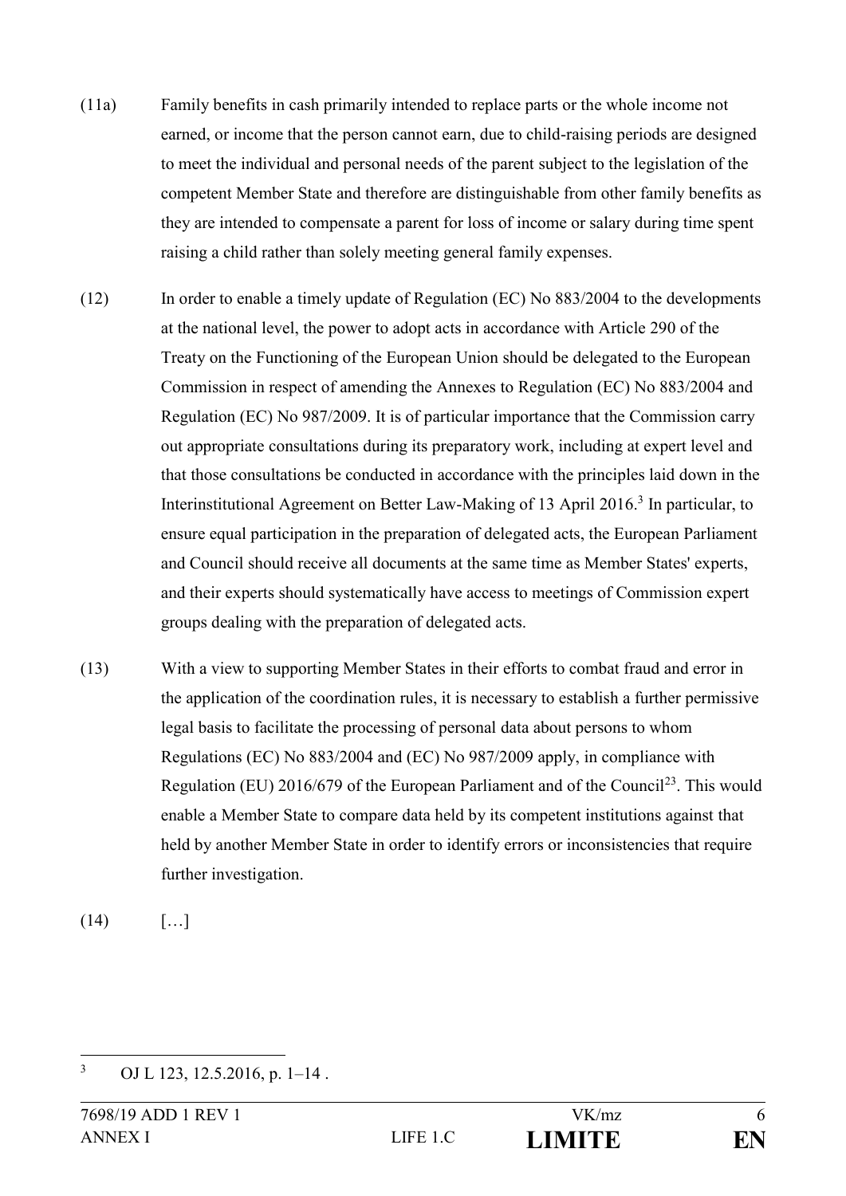(11a) Family benefits in cash primarily intended to replace parts or the whole income not earned, or income that the person cannot earn, due to child-raising periods are designed to meet the individual and personal needs of the parent subject to the legislation of the competent Member State and therefore are distinguishable from other family benefits as they are intended to compensate a parent for loss of income or salary during time spent raising a child rather than solely meeting general family expenses.

(12) In order to enable a timely update of Regulation (EC) No 883/2004 to the developments at the national level, the power to adopt acts in accordance with Article 290 of the Treaty on the Functioning of the European Union should be delegated to the European Commission in respect of amending the Annexes to Regulation (EC) No 883/2004 and Regulation (EC) No 987/2009. It is of particular importance that the Commission carry out appropriate consultations during its preparatory work, including at expert level and that those consultations be conducted in accordance with the principles laid down in the Interinstitutional Agreement on Better Law-Making of 13 April 2016.[3] In particular, to ensure equal participation in the preparation of delegated acts, the European Parliament and Council should receive all documents at the same time as Member States' experts, and their experts should systematically have access to meetings of Commission expert groups dealing with the preparation of delegated acts.

(13) With a view to supporting Member States in their efforts to combat fraud and error in the application of the coordination rules, it is necessary to establish a further permissive legal basis to facilitate the processing of personal data about persons to whom Regulations (EC) No 883/2004 and (EC) No 987/2009 apply, in compliance with Regulation (EU) 2016/679 of the European Parliament and of the Council[23]. This would enable a Member State to compare data held by its competent institutions against that held by another Member State in order to identify errors or inconsistencies that require further investigation.

(14) […]

---

[3] OJ L 123, 12.5.2016, p. 1–14 .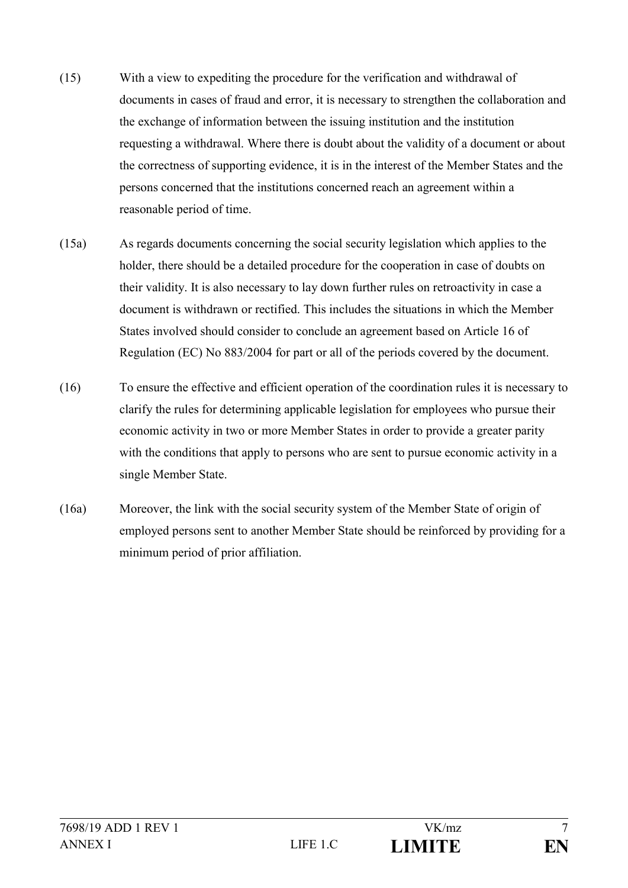(15) With a view to expediting the procedure for the verification and withdrawal of documents in cases of fraud and error, it is necessary to strengthen the collaboration and the exchange of information between the issuing institution and the institution requesting a withdrawal. Where there is doubt about the validity of a document or about the correctness of supporting evidence, it is in the interest of the Member States and the persons concerned that the institutions concerned reach an agreement within a reasonable period of time.

(15a) As regards documents concerning the social security legislation which applies to the holder, there should be a detailed procedure for the cooperation in case of doubts on their validity. It is also necessary to lay down further rules on retroactivity in case a document is withdrawn or rectified. This includes the situations in which the Member States involved should consider to conclude an agreement based on Article 16 of Regulation (EC) No 883/2004 for part or all of the periods covered by the document.

(16) To ensure the effective and efficient operation of the coordination rules it is necessary to clarify the rules for determining applicable legislation for employees who pursue their economic activity in two or more Member States in order to provide a greater parity with the conditions that apply to persons who are sent to pursue economic activity in a single Member State.

(16a) Moreover, the link with the social security system of the Member State of origin of employed persons sent to another Member State should be reinforced by providing for a minimum period of prior affiliation.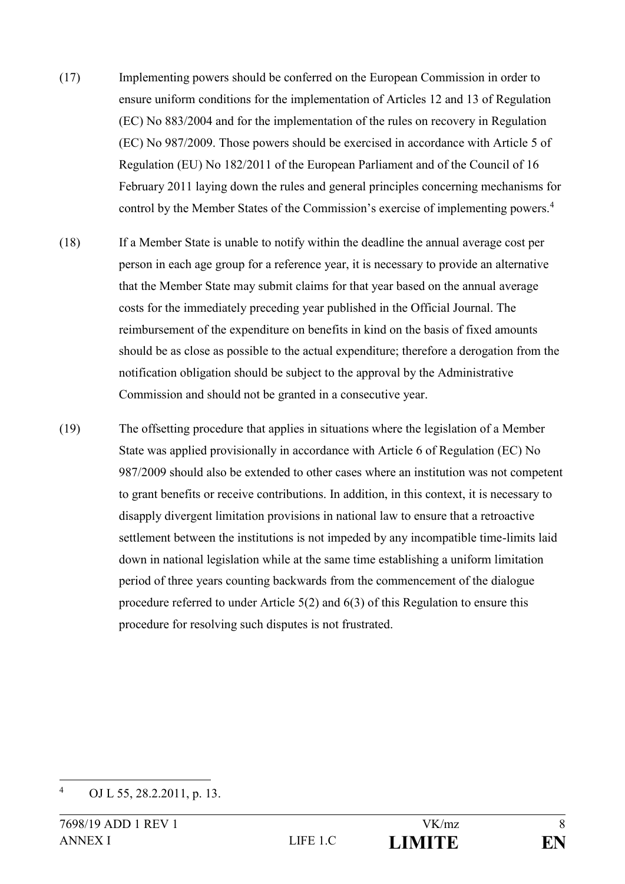(17) Implementing powers should be conferred on the European Commission in order to ensure uniform conditions for the implementation of Articles 12 and 13 of Regulation (EC) No 883/2004 and for the implementation of the rules on recovery in Regulation (EC) No 987/2009. Those powers should be exercised in accordance with Article 5 of Regulation (EU) No 182/2011 of the European Parliament and of the Council of 16 February 2011 laying down the rules and general principles concerning mechanisms for control by the Member States of the Commission's exercise of implementing powers.[4]

(18) If a Member State is unable to notify within the deadline the annual average cost per person in each age group for a reference year, it is necessary to provide an alternative that the Member State may submit claims for that year based on the annual average costs for the immediately preceding year published in the Official Journal. The reimbursement of the expenditure on benefits in kind on the basis of fixed amounts should be as close as possible to the actual expenditure; therefore a derogation from the notification obligation should be subject to the approval by the Administrative Commission and should not be granted in a consecutive year.

(19) The offsetting procedure that applies in situations where the legislation of a Member State was applied provisionally in accordance with Article 6 of Regulation (EC) No 987/2009 should also be extended to other cases where an institution was not competent to grant benefits or receive contributions. In addition, in this context, it is necessary to disapply divergent limitation provisions in national law to ensure that a retroactive settlement between the institutions is not impeded by any incompatible time-limits laid down in national legislation while at the same time establishing a uniform limitation period of three years counting backwards from the commencement of the dialogue procedure referred to under Article 5(2) and 6(3) of this Regulation to ensure this procedure for resolving such disputes is not frustrated.

---

[4] OJ L 55, 28.2.2011, p. 13.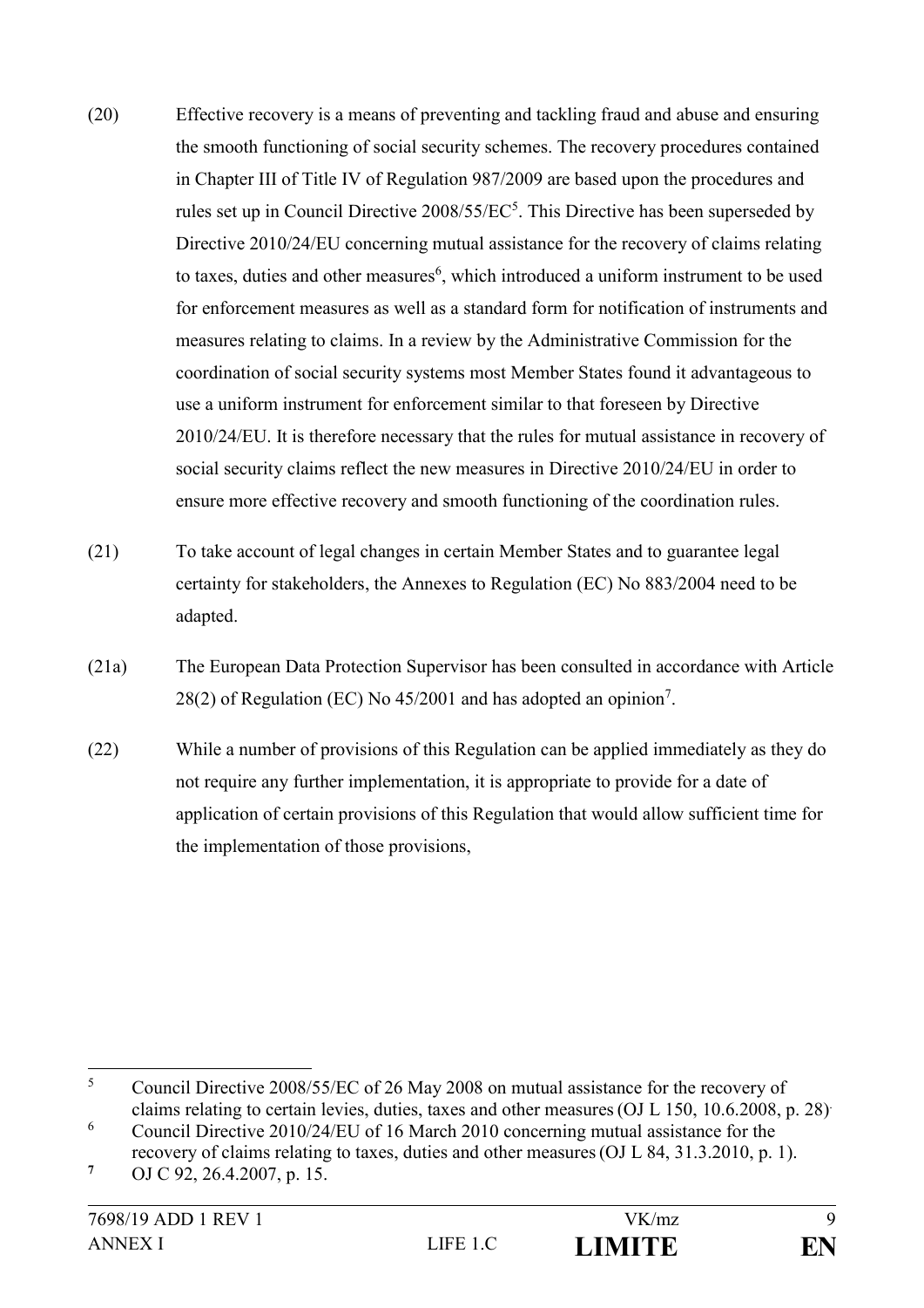(20) Effective recovery is a means of preventing and tackling fraud and abuse and ensuring the smooth functioning of social security schemes. The recovery procedures contained in Chapter III of Title IV of Regulation 987/2009 are based upon the procedures and rules set up in Council Directive 2008/55/EC[5]. This Directive has been superseded by Directive 2010/24/EU concerning mutual assistance for the recovery of claims relating to taxes, duties and other measures[6], which introduced a uniform instrument to be used for enforcement measures as well as a standard form for notification of instruments and measures relating to claims. In a review by the Administrative Commission for the coordination of social security systems most Member States found it advantageous to use a uniform instrument for enforcement similar to that foreseen by Directive 2010/24/EU. It is therefore necessary that the rules for mutual assistance in recovery of social security claims reflect the new measures in Directive 2010/24/EU in order to ensure more effective recovery and smooth functioning of the coordination rules.

(21) To take account of legal changes in certain Member States and to guarantee legal certainty for stakeholders, the Annexes to Regulation (EC) No 883/2004 need to be adapted.

(21a) The European Data Protection Supervisor has been consulted in accordance with Article 28(2) of Regulation (EC) No 45/2001 and has adopted an opinion[7].

(22) While a number of provisions of this Regulation can be applied immediately as they do not require any further implementation, it is appropriate to provide for a date of application of certain provisions of this Regulation that would allow sufficient time for the implementation of those provisions,

---

[5] Council Directive 2008/55/EC of 26 May 2008 on mutual assistance for the recovery of claims relating to certain levies, duties, taxes and other measures (OJ L 150, 10.6.2008, p. 28).

[6] Council Directive 2010/24/EU of 16 March 2010 concerning mutual assistance for the recovery of claims relating to taxes, duties and other measures (OJ L 84, 31.3.2010, p. 1).

[7] OJ C 92, 26.4.2007, p. 15.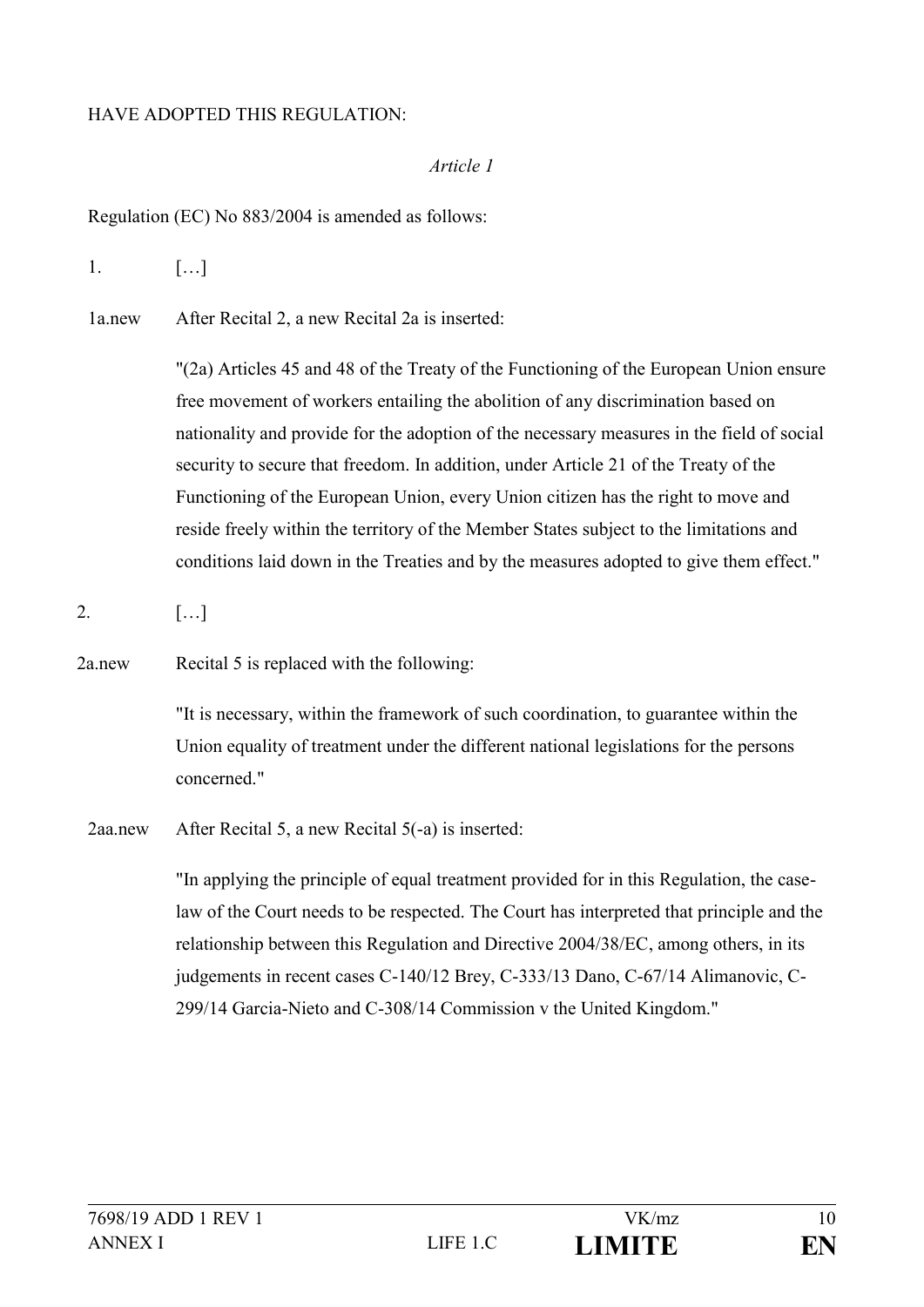HAVE ADOPTED THIS REGULATION:

*Article 1*

Regulation (EC) No 883/2004 is amended as follows:

1. […]

1a.new After Recital 2, a new Recital 2a is inserted:

"(2a) Articles 45 and 48 of the Treaty of the Functioning of the European Union ensure free movement of workers entailing the abolition of any discrimination based on nationality and provide for the adoption of the necessary measures in the field of social security to secure that freedom. In addition, under Article 21 of the Treaty of the Functioning of the European Union, every Union citizen has the right to move and reside freely within the territory of the Member States subject to the limitations and conditions laid down in the Treaties and by the measures adopted to give them effect."

2. […]

2a.new Recital 5 is replaced with the following:

"It is necessary, within the framework of such coordination, to guarantee within the Union equality of treatment under the different national legislations for the persons concerned."

2aa.new After Recital 5, a new Recital 5(-a) is inserted:

"In applying the principle of equal treatment provided for in this Regulation, the case-law of the Court needs to be respected. The Court has interpreted that principle and the relationship between this Regulation and Directive 2004/38/EC, among others, in its judgements in recent cases C-140/12 Brey, C-333/13 Dano, C-67/14 Alimanovic, C-299/14 Garcia-Nieto and C-308/14 Commission v the United Kingdom."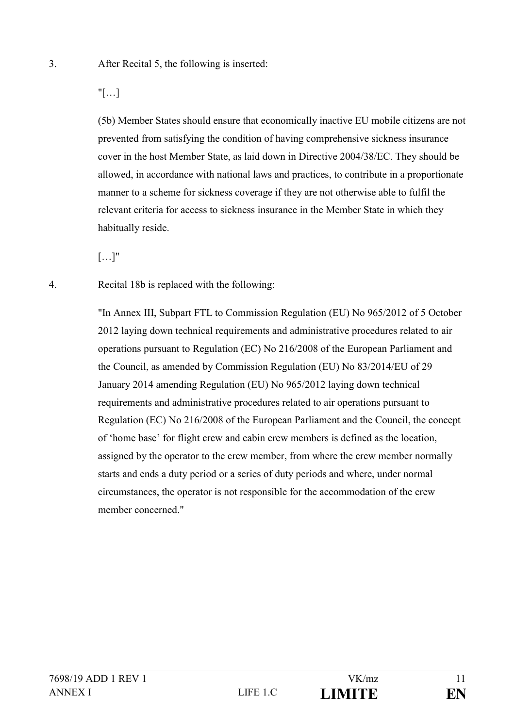3. After Recital 5, the following is inserted:

"[…]

(5b) Member States should ensure that economically inactive EU mobile citizens are not prevented from satisfying the condition of having comprehensive sickness insurance cover in the host Member State, as laid down in Directive 2004/38/EC. They should be allowed, in accordance with national laws and practices, to contribute in a proportionate manner to a scheme for sickness coverage if they are not otherwise able to fulfil the relevant criteria for access to sickness insurance in the Member State in which they habitually reside.

[…]"

4. Recital 18b is replaced with the following:

"In Annex III, Subpart FTL to Commission Regulation (EU) No 965/2012 of 5 October 2012 laying down technical requirements and administrative procedures related to air operations pursuant to Regulation (EC) No 216/2008 of the European Parliament and the Council, as amended by Commission Regulation (EU) No 83/2014/EU of 29 January 2014 amending Regulation (EU) No 965/2012 laying down technical requirements and administrative procedures related to air operations pursuant to Regulation (EC) No 216/2008 of the European Parliament and the Council, the concept of 'home base' for flight crew and cabin crew members is defined as the location, assigned by the operator to the crew member, from where the crew member normally starts and ends a duty period or a series of duty periods and where, under normal circumstances, the operator is not responsible for the accommodation of the crew member concerned."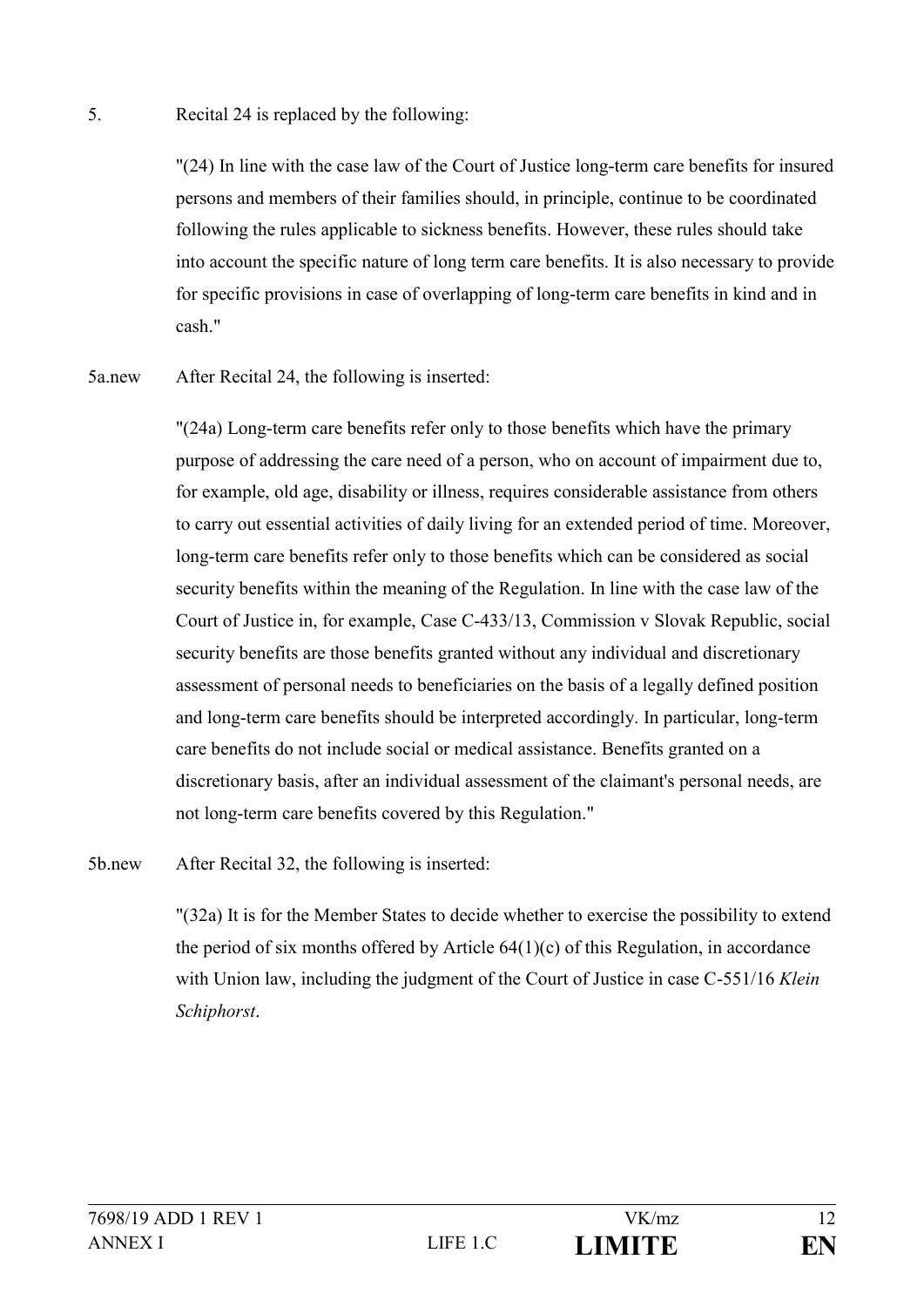5. Recital 24 is replaced by the following:

"(24) In line with the case law of the Court of Justice long-term care benefits for insured persons and members of their families should, in principle, continue to be coordinated following the rules applicable to sickness benefits. However, these rules should take into account the specific nature of long term care benefits. It is also necessary to provide for specific provisions in case of overlapping of long-term care benefits in kind and in cash."

5a.new After Recital 24, the following is inserted:

"(24a) Long-term care benefits refer only to those benefits which have the primary purpose of addressing the care need of a person, who on account of impairment due to, for example, old age, disability or illness, requires considerable assistance from others to carry out essential activities of daily living for an extended period of time. Moreover, long-term care benefits refer only to those benefits which can be considered as social security benefits within the meaning of the Regulation. In line with the case law of the Court of Justice in, for example, Case C-433/13, Commission v Slovak Republic, social security benefits are those benefits granted without any individual and discretionary assessment of personal needs to beneficiaries on the basis of a legally defined position and long-term care benefits should be interpreted accordingly. In particular, long-term care benefits do not include social or medical assistance. Benefits granted on a discretionary basis, after an individual assessment of the claimant's personal needs, are not long-term care benefits covered by this Regulation."

5b.new After Recital 32, the following is inserted:

"(32a) It is for the Member States to decide whether to exercise the possibility to extend the period of six months offered by Article 64(1)(c) of this Regulation, in accordance with Union law, including the judgment of the Court of Justice in case C-551/16 *Klein Schiphorst*.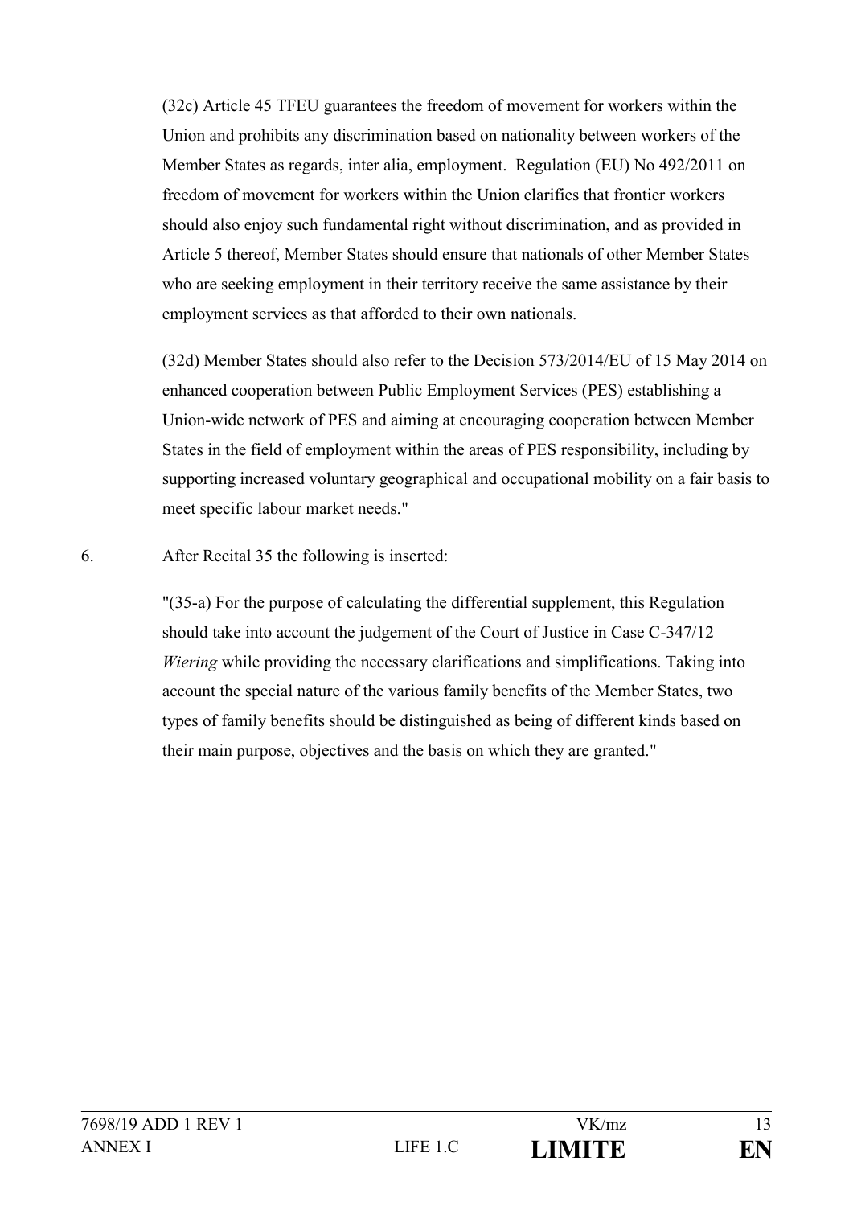(32c) Article 45 TFEU guarantees the freedom of movement for workers within the Union and prohibits any discrimination based on nationality between workers of the Member States as regards, inter alia, employment. Regulation (EU) No 492/2011 on freedom of movement for workers within the Union clarifies that frontier workers should also enjoy such fundamental right without discrimination, and as provided in Article 5 thereof, Member States should ensure that nationals of other Member States who are seeking employment in their territory receive the same assistance by their employment services as that afforded to their own nationals.

(32d) Member States should also refer to the Decision 573/2014/EU of 15 May 2014 on enhanced cooperation between Public Employment Services (PES) establishing a Union-wide network of PES and aiming at encouraging cooperation between Member States in the field of employment within the areas of PES responsibility, including by supporting increased voluntary geographical and occupational mobility on a fair basis to meet specific labour market needs."

6. After Recital 35 the following is inserted:

"(35-a) For the purpose of calculating the differential supplement, this Regulation should take into account the judgement of the Court of Justice in Case C-347/12 *Wiering* while providing the necessary clarifications and simplifications. Taking into account the special nature of the various family benefits of the Member States, two types of family benefits should be distinguished as being of different kinds based on their main purpose, objectives and the basis on which they are granted."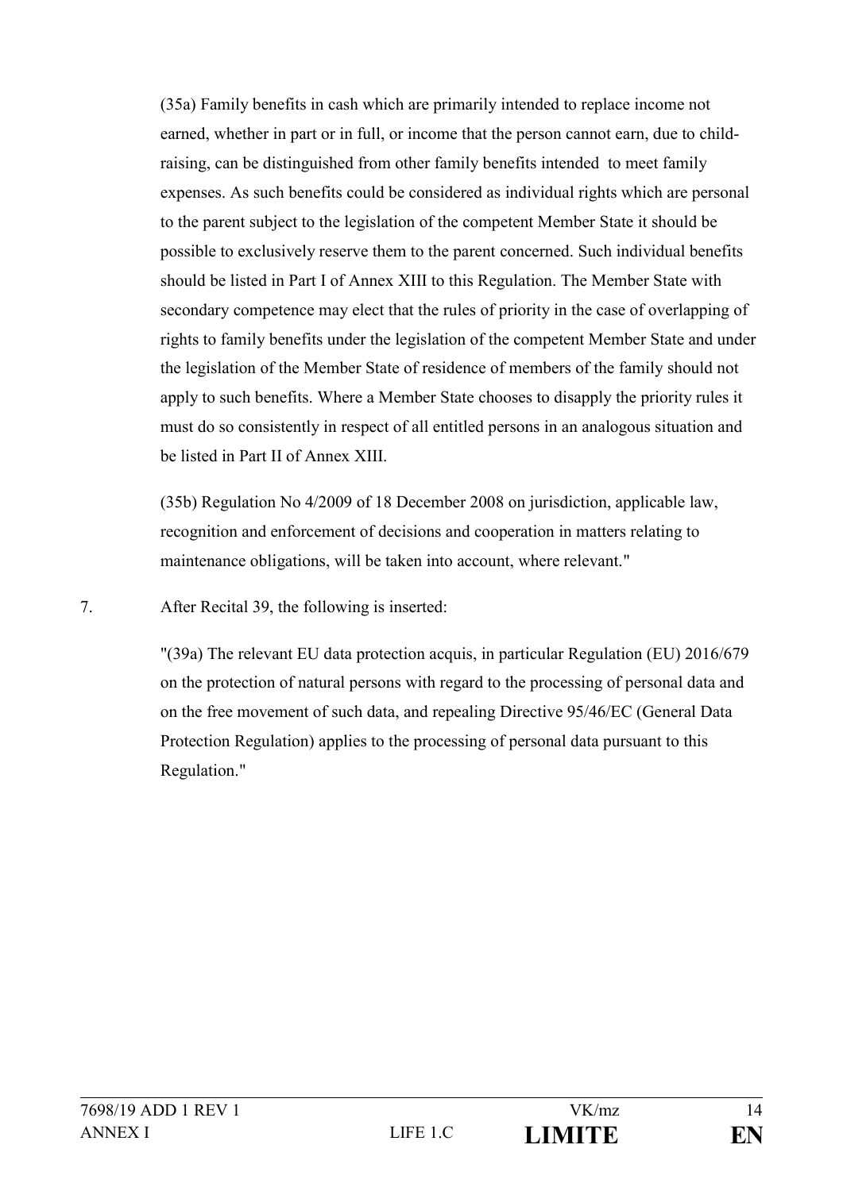(35a) Family benefits in cash which are primarily intended to replace income not earned, whether in part or in full, or income that the person cannot earn, due to child-raising, can be distinguished from other family benefits intended to meet family expenses. As such benefits could be considered as individual rights which are personal to the parent subject to the legislation of the competent Member State it should be possible to exclusively reserve them to the parent concerned. Such individual benefits should be listed in Part I of Annex XIII to this Regulation. The Member State with secondary competence may elect that the rules of priority in the case of overlapping of rights to family benefits under the legislation of the competent Member State and under the legislation of the Member State of residence of members of the family should not apply to such benefits. Where a Member State chooses to disapply the priority rules it must do so consistently in respect of all entitled persons in an analogous situation and be listed in Part II of Annex XIII.

(35b) Regulation No 4/2009 of 18 December 2008 on jurisdiction, applicable law, recognition and enforcement of decisions and cooperation in matters relating to maintenance obligations, will be taken into account, where relevant."

7. After Recital 39, the following is inserted:

"(39a) The relevant EU data protection acquis, in particular Regulation (EU) 2016/679 on the protection of natural persons with regard to the processing of personal data and on the free movement of such data, and repealing Directive 95/46/EC (General Data Protection Regulation) applies to the processing of personal data pursuant to this Regulation."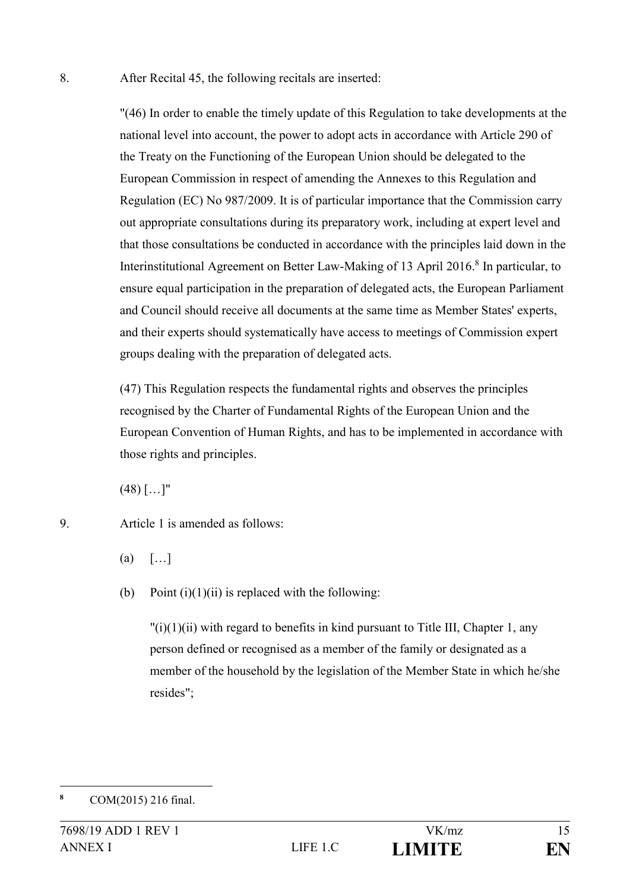8. After Recital 45, the following recitals are inserted:

"(46) In order to enable the timely update of this Regulation to take developments at the national level into account, the power to adopt acts in accordance with Article 290 of the Treaty on the Functioning of the European Union should be delegated to the European Commission in respect of amending the Annexes to this Regulation and Regulation (EC) No 987/2009. It is of particular importance that the Commission carry out appropriate consultations during its preparatory work, including at expert level and that those consultations be conducted in accordance with the principles laid down in the Interinstitutional Agreement on Better Law-Making of 13 April 2016.[8] In particular, to ensure equal participation in the preparation of delegated acts, the European Parliament and Council should receive all documents at the same time as Member States' experts, and their experts should systematically have access to meetings of Commission expert groups dealing with the preparation of delegated acts.

(47) This Regulation respects the fundamental rights and observes the principles recognised by the Charter of Fundamental Rights of the European Union and the European Convention of Human Rights, and has to be implemented in accordance with those rights and principles.

(48) […]"

9. Article 1 is amended as follows:

(a) […]

(b) Point (i)(1)(ii) is replaced with the following:

"(i)(1)(ii) with regard to benefits in kind pursuant to Title III, Chapter 1, any person defined or recognised as a member of the family or designated as a member of the household by the legislation of the Member State in which he/she resides";

---

[8] COM(2015) 216 final.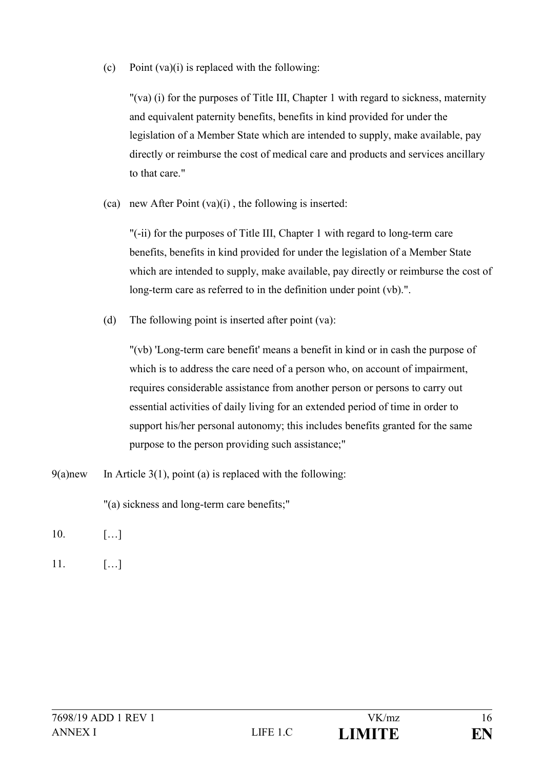(c) Point (va)(i) is replaced with the following:

"(va) (i) for the purposes of Title III, Chapter 1 with regard to sickness, maternity and equivalent paternity benefits, benefits in kind provided for under the legislation of a Member State which are intended to supply, make available, pay directly or reimburse the cost of medical care and products and services ancillary to that care."

(ca) new After Point (va)(i) , the following is inserted:

"(-ii) for the purposes of Title III, Chapter 1 with regard to long-term care benefits, benefits in kind provided for under the legislation of a Member State which are intended to supply, make available, pay directly or reimburse the cost of long-term care as referred to in the definition under point (vb).".

(d) The following point is inserted after point (va):

"(vb) 'Long-term care benefit' means a benefit in kind or in cash the purpose of which is to address the care need of a person who, on account of impairment, requires considerable assistance from another person or persons to carry out essential activities of daily living for an extended period of time in order to support his/her personal autonomy; this includes benefits granted for the same purpose to the person providing such assistance;"

9(a)new In Article 3(1), point (a) is replaced with the following:

"(a) sickness and long-term care benefits;"

10. […]

11. […]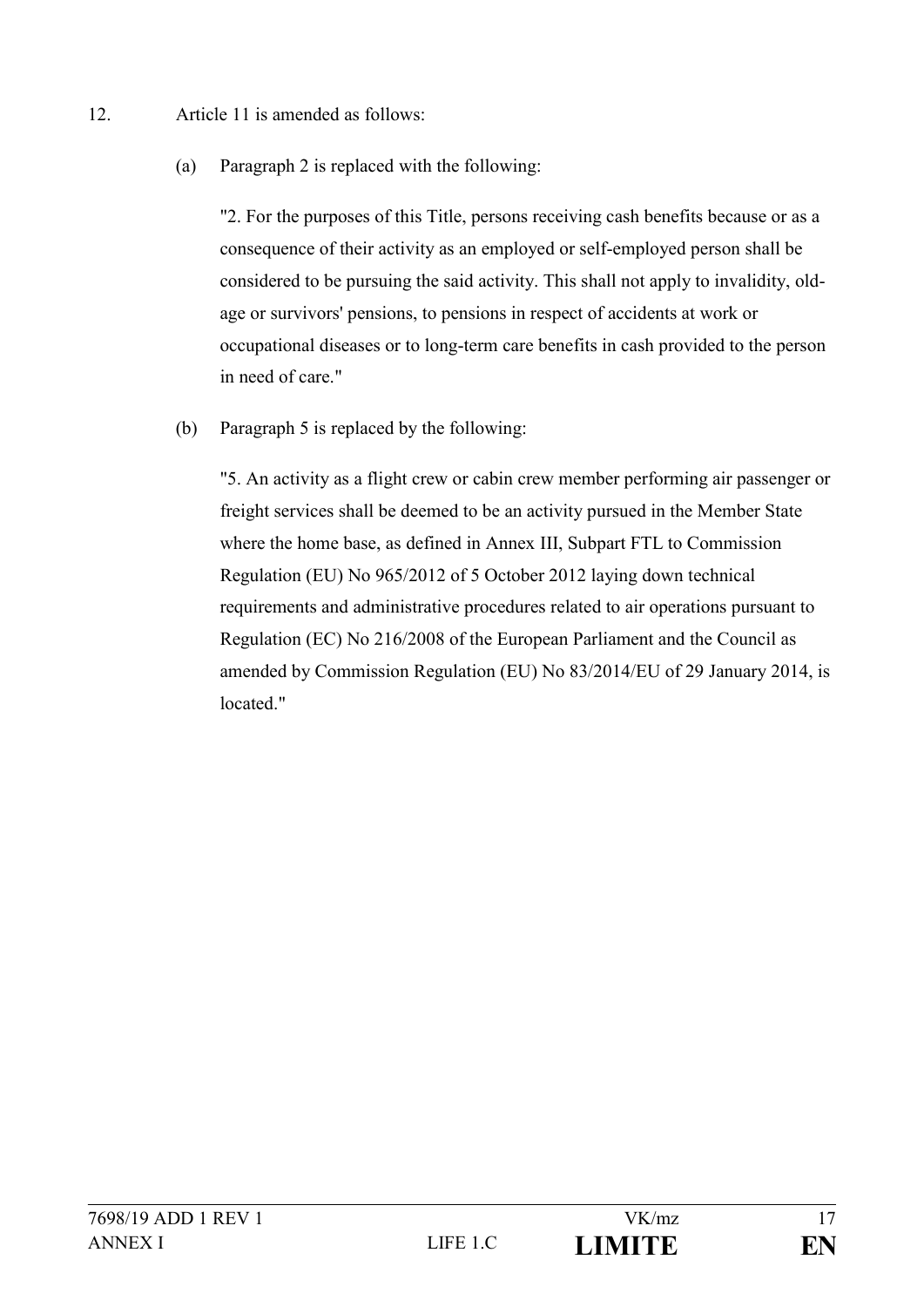12. Article 11 is amended as follows:

(a) Paragraph 2 is replaced with the following:

"2. For the purposes of this Title, persons receiving cash benefits because or as a consequence of their activity as an employed or self-employed person shall be considered to be pursuing the said activity. This shall not apply to invalidity, old-age or survivors' pensions, to pensions in respect of accidents at work or occupational diseases or to long-term care benefits in cash provided to the person in need of care."

(b) Paragraph 5 is replaced by the following:

"5. An activity as a flight crew or cabin crew member performing air passenger or freight services shall be deemed to be an activity pursued in the Member State where the home base, as defined in Annex III, Subpart FTL to Commission Regulation (EU) No 965/2012 of 5 October 2012 laying down technical requirements and administrative procedures related to air operations pursuant to Regulation (EC) No 216/2008 of the European Parliament and the Council as amended by Commission Regulation (EU) No 83/2014/EU of 29 January 2014, is located."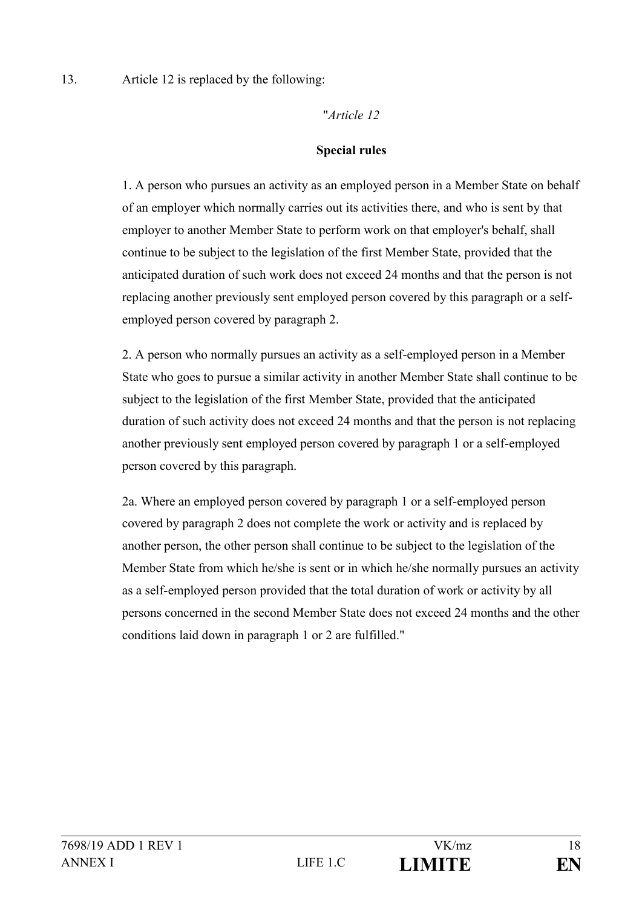13. Article 12 is replaced by the following:

"*Article 12*

**Special rules**

1. A person who pursues an activity as an employed person in a Member State on behalf of an employer which normally carries out its activities there, and who is sent by that employer to another Member State to perform work on that employer's behalf, shall continue to be subject to the legislation of the first Member State, provided that the anticipated duration of such work does not exceed 24 months and that the person is not replacing another previously sent employed person covered by this paragraph or a self-employed person covered by paragraph 2.

2. A person who normally pursues an activity as a self-employed person in a Member State who goes to pursue a similar activity in another Member State shall continue to be subject to the legislation of the first Member State, provided that the anticipated duration of such activity does not exceed 24 months and that the person is not replacing another previously sent employed person covered by paragraph 1 or a self-employed person covered by this paragraph.

2a. Where an employed person covered by paragraph 1 or a self-employed person covered by paragraph 2 does not complete the work or activity and is replaced by another person, the other person shall continue to be subject to the legislation of the Member State from which he/she is sent or in which he/she normally pursues an activity as a self-employed person provided that the total duration of work or activity by all persons concerned in the second Member State does not exceed 24 months and the other conditions laid down in paragraph 1 or 2 are fulfilled."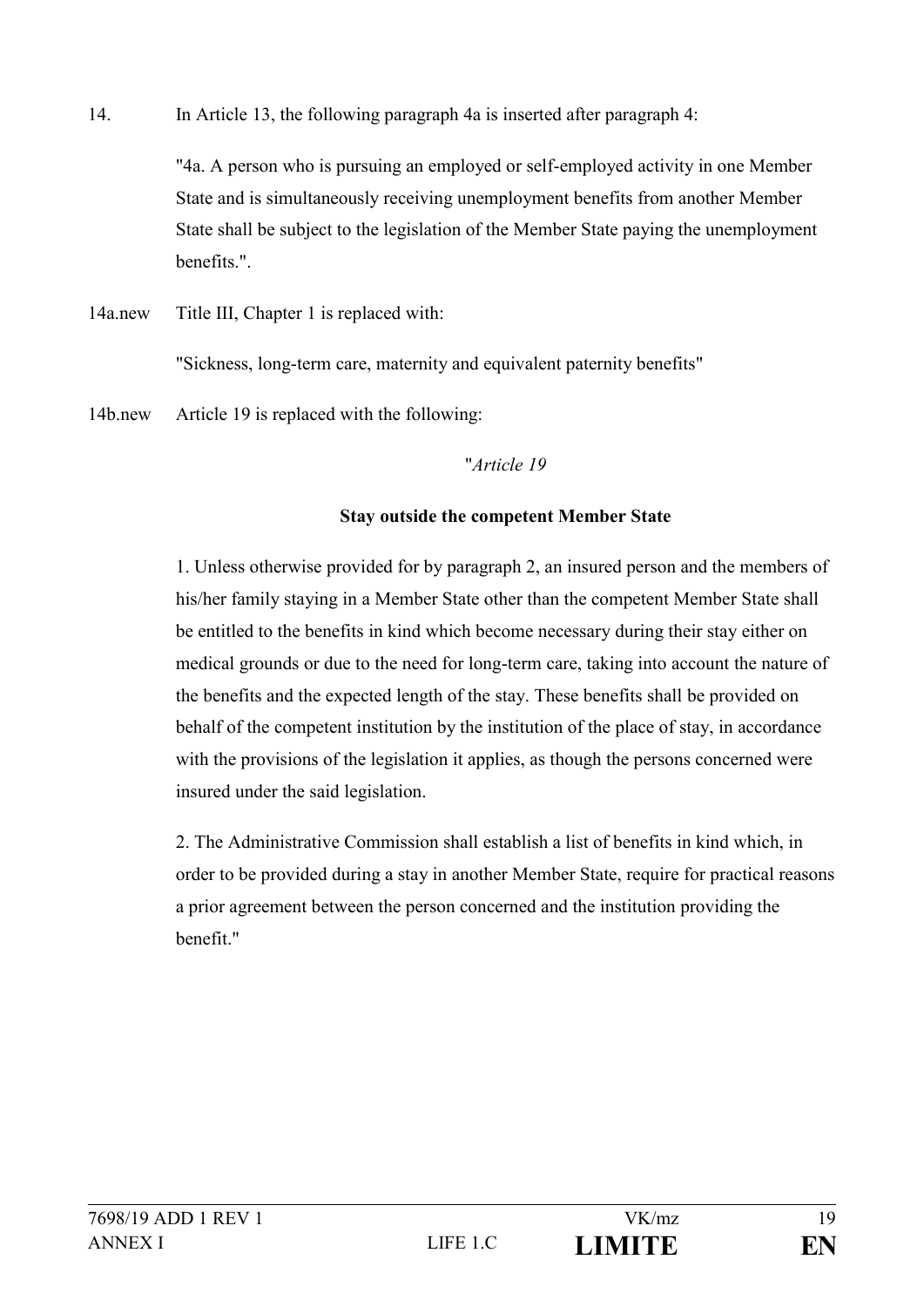14. In Article 13, the following paragraph 4a is inserted after paragraph 4:

"4a. A person who is pursuing an employed or self-employed activity in one Member State and is simultaneously receiving unemployment benefits from another Member State shall be subject to the legislation of the Member State paying the unemployment benefits.".

14a.new Title III, Chapter 1 is replaced with:

"Sickness, long-term care, maternity and equivalent paternity benefits"

14b.new Article 19 is replaced with the following:

"*Article 19*

**Stay outside the competent Member State**

1. Unless otherwise provided for by paragraph 2, an insured person and the members of his/her family staying in a Member State other than the competent Member State shall be entitled to the benefits in kind which become necessary during their stay either on medical grounds or due to the need for long-term care, taking into account the nature of the benefits and the expected length of the stay. These benefits shall be provided on behalf of the competent institution by the institution of the place of stay, in accordance with the provisions of the legislation it applies, as though the persons concerned were insured under the said legislation.

2. The Administrative Commission shall establish a list of benefits in kind which, in order to be provided during a stay in another Member State, require for practical reasons a prior agreement between the person concerned and the institution providing the benefit."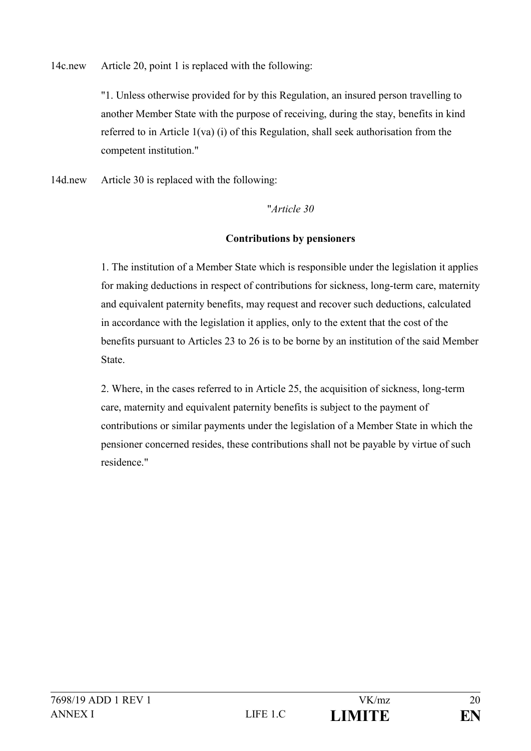14c.new Article 20, point 1 is replaced with the following:

"1. Unless otherwise provided for by this Regulation, an insured person travelling to another Member State with the purpose of receiving, during the stay, benefits in kind referred to in Article 1(va) (i) of this Regulation, shall seek authorisation from the competent institution."

14d.new Article 30 is replaced with the following:

"*Article 30*

**Contributions by pensioners**

1. The institution of a Member State which is responsible under the legislation it applies for making deductions in respect of contributions for sickness, long-term care, maternity and equivalent paternity benefits, may request and recover such deductions, calculated in accordance with the legislation it applies, only to the extent that the cost of the benefits pursuant to Articles 23 to 26 is to be borne by an institution of the said Member State.

2. Where, in the cases referred to in Article 25, the acquisition of sickness, long-term care, maternity and equivalent paternity benefits is subject to the payment of contributions or similar payments under the legislation of a Member State in which the pensioner concerned resides, these contributions shall not be payable by virtue of such residence."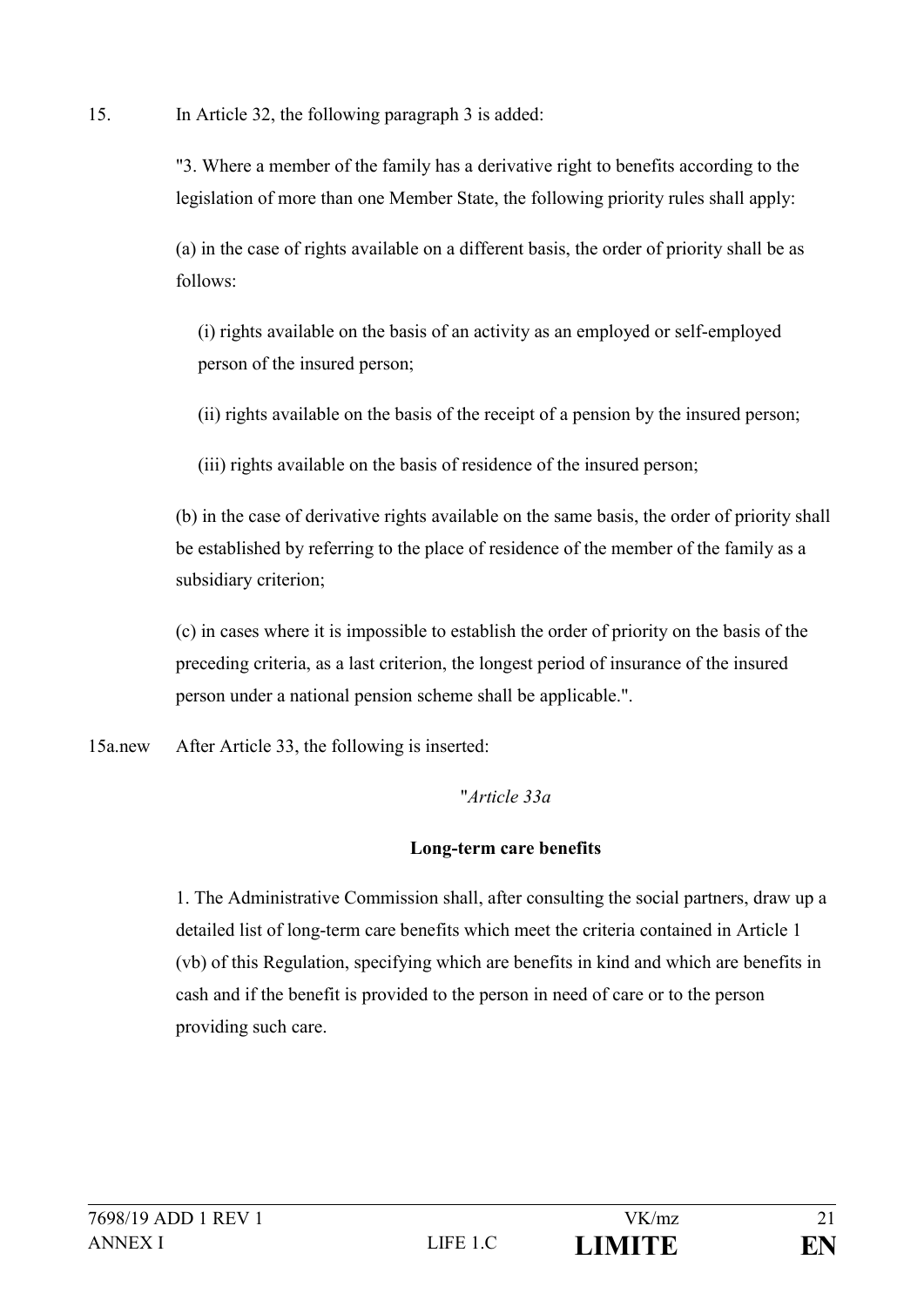15. In Article 32, the following paragraph 3 is added:

"3. Where a member of the family has a derivative right to benefits according to the legislation of more than one Member State, the following priority rules shall apply:

(a) in the case of rights available on a different basis, the order of priority shall be as follows:

(i) rights available on the basis of an activity as an employed or self-employed person of the insured person;

(ii) rights available on the basis of the receipt of a pension by the insured person;

(iii) rights available on the basis of residence of the insured person;

(b) in the case of derivative rights available on the same basis, the order of priority shall be established by referring to the place of residence of the member of the family as a subsidiary criterion;

(c) in cases where it is impossible to establish the order of priority on the basis of the preceding criteria, as a last criterion, the longest period of insurance of the insured person under a national pension scheme shall be applicable.".

15a.new After Article 33, the following is inserted:

"*Article 33a*

**Long-term care benefits**

1. The Administrative Commission shall, after consulting the social partners, draw up a detailed list of long-term care benefits which meet the criteria contained in Article 1 (vb) of this Regulation, specifying which are benefits in kind and which are benefits in cash and if the benefit is provided to the person in need of care or to the person providing such care.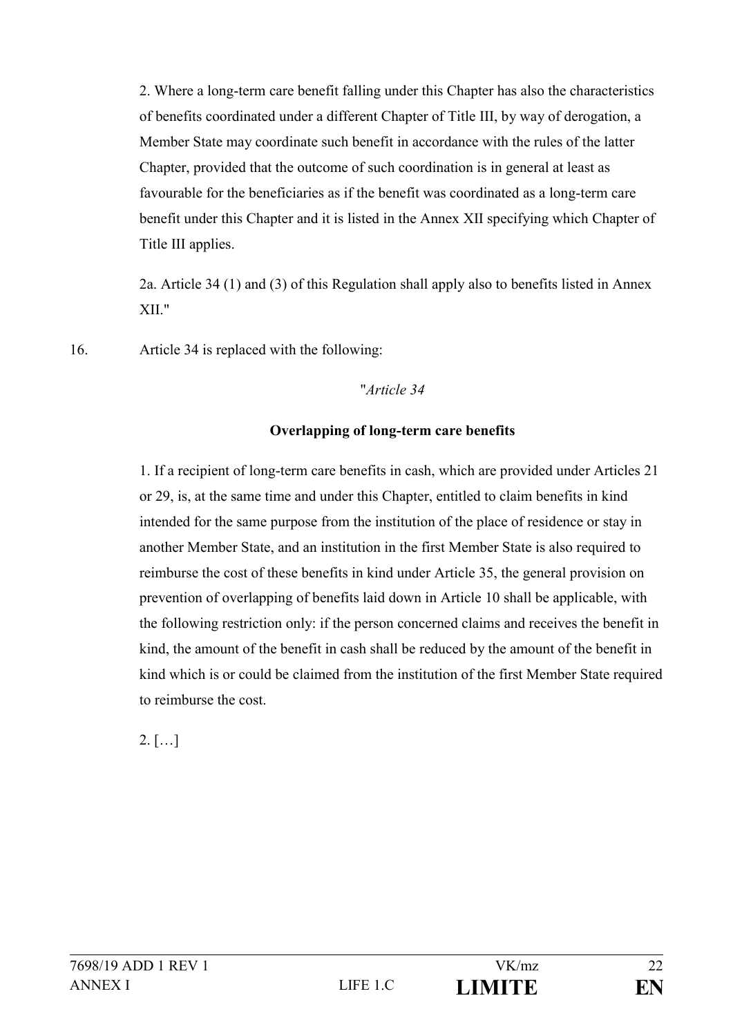2. Where a long-term care benefit falling under this Chapter has also the characteristics of benefits coordinated under a different Chapter of Title III, by way of derogation, a Member State may coordinate such benefit in accordance with the rules of the latter Chapter, provided that the outcome of such coordination is in general at least as favourable for the beneficiaries as if the benefit was coordinated as a long-term care benefit under this Chapter and it is listed in the Annex XII specifying which Chapter of Title III applies.

2a. Article 34 (1) and (3) of this Regulation shall apply also to benefits listed in Annex XII."

16. Article 34 is replaced with the following:

"*Article 34*

**Overlapping of long-term care benefits**

1. If a recipient of long-term care benefits in cash, which are provided under Articles 21 or 29, is, at the same time and under this Chapter, entitled to claim benefits in kind intended for the same purpose from the institution of the place of residence or stay in another Member State, and an institution in the first Member State is also required to reimburse the cost of these benefits in kind under Article 35, the general provision on prevention of overlapping of benefits laid down in Article 10 shall be applicable, with the following restriction only: if the person concerned claims and receives the benefit in kind, the amount of the benefit in cash shall be reduced by the amount of the benefit in kind which is or could be claimed from the institution of the first Member State required to reimburse the cost.

2. […]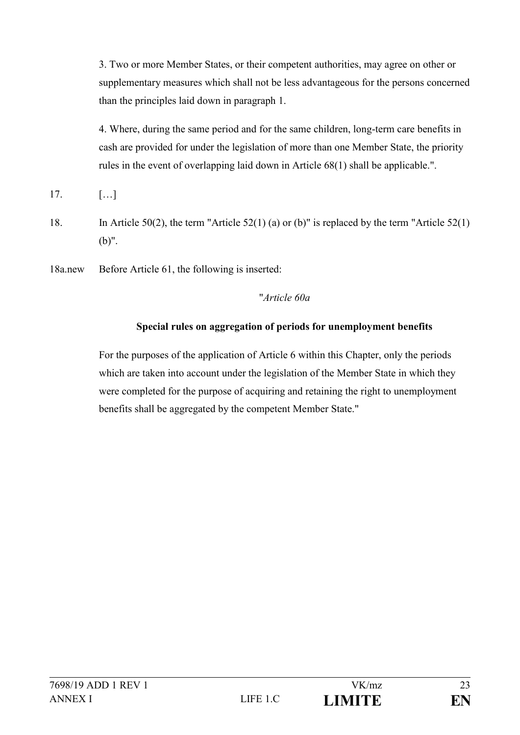3. Two or more Member States, or their competent authorities, may agree on other or supplementary measures which shall not be less advantageous for the persons concerned than the principles laid down in paragraph 1.

4. Where, during the same period and for the same children, long-term care benefits in cash are provided for under the legislation of more than one Member State, the priority rules in the event of overlapping laid down in Article 68(1) shall be applicable.".

17. […]

18. In Article 50(2), the term "Article 52(1) (a) or (b)" is replaced by the term "Article 52(1) (b)".

18a.new Before Article 61, the following is inserted:

"*Article 60a*

**Special rules on aggregation of periods for unemployment benefits**

For the purposes of the application of Article 6 within this Chapter, only the periods which are taken into account under the legislation of the Member State in which they were completed for the purpose of acquiring and retaining the right to unemployment benefits shall be aggregated by the competent Member State."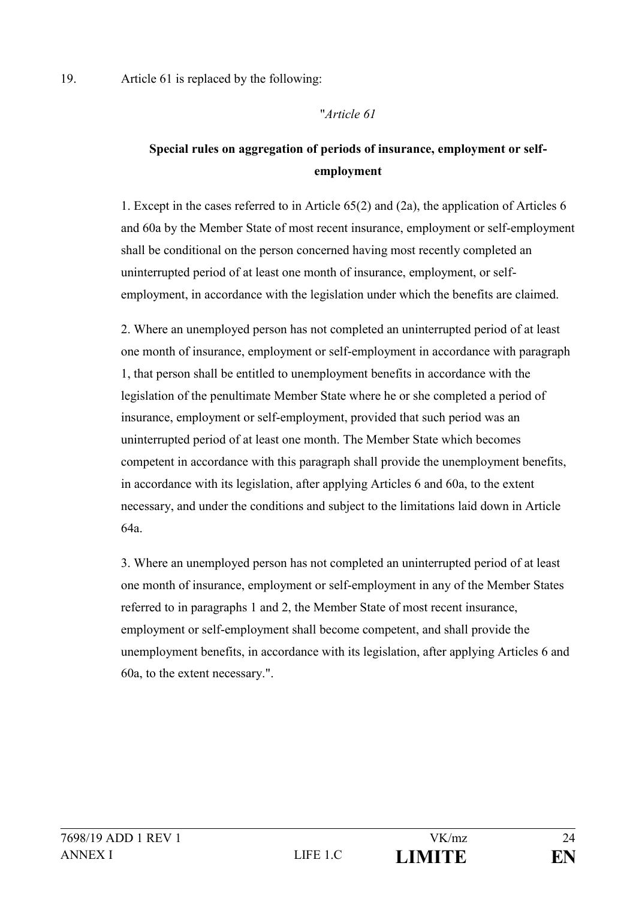19. Article 61 is replaced by the following:

"*Article 61*

**Special rules on aggregation of periods of insurance, employment or self-employment**

1. Except in the cases referred to in Article 65(2) and (2a), the application of Articles 6 and 60a by the Member State of most recent insurance, employment or self-employment shall be conditional on the person concerned having most recently completed an uninterrupted period of at least one month of insurance, employment, or self-employment, in accordance with the legislation under which the benefits are claimed.

2. Where an unemployed person has not completed an uninterrupted period of at least one month of insurance, employment or self-employment in accordance with paragraph 1, that person shall be entitled to unemployment benefits in accordance with the legislation of the penultimate Member State where he or she completed a period of insurance, employment or self-employment, provided that such period was an uninterrupted period of at least one month. The Member State which becomes competent in accordance with this paragraph shall provide the unemployment benefits, in accordance with its legislation, after applying Articles 6 and 60a, to the extent necessary, and under the conditions and subject to the limitations laid down in Article 64a.

3. Where an unemployed person has not completed an uninterrupted period of at least one month of insurance, employment or self-employment in any of the Member States referred to in paragraphs 1 and 2, the Member State of most recent insurance, employment or self-employment shall become competent, and shall provide the unemployment benefits, in accordance with its legislation, after applying Articles 6 and 60a, to the extent necessary.".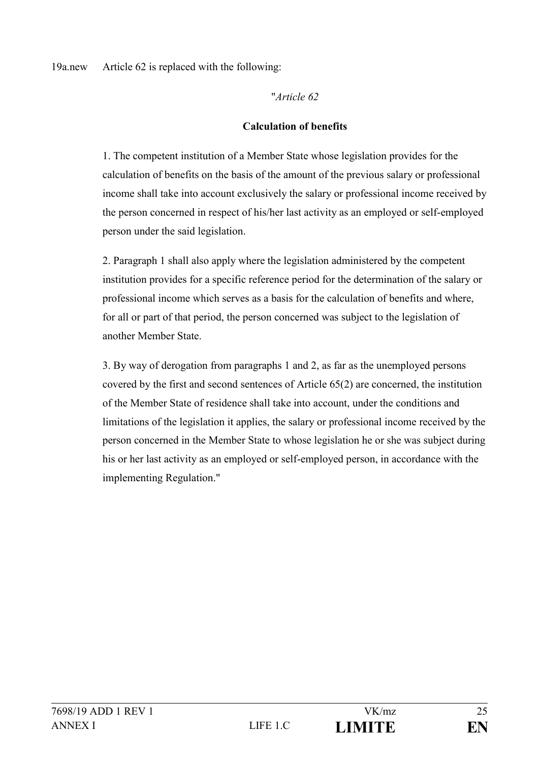19a.new Article 62 is replaced with the following:

"*Article 62*

**Calculation of benefits**

1. The competent institution of a Member State whose legislation provides for the calculation of benefits on the basis of the amount of the previous salary or professional income shall take into account exclusively the salary or professional income received by the person concerned in respect of his/her last activity as an employed or self-employed person under the said legislation.

2. Paragraph 1 shall also apply where the legislation administered by the competent institution provides for a specific reference period for the determination of the salary or professional income which serves as a basis for the calculation of benefits and where, for all or part of that period, the person concerned was subject to the legislation of another Member State.

3. By way of derogation from paragraphs 1 and 2, as far as the unemployed persons covered by the first and second sentences of Article 65(2) are concerned, the institution of the Member State of residence shall take into account, under the conditions and limitations of the legislation it applies, the salary or professional income received by the person concerned in the Member State to whose legislation he or she was subject during his or her last activity as an employed or self-employed person, in accordance with the implementing Regulation."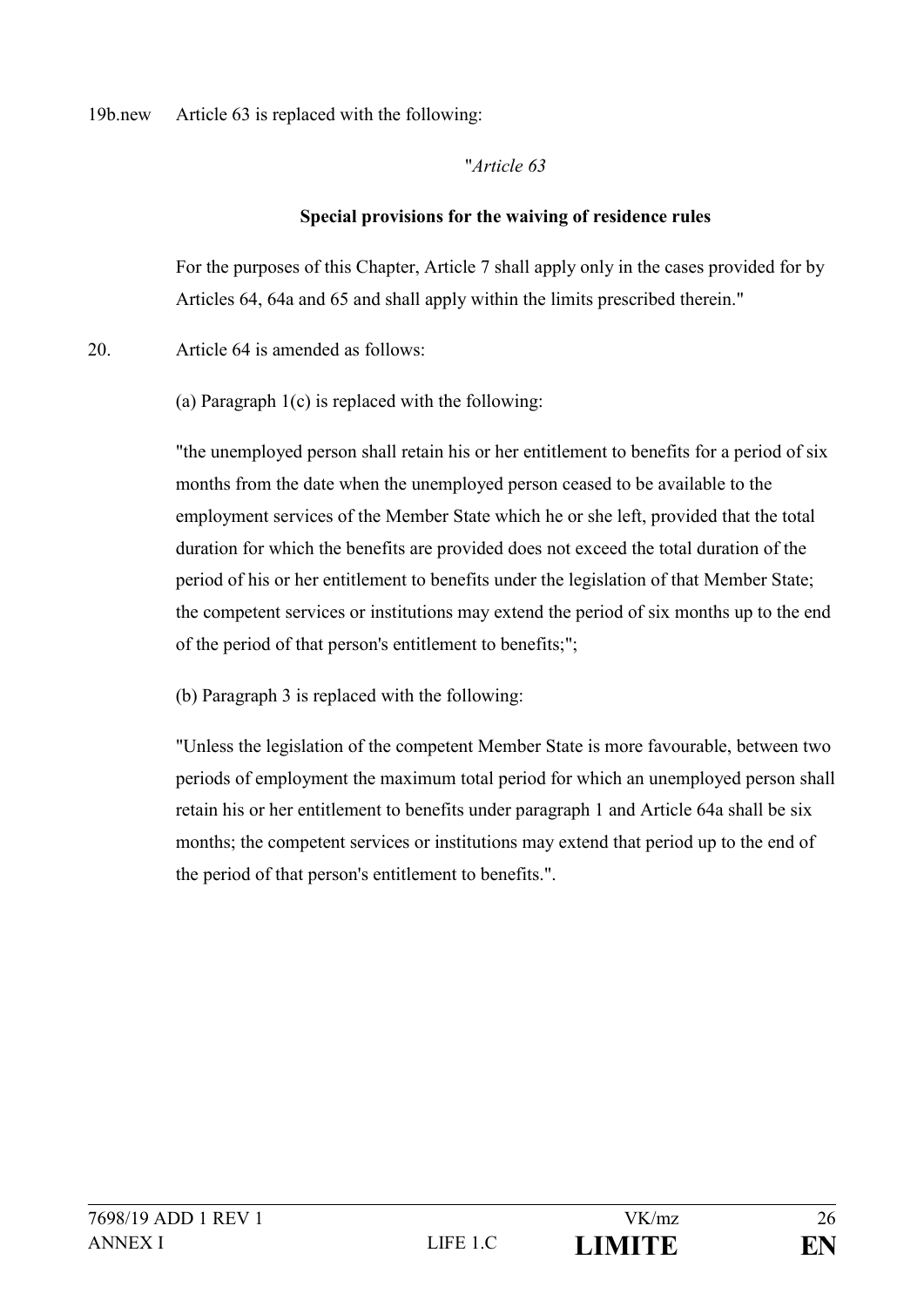19b.new Article 63 is replaced with the following:

"*Article 63*

**Special provisions for the waiving of residence rules**

For the purposes of this Chapter, Article 7 shall apply only in the cases provided for by Articles 64, 64a and 65 and shall apply within the limits prescribed therein."

20. Article 64 is amended as follows:

(a) Paragraph 1(c) is replaced with the following:

"the unemployed person shall retain his or her entitlement to benefits for a period of six months from the date when the unemployed person ceased to be available to the employment services of the Member State which he or she left, provided that the total duration for which the benefits are provided does not exceed the total duration of the period of his or her entitlement to benefits under the legislation of that Member State; the competent services or institutions may extend the period of six months up to the end of the period of that person's entitlement to benefits;";

(b) Paragraph 3 is replaced with the following:

"Unless the legislation of the competent Member State is more favourable, between two periods of employment the maximum total period for which an unemployed person shall retain his or her entitlement to benefits under paragraph 1 and Article 64a shall be six months; the competent services or institutions may extend that period up to the end of the period of that person's entitlement to benefits.".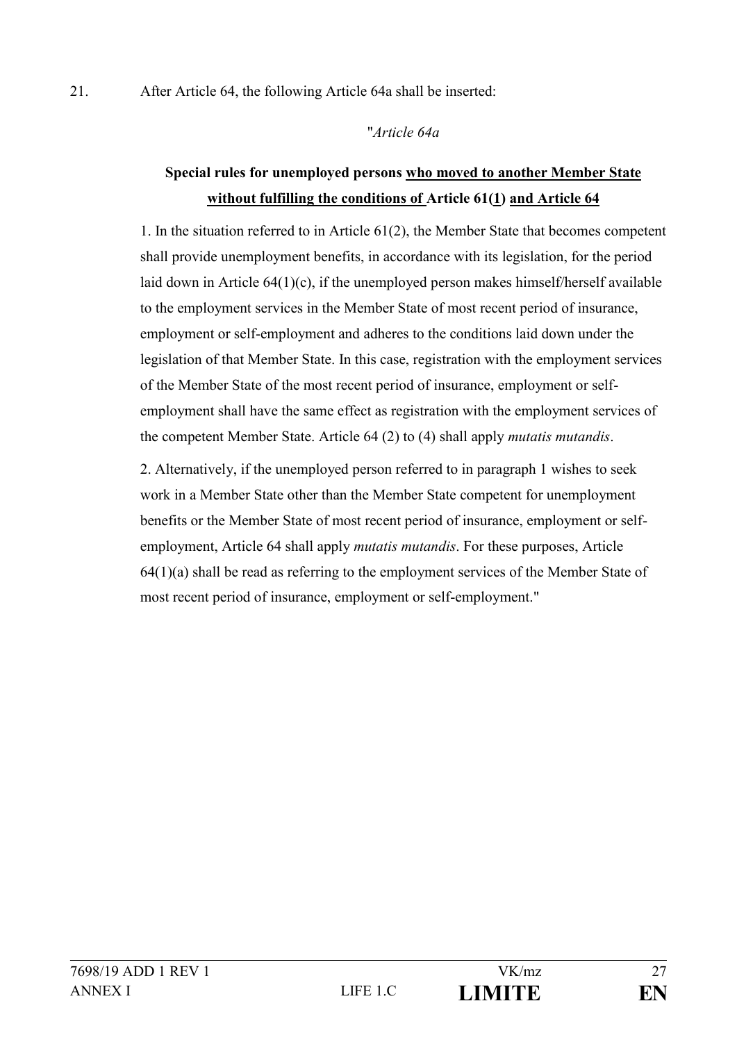21. After Article 64, the following Article 64a shall be inserted:

"*Article 64a*

**Special rules for unemployed persons <u>who moved to another Member State without fulfilling the conditions of</u> Article 61(<u>1</u>) <u>and Article 64</u>**

1. In the situation referred to in Article 61(2), the Member State that becomes competent shall provide unemployment benefits, in accordance with its legislation, for the period laid down in Article 64(1)(c), if the unemployed person makes himself/herself available to the employment services in the Member State of most recent period of insurance, employment or self-employment and adheres to the conditions laid down under the legislation of that Member State. In this case, registration with the employment services of the Member State of the most recent period of insurance, employment or self-employment shall have the same effect as registration with the employment services of the competent Member State. Article 64 (2) to (4) shall apply *mutatis mutandis*.

2. Alternatively, if the unemployed person referred to in paragraph 1 wishes to seek work in a Member State other than the Member State competent for unemployment benefits or the Member State of most recent period of insurance, employment or self-employment, Article 64 shall apply *mutatis mutandis*. For these purposes, Article 64(1)(a) shall be read as referring to the employment services of the Member State of most recent period of insurance, employment or self-employment."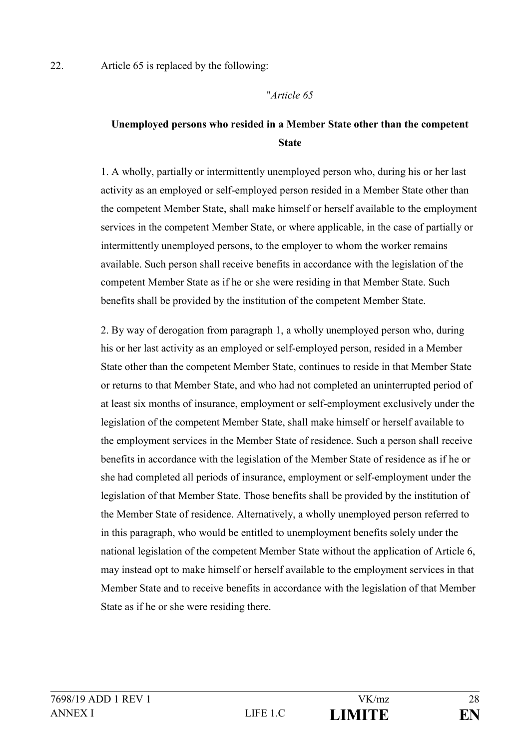22. Article 65 is replaced by the following:

"*Article 65*

**Unemployed persons who resided in a Member State other than the competent State**

1. A wholly, partially or intermittently unemployed person who, during his or her last activity as an employed or self-employed person resided in a Member State other than the competent Member State, shall make himself or herself available to the employment services in the competent Member State, or where applicable, in the case of partially or intermittently unemployed persons, to the employer to whom the worker remains available. Such person shall receive benefits in accordance with the legislation of the competent Member State as if he or she were residing in that Member State. Such benefits shall be provided by the institution of the competent Member State.

2. By way of derogation from paragraph 1, a wholly unemployed person who, during his or her last activity as an employed or self-employed person, resided in a Member State other than the competent Member State, continues to reside in that Member State or returns to that Member State, and who had not completed an uninterrupted period of at least six months of insurance, employment or self-employment exclusively under the legislation of the competent Member State, shall make himself or herself available to the employment services in the Member State of residence. Such a person shall receive benefits in accordance with the legislation of the Member State of residence as if he or she had completed all periods of insurance, employment or self-employment under the legislation of that Member State. Those benefits shall be provided by the institution of the Member State of residence. Alternatively, a wholly unemployed person referred to in this paragraph, who would be entitled to unemployment benefits solely under the national legislation of the competent Member State without the application of Article 6, may instead opt to make himself or herself available to the employment services in that Member State and to receive benefits in accordance with the legislation of that Member State as if he or she were residing there.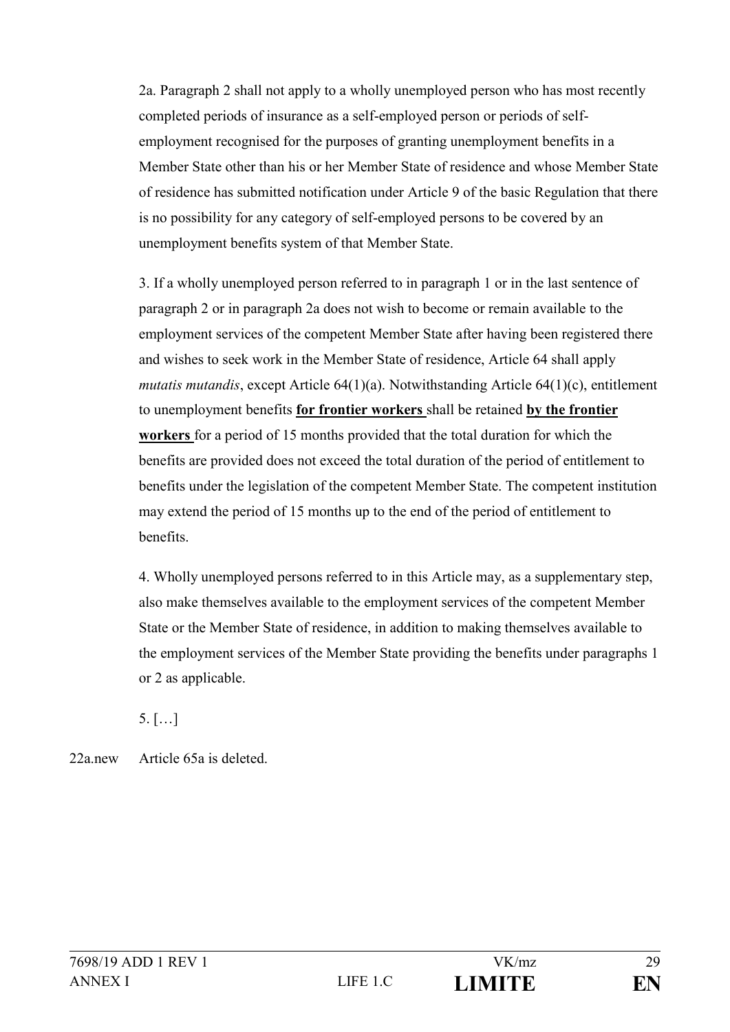2a. Paragraph 2 shall not apply to a wholly unemployed person who has most recently completed periods of insurance as a self-employed person or periods of self-employment recognised for the purposes of granting unemployment benefits in a Member State other than his or her Member State of residence and whose Member State of residence has submitted notification under Article 9 of the basic Regulation that there is no possibility for any category of self-employed persons to be covered by an unemployment benefits system of that Member State.

3. If a wholly unemployed person referred to in paragraph 1 or in the last sentence of paragraph 2 or in paragraph 2a does not wish to become or remain available to the employment services of the competent Member State after having been registered there and wishes to seek work in the Member State of residence, Article 64 shall apply *mutatis mutandis*, except Article 64(1)(a). Notwithstanding Article 64(1)(c), entitlement to unemployment benefits **for frontier workers** shall be retained **by the frontier workers** for a period of 15 months provided that the total duration for which the benefits are provided does not exceed the total duration of the period of entitlement to benefits under the legislation of the competent Member State. The competent institution may extend the period of 15 months up to the end of the period of entitlement to benefits.

4. Wholly unemployed persons referred to in this Article may, as a supplementary step, also make themselves available to the employment services of the competent Member State or the Member State of residence, in addition to making themselves available to the employment services of the Member State providing the benefits under paragraphs 1 or 2 as applicable.

5. […]

22a.new Article 65a is deleted.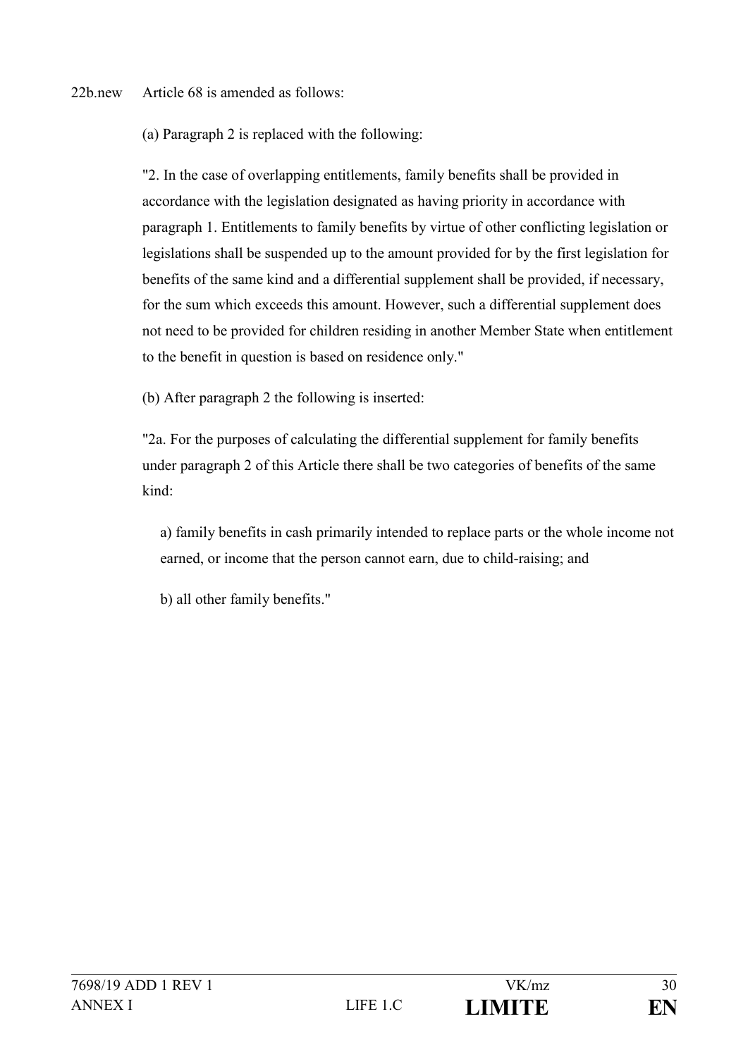22b.new Article 68 is amended as follows:

(a) Paragraph 2 is replaced with the following:

"2. In the case of overlapping entitlements, family benefits shall be provided in accordance with the legislation designated as having priority in accordance with paragraph 1. Entitlements to family benefits by virtue of other conflicting legislation or legislations shall be suspended up to the amount provided for by the first legislation for benefits of the same kind and a differential supplement shall be provided, if necessary, for the sum which exceeds this amount. However, such a differential supplement does not need to be provided for children residing in another Member State when entitlement to the benefit in question is based on residence only."

(b) After paragraph 2 the following is inserted:

"2a. For the purposes of calculating the differential supplement for family benefits under paragraph 2 of this Article there shall be two categories of benefits of the same kind:

a) family benefits in cash primarily intended to replace parts or the whole income not earned, or income that the person cannot earn, due to child-raising; and

b) all other family benefits."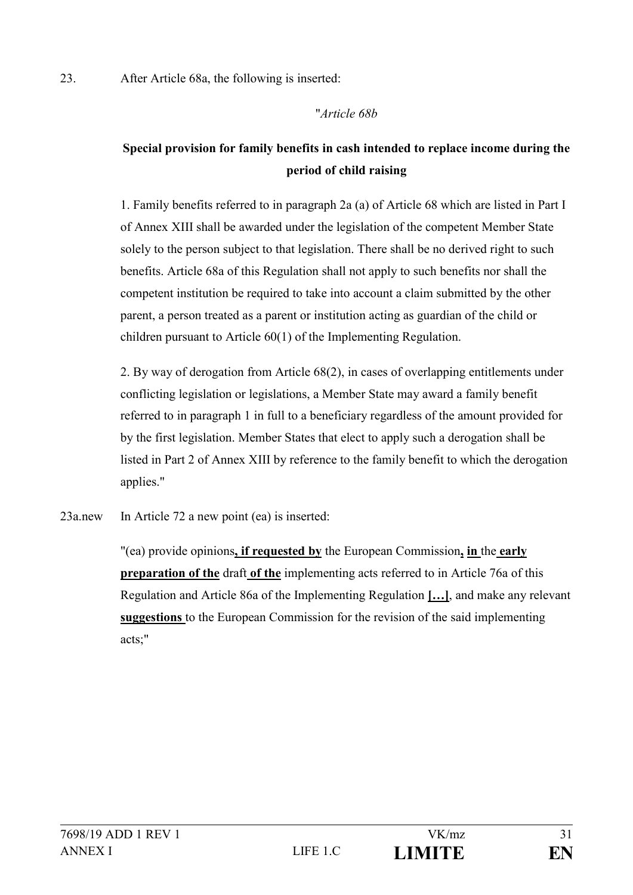23. After Article 68a, the following is inserted:

"*Article 68b*

**Special provision for family benefits in cash intended to replace income during the period of child raising**

1. Family benefits referred to in paragraph 2a (a) of Article 68 which are listed in Part I of Annex XIII shall be awarded under the legislation of the competent Member State solely to the person subject to that legislation. There shall be no derived right to such benefits. Article 68a of this Regulation shall not apply to such benefits nor shall the competent institution be required to take into account a claim submitted by the other parent, a person treated as a parent or institution acting as guardian of the child or children pursuant to Article 60(1) of the Implementing Regulation.

2. By way of derogation from Article 68(2), in cases of overlapping entitlements under conflicting legislation or legislations, a Member State may award a family benefit referred to in paragraph 1 in full to a beneficiary regardless of the amount provided for by the first legislation. Member States that elect to apply such a derogation shall be listed in Part 2 of Annex XIII by reference to the family benefit to which the derogation applies."

23a.new In Article 72 a new point (ea) is inserted:

"(ea) provide opinions**, if requested by** the European Commission**, in** the **early preparation of the** draft **of the** implementing acts referred to in Article 76a of this Regulation and Article 86a of the Implementing Regulation **[…]**, and make any relevant **suggestions** to the European Commission for the revision of the said implementing acts;"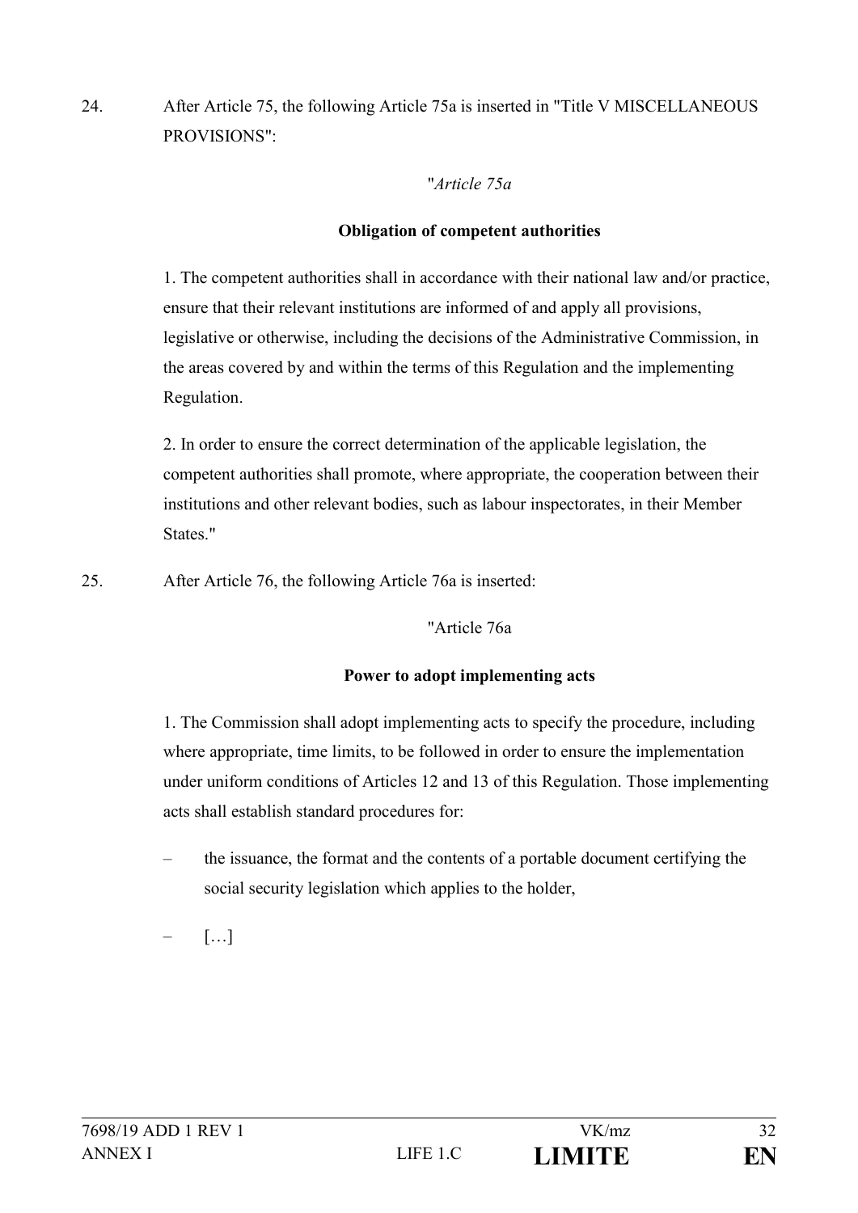24. After Article 75, the following Article 75a is inserted in "Title V MISCELLANEOUS PROVISIONS":

"*Article 75a*

**Obligation of competent authorities**

1. The competent authorities shall in accordance with their national law and/or practice, ensure that their relevant institutions are informed of and apply all provisions, legislative or otherwise, including the decisions of the Administrative Commission, in the areas covered by and within the terms of this Regulation and the implementing Regulation.

2. In order to ensure the correct determination of the applicable legislation, the competent authorities shall promote, where appropriate, the cooperation between their institutions and other relevant bodies, such as labour inspectorates, in their Member States."

25. After Article 76, the following Article 76a is inserted:

"Article 76a

**Power to adopt implementing acts**

1. The Commission shall adopt implementing acts to specify the procedure, including where appropriate, time limits, to be followed in order to ensure the implementation under uniform conditions of Articles 12 and 13 of this Regulation. Those implementing acts shall establish standard procedures for:

– the issuance, the format and the contents of a portable document certifying the social security legislation which applies to the holder,

– […]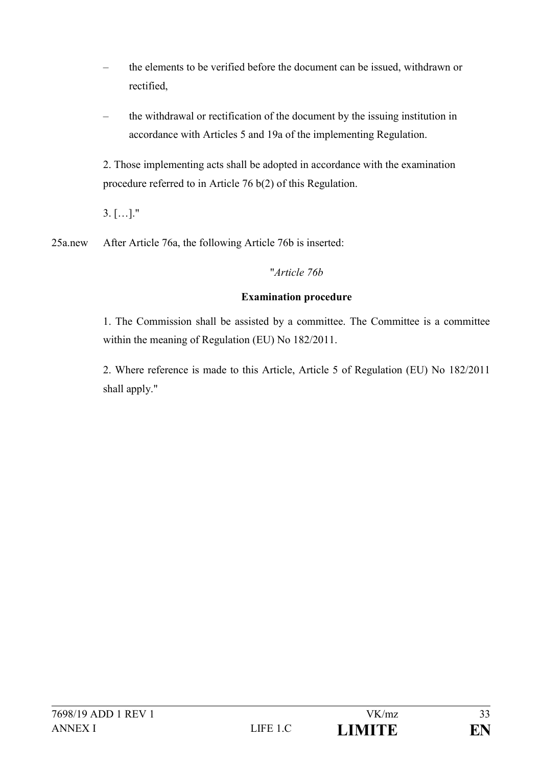– the elements to be verified before the document can be issued, withdrawn or rectified,

– the withdrawal or rectification of the document by the issuing institution in accordance with Articles 5 and 19a of the implementing Regulation.

2. Those implementing acts shall be adopted in accordance with the examination procedure referred to in Article 76 b(2) of this Regulation.

3. […]."

25a.new After Article 76a, the following Article 76b is inserted:

"*Article 76b*

**Examination procedure**

1. The Commission shall be assisted by a committee. The Committee is a committee within the meaning of Regulation (EU) No 182/2011.

2. Where reference is made to this Article, Article 5 of Regulation (EU) No 182/2011 shall apply."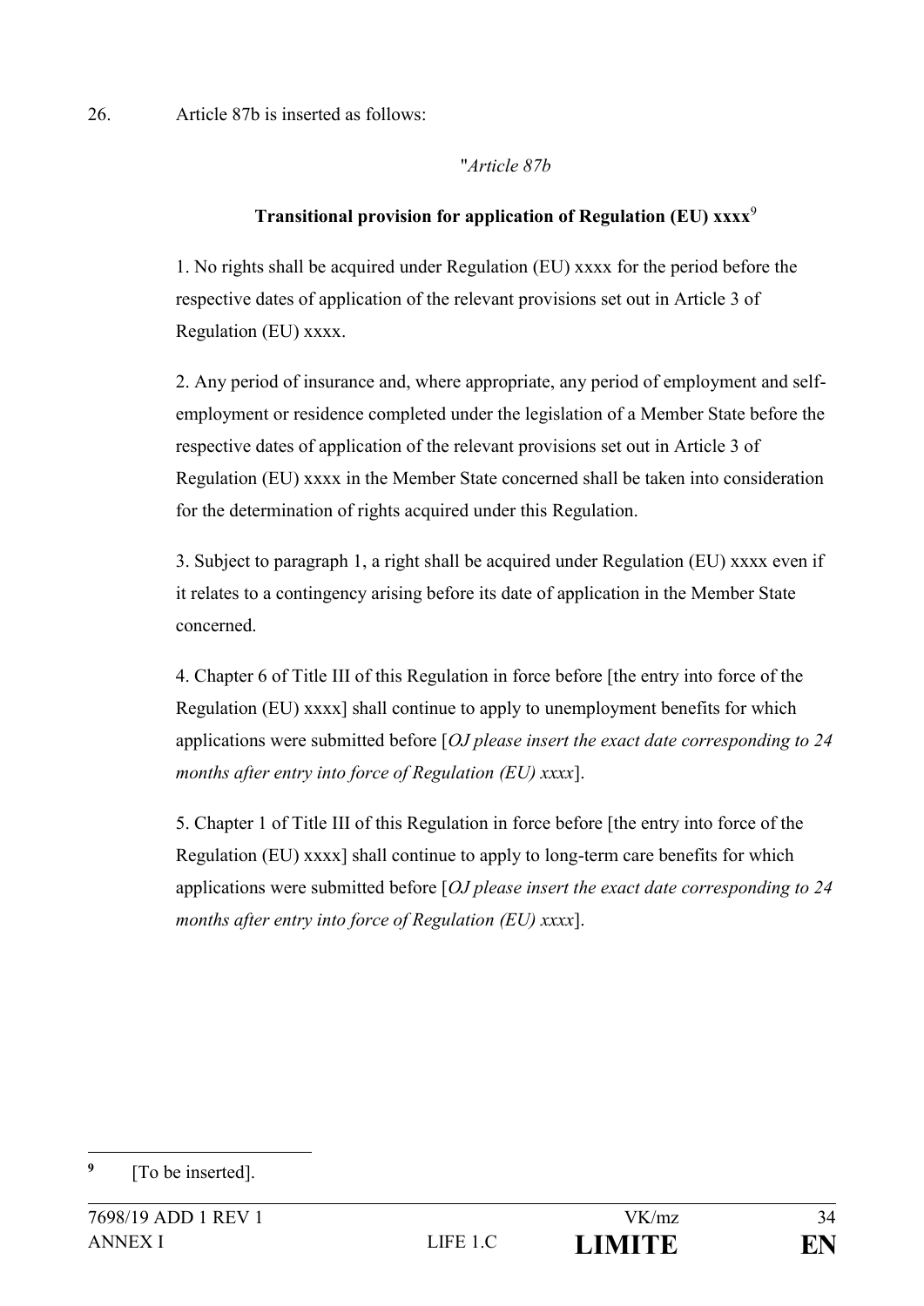26. Article 87b is inserted as follows:

"*Article 87b*

**Transitional provision for application of Regulation (EU) xxxx**[9]

1. No rights shall be acquired under Regulation (EU) xxxx for the period before the respective dates of application of the relevant provisions set out in Article 3 of Regulation (EU) xxxx.

2. Any period of insurance and, where appropriate, any period of employment and self-employment or residence completed under the legislation of a Member State before the respective dates of application of the relevant provisions set out in Article 3 of Regulation (EU) xxxx in the Member State concerned shall be taken into consideration for the determination of rights acquired under this Regulation.

3. Subject to paragraph 1, a right shall be acquired under Regulation (EU) xxxx even if it relates to a contingency arising before its date of application in the Member State concerned.

4. Chapter 6 of Title III of this Regulation in force before [the entry into force of the Regulation (EU) xxxx] shall continue to apply to unemployment benefits for which applications were submitted before [*OJ please insert the exact date corresponding to 24 months after entry into force of Regulation (EU) xxxx*].

5. Chapter 1 of Title III of this Regulation in force before [the entry into force of the Regulation (EU) xxxx] shall continue to apply to long-term care benefits for which applications were submitted before [*OJ please insert the exact date corresponding to 24 months after entry into force of Regulation (EU) xxxx*].

---

[9] [To be inserted].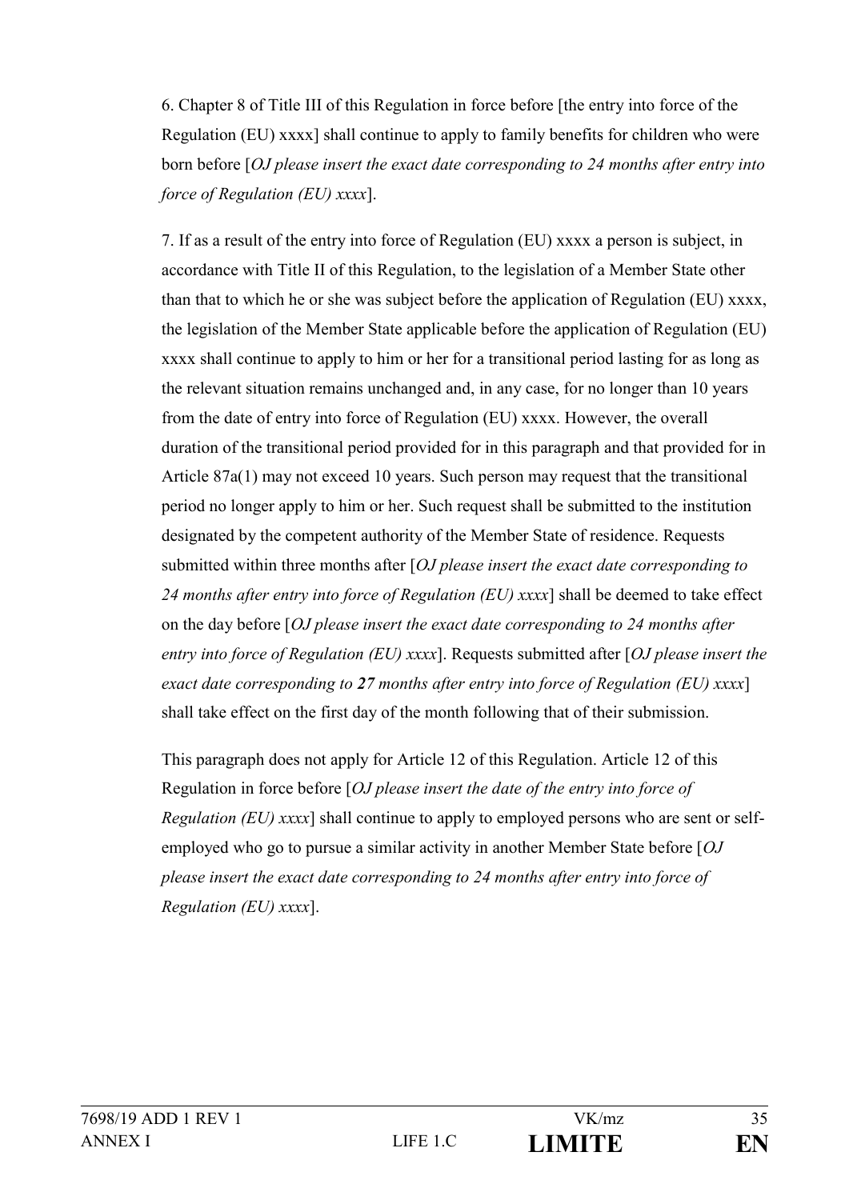6. Chapter 8 of Title III of this Regulation in force before [the entry into force of the Regulation (EU) xxxx] shall continue to apply to family benefits for children who were born before [*OJ please insert the exact date corresponding to 24 months after entry into force of Regulation (EU) xxxx*].

7. If as a result of the entry into force of Regulation (EU) xxxx a person is subject, in accordance with Title II of this Regulation, to the legislation of a Member State other than that to which he or she was subject before the application of Regulation (EU) xxxx, the legislation of the Member State applicable before the application of Regulation (EU) xxxx shall continue to apply to him or her for a transitional period lasting for as long as the relevant situation remains unchanged and, in any case, for no longer than 10 years from the date of entry into force of Regulation (EU) xxxx. However, the overall duration of the transitional period provided for in this paragraph and that provided for in Article 87a(1) may not exceed 10 years. Such person may request that the transitional period no longer apply to him or her. Such request shall be submitted to the institution designated by the competent authority of the Member State of residence. Requests submitted within three months after [*OJ please insert the exact date corresponding to 24 months after entry into force of Regulation (EU) xxxx*] shall be deemed to take effect on the day before [*OJ please insert the exact date corresponding to 24 months after entry into force of Regulation (EU) xxxx*]. Requests submitted after [*OJ please insert the exact date corresponding to **27** months after entry into force of Regulation (EU) xxxx*] shall take effect on the first day of the month following that of their submission.

This paragraph does not apply for Article 12 of this Regulation. Article 12 of this Regulation in force before [*OJ please insert the date of the entry into force of Regulation (EU) xxxx*] shall continue to apply to employed persons who are sent or self-employed who go to pursue a similar activity in another Member State before [*OJ please insert the exact date corresponding to 24 months after entry into force of Regulation (EU) xxxx*].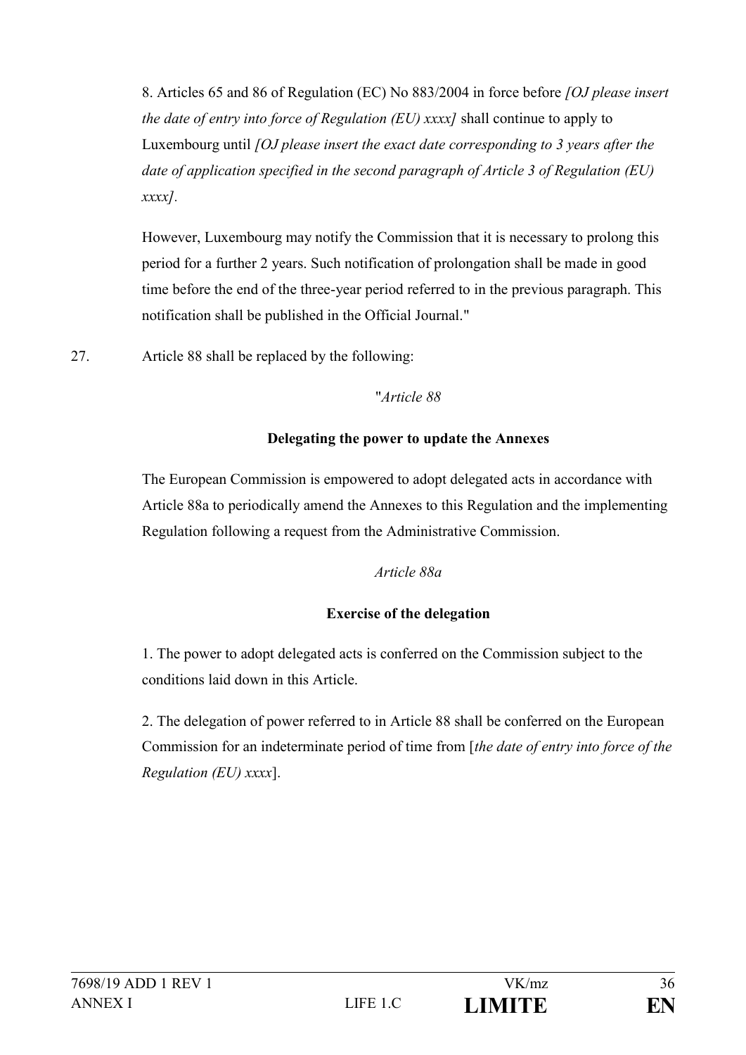8. Articles 65 and 86 of Regulation (EC) No 883/2004 in force before *[OJ please insert the date of entry into force of Regulation (EU) xxxx]* shall continue to apply to Luxembourg until *[OJ please insert the exact date corresponding to 3 years after the date of application specified in the second paragraph of Article 3 of Regulation (EU) xxxx]*.

However, Luxembourg may notify the Commission that it is necessary to prolong this period for a further 2 years. Such notification of prolongation shall be made in good time before the end of the three-year period referred to in the previous paragraph. This notification shall be published in the Official Journal."

27. Article 88 shall be replaced by the following:

"*Article 88*

**Delegating the power to update the Annexes**

The European Commission is empowered to adopt delegated acts in accordance with Article 88a to periodically amend the Annexes to this Regulation and the implementing Regulation following a request from the Administrative Commission.

*Article 88a*

**Exercise of the delegation**

1. The power to adopt delegated acts is conferred on the Commission subject to the conditions laid down in this Article.

2. The delegation of power referred to in Article 88 shall be conferred on the European Commission for an indeterminate period of time from [*the date of entry into force of the Regulation (EU) xxxx*].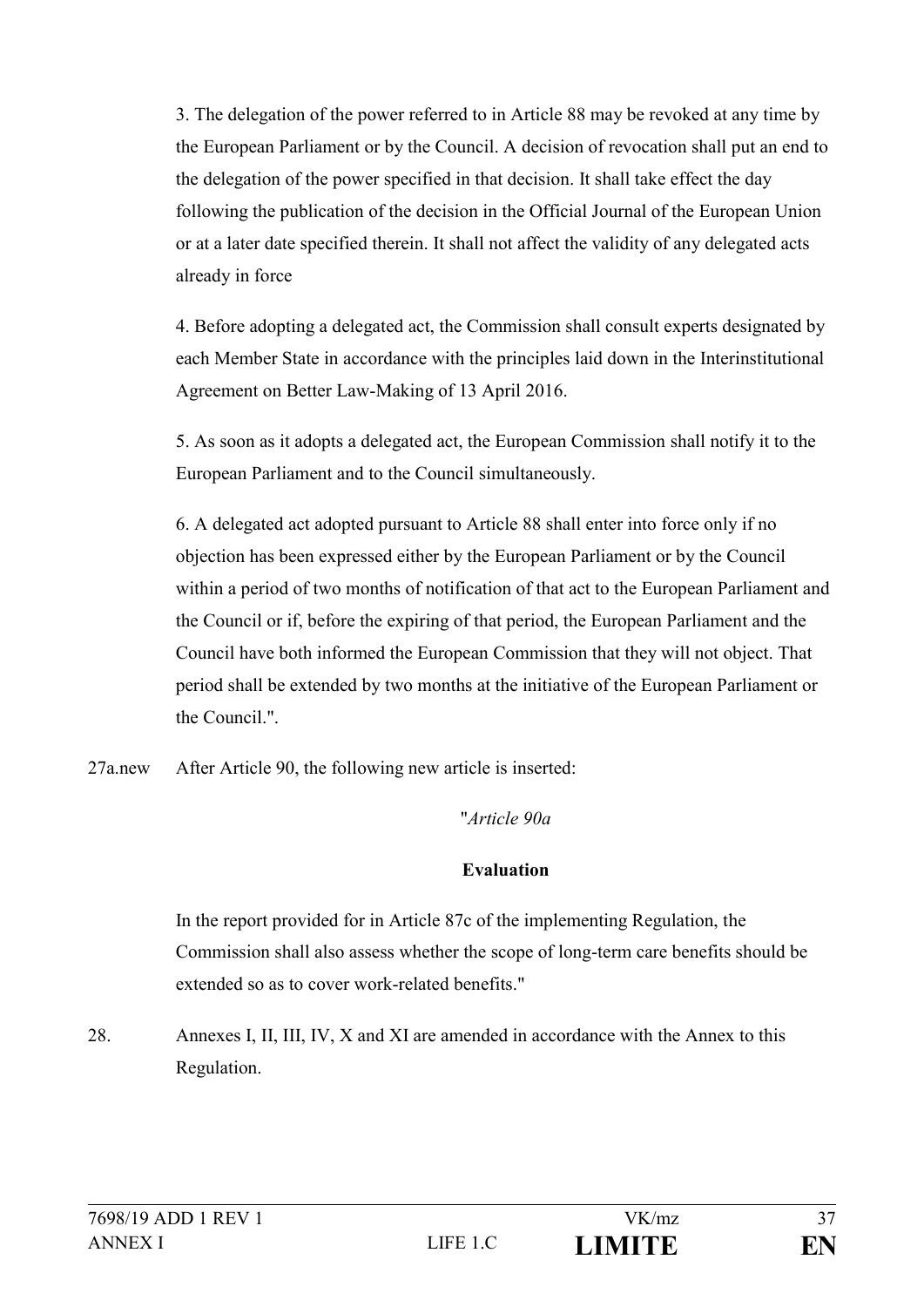3. The delegation of the power referred to in Article 88 may be revoked at any time by the European Parliament or by the Council. A decision of revocation shall put an end to the delegation of the power specified in that decision. It shall take effect the day following the publication of the decision in the Official Journal of the European Union or at a later date specified therein. It shall not affect the validity of any delegated acts already in force

4. Before adopting a delegated act, the Commission shall consult experts designated by each Member State in accordance with the principles laid down in the Interinstitutional Agreement on Better Law-Making of 13 April 2016.

5. As soon as it adopts a delegated act, the European Commission shall notify it to the European Parliament and to the Council simultaneously.

6. A delegated act adopted pursuant to Article 88 shall enter into force only if no objection has been expressed either by the European Parliament or by the Council within a period of two months of notification of that act to the European Parliament and the Council or if, before the expiring of that period, the European Parliament and the Council have both informed the European Commission that they will not object. That period shall be extended by two months at the initiative of the European Parliament or the Council.".

27a.new After Article 90, the following new article is inserted:

"*Article 90a*

**Evaluation**

In the report provided for in Article 87c of the implementing Regulation, the Commission shall also assess whether the scope of long-term care benefits should be extended so as to cover work-related benefits."

28. Annexes I, II, III, IV, X and XI are amended in accordance with the Annex to this Regulation.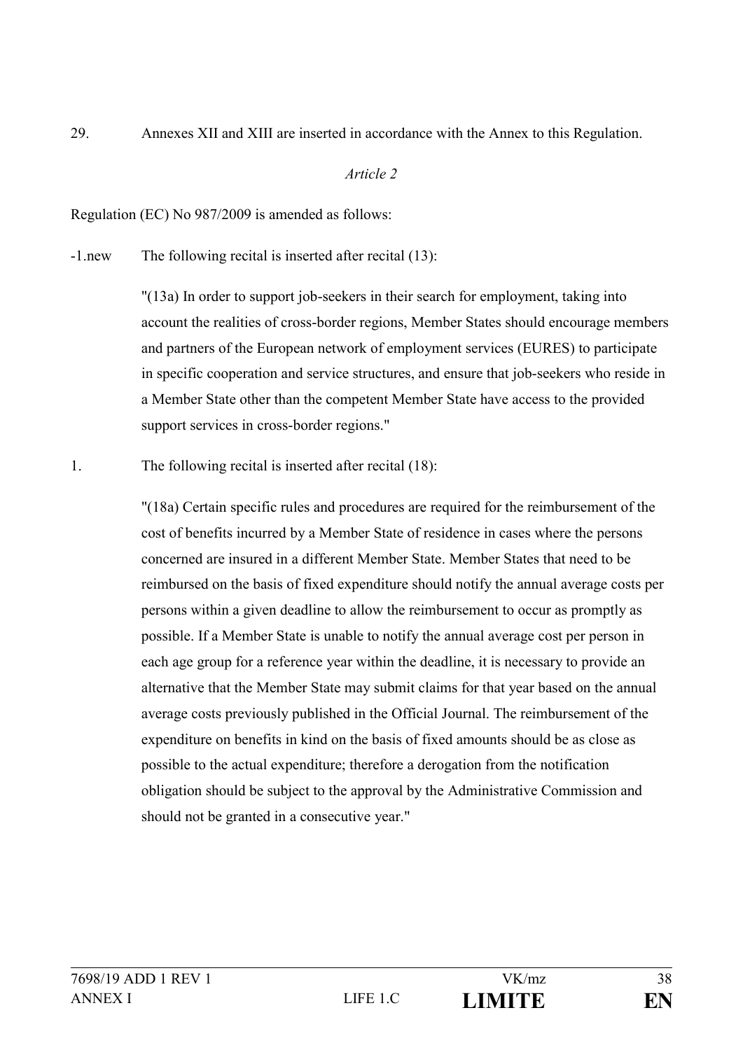29. Annexes XII and XIII are inserted in accordance with the Annex to this Regulation.

*Article 2*

Regulation (EC) No 987/2009 is amended as follows:

-1.new The following recital is inserted after recital (13):

> "(13a) In order to support job-seekers in their search for employment, taking into account the realities of cross-border regions, Member States should encourage members and partners of the European network of employment services (EURES) to participate in specific cooperation and service structures, and ensure that job-seekers who reside in a Member State other than the competent Member State have access to the provided support services in cross-border regions."

1. The following recital is inserted after recital (18):

> "(18a) Certain specific rules and procedures are required for the reimbursement of the cost of benefits incurred by a Member State of residence in cases where the persons concerned are insured in a different Member State. Member States that need to be reimbursed on the basis of fixed expenditure should notify the annual average costs per persons within a given deadline to allow the reimbursement to occur as promptly as possible. If a Member State is unable to notify the annual average cost per person in each age group for a reference year within the deadline, it is necessary to provide an alternative that the Member State may submit claims for that year based on the annual average costs previously published in the Official Journal. The reimbursement of the expenditure on benefits in kind on the basis of fixed amounts should be as close as possible to the actual expenditure; therefore a derogation from the notification obligation should be subject to the approval by the Administrative Commission and should not be granted in a consecutive year."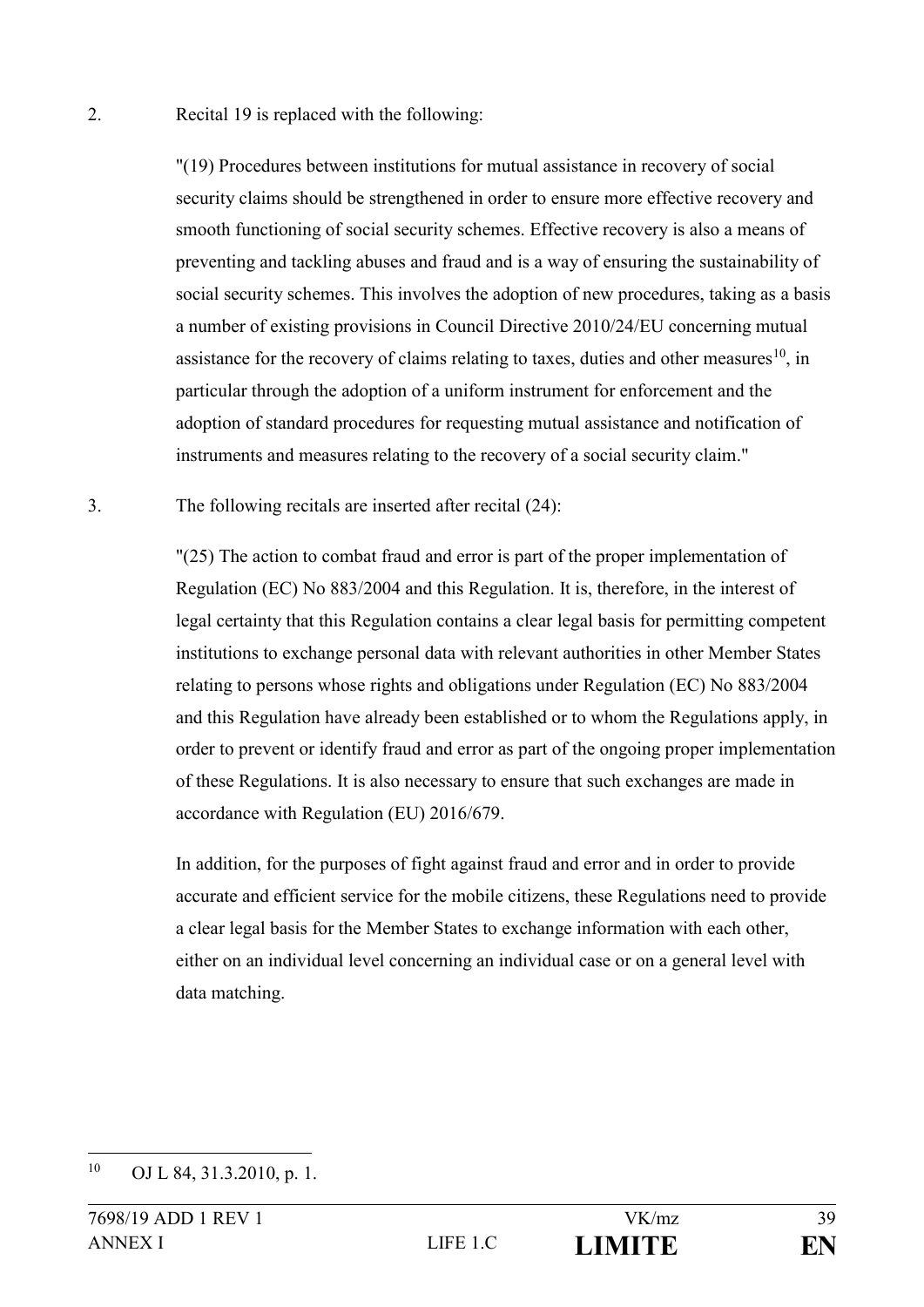2. Recital 19 is replaced with the following:

"(19) Procedures between institutions for mutual assistance in recovery of social security claims should be strengthened in order to ensure more effective recovery and smooth functioning of social security schemes. Effective recovery is also a means of preventing and tackling abuses and fraud and is a way of ensuring the sustainability of social security schemes. This involves the adoption of new procedures, taking as a basis a number of existing provisions in Council Directive 2010/24/EU concerning mutual assistance for the recovery of claims relating to taxes, duties and other measures[10], in particular through the adoption of a uniform instrument for enforcement and the adoption of standard procedures for requesting mutual assistance and notification of instruments and measures relating to the recovery of a social security claim."

3. The following recitals are inserted after recital (24):

"(25) The action to combat fraud and error is part of the proper implementation of Regulation (EC) No 883/2004 and this Regulation. It is, therefore, in the interest of legal certainty that this Regulation contains a clear legal basis for permitting competent institutions to exchange personal data with relevant authorities in other Member States relating to persons whose rights and obligations under Regulation (EC) No 883/2004 and this Regulation have already been established or to whom the Regulations apply, in order to prevent or identify fraud and error as part of the ongoing proper implementation of these Regulations. It is also necessary to ensure that such exchanges are made in accordance with Regulation (EU) 2016/679.

In addition, for the purposes of fight against fraud and error and in order to provide accurate and efficient service for the mobile citizens, these Regulations need to provide a clear legal basis for the Member States to exchange information with each other, either on an individual level concerning an individual case or on a general level with data matching.

---

[10] OJ L 84, 31.3.2010, p. 1.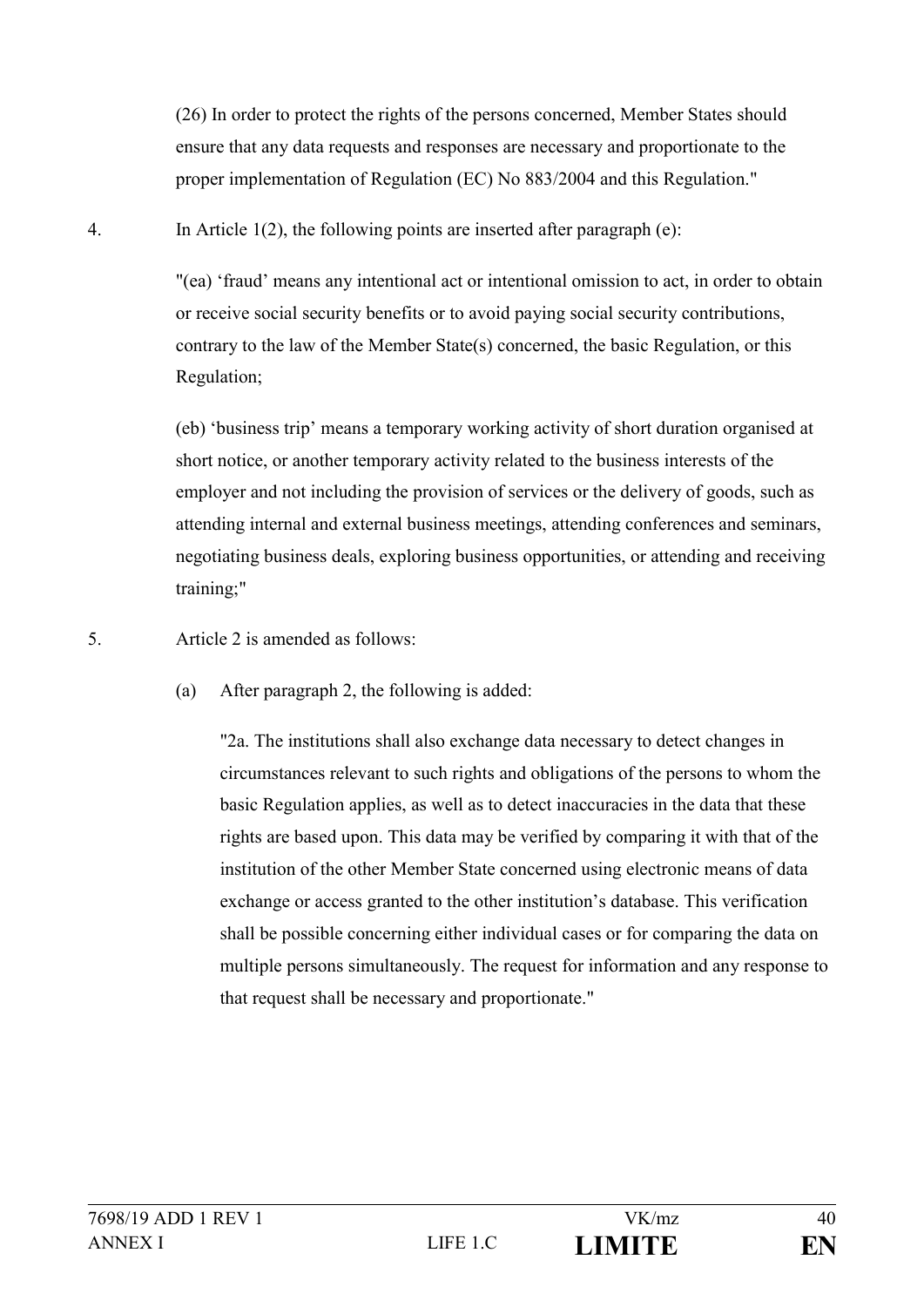(26) In order to protect the rights of the persons concerned, Member States should ensure that any data requests and responses are necessary and proportionate to the proper implementation of Regulation (EC) No 883/2004 and this Regulation."

4. In Article 1(2), the following points are inserted after paragraph (e):

"(ea) 'fraud' means any intentional act or intentional omission to act, in order to obtain or receive social security benefits or to avoid paying social security contributions, contrary to the law of the Member State(s) concerned, the basic Regulation, or this Regulation;

(eb) 'business trip' means a temporary working activity of short duration organised at short notice, or another temporary activity related to the business interests of the employer and not including the provision of services or the delivery of goods, such as attending internal and external business meetings, attending conferences and seminars, negotiating business deals, exploring business opportunities, or attending and receiving training;"

5. Article 2 is amended as follows:

(a) After paragraph 2, the following is added:

"2a. The institutions shall also exchange data necessary to detect changes in circumstances relevant to such rights and obligations of the persons to whom the basic Regulation applies, as well as to detect inaccuracies in the data that these rights are based upon. This data may be verified by comparing it with that of the institution of the other Member State concerned using electronic means of data exchange or access granted to the other institution's database. This verification shall be possible concerning either individual cases or for comparing the data on multiple persons simultaneously. The request for information and any response to that request shall be necessary and proportionate."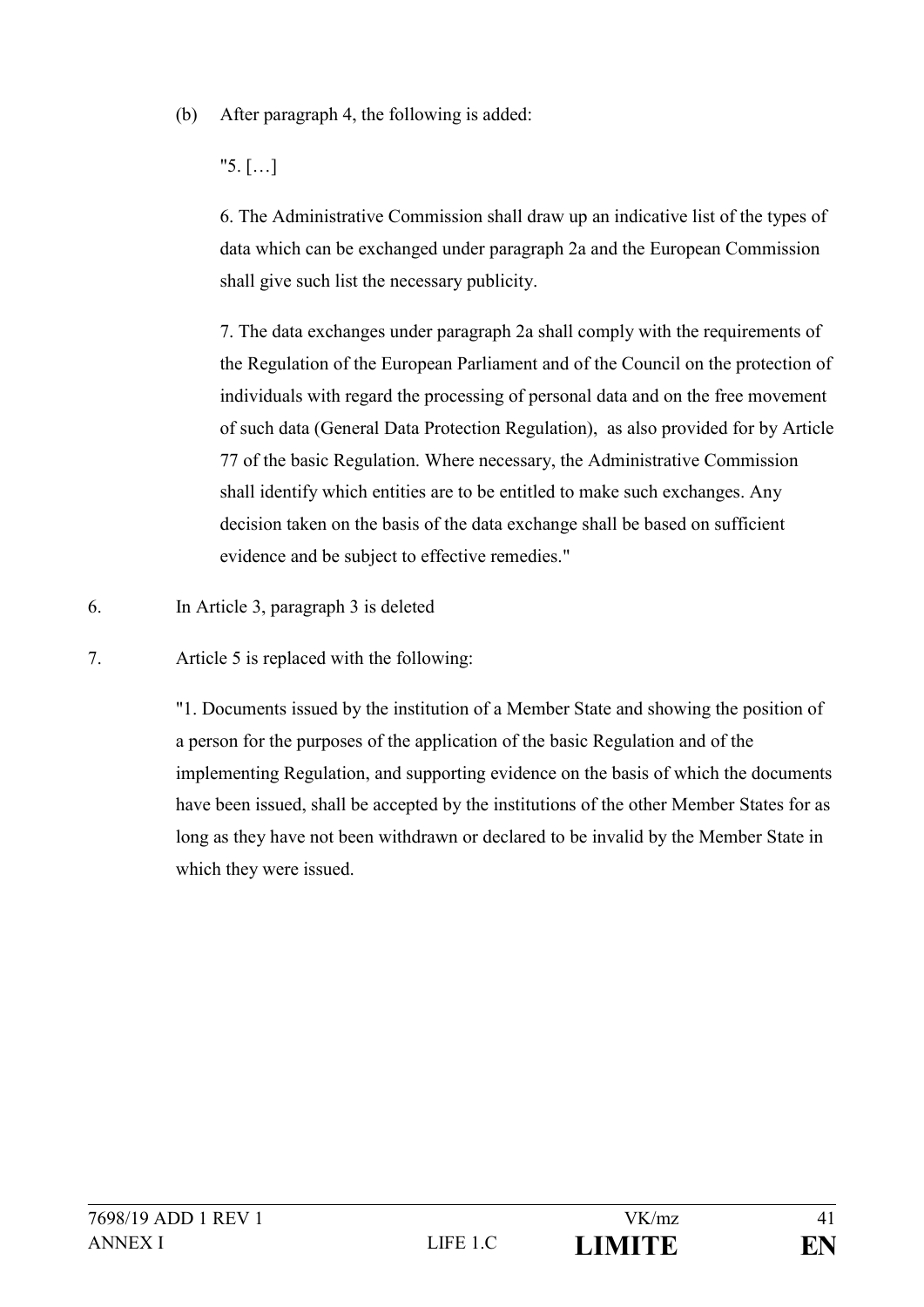(b) After paragraph 4, the following is added:

"5. […]

6. The Administrative Commission shall draw up an indicative list of the types of data which can be exchanged under paragraph 2a and the European Commission shall give such list the necessary publicity.

7. The data exchanges under paragraph 2a shall comply with the requirements of the Regulation of the European Parliament and of the Council on the protection of individuals with regard the processing of personal data and on the free movement of such data (General Data Protection Regulation), as also provided for by Article 77 of the basic Regulation. Where necessary, the Administrative Commission shall identify which entities are to be entitled to make such exchanges. Any decision taken on the basis of the data exchange shall be based on sufficient evidence and be subject to effective remedies."

6. In Article 3, paragraph 3 is deleted

7. Article 5 is replaced with the following:

"1. Documents issued by the institution of a Member State and showing the position of a person for the purposes of the application of the basic Regulation and of the implementing Regulation, and supporting evidence on the basis of which the documents have been issued, shall be accepted by the institutions of the other Member States for as long as they have not been withdrawn or declared to be invalid by the Member State in which they were issued.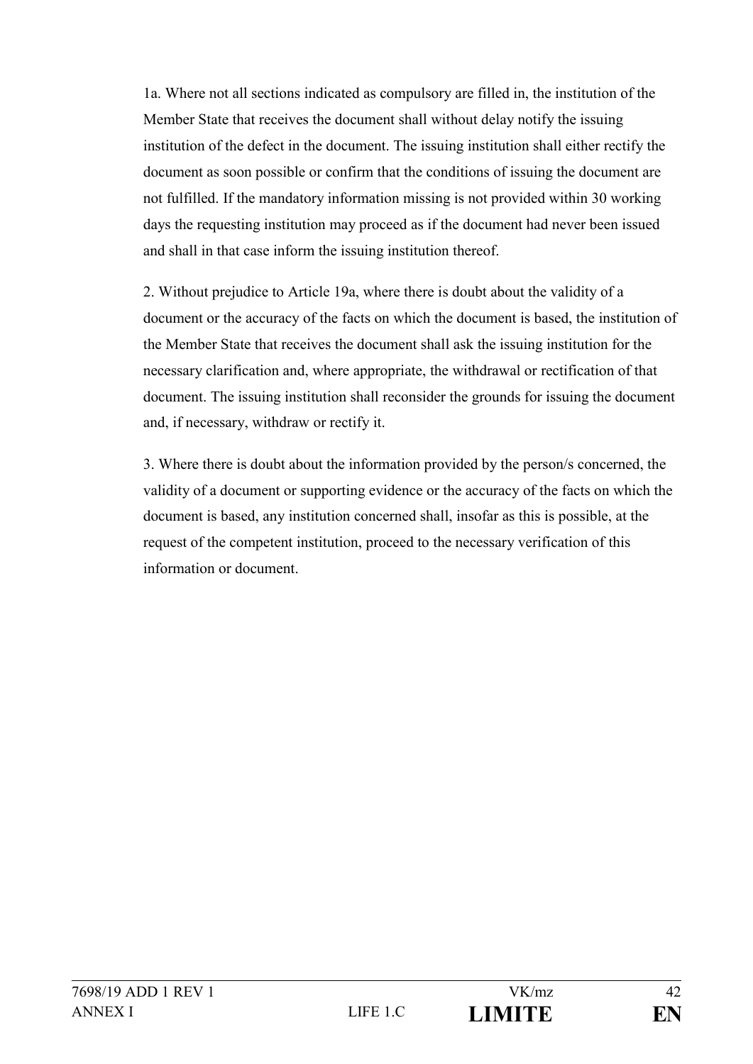1a. Where not all sections indicated as compulsory are filled in, the institution of the Member State that receives the document shall without delay notify the issuing institution of the defect in the document. The issuing institution shall either rectify the document as soon possible or confirm that the conditions of issuing the document are not fulfilled. If the mandatory information missing is not provided within 30 working days the requesting institution may proceed as if the document had never been issued and shall in that case inform the issuing institution thereof.

2. Without prejudice to Article 19a, where there is doubt about the validity of a document or the accuracy of the facts on which the document is based, the institution of the Member State that receives the document shall ask the issuing institution for the necessary clarification and, where appropriate, the withdrawal or rectification of that document. The issuing institution shall reconsider the grounds for issuing the document and, if necessary, withdraw or rectify it.

3. Where there is doubt about the information provided by the person/s concerned, the validity of a document or supporting evidence or the accuracy of the facts on which the document is based, any institution concerned shall, insofar as this is possible, at the request of the competent institution, proceed to the necessary verification of this information or document.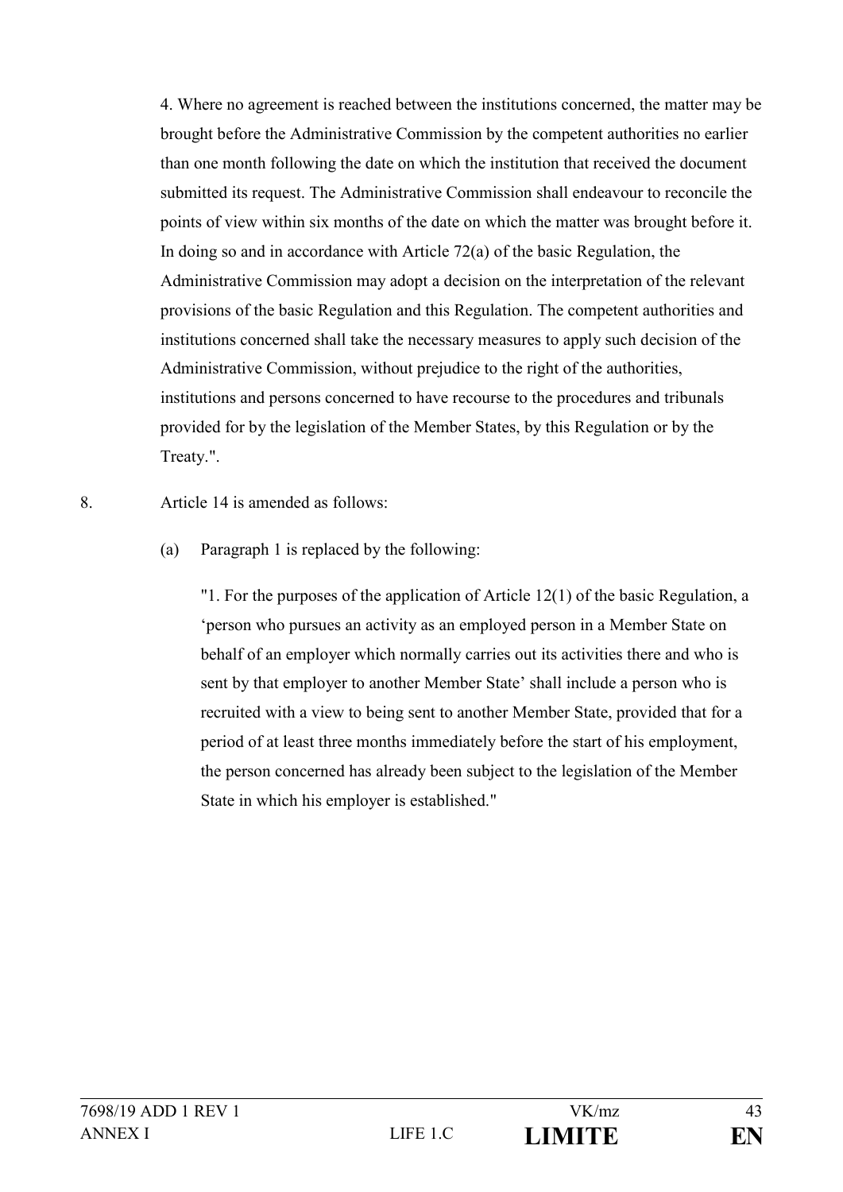4. Where no agreement is reached between the institutions concerned, the matter may be brought before the Administrative Commission by the competent authorities no earlier than one month following the date on which the institution that received the document submitted its request. The Administrative Commission shall endeavour to reconcile the points of view within six months of the date on which the matter was brought before it. In doing so and in accordance with Article 72(a) of the basic Regulation, the Administrative Commission may adopt a decision on the interpretation of the relevant provisions of the basic Regulation and this Regulation. The competent authorities and institutions concerned shall take the necessary measures to apply such decision of the Administrative Commission, without prejudice to the right of the authorities, institutions and persons concerned to have recourse to the procedures and tribunals provided for by the legislation of the Member States, by this Regulation or by the Treaty.".

8. Article 14 is amended as follows:

(a) Paragraph 1 is replaced by the following:

"1. For the purposes of the application of Article 12(1) of the basic Regulation, a 'person who pursues an activity as an employed person in a Member State on behalf of an employer which normally carries out its activities there and who is sent by that employer to another Member State' shall include a person who is recruited with a view to being sent to another Member State, provided that for a period of at least three months immediately before the start of his employment, the person concerned has already been subject to the legislation of the Member State in which his employer is established."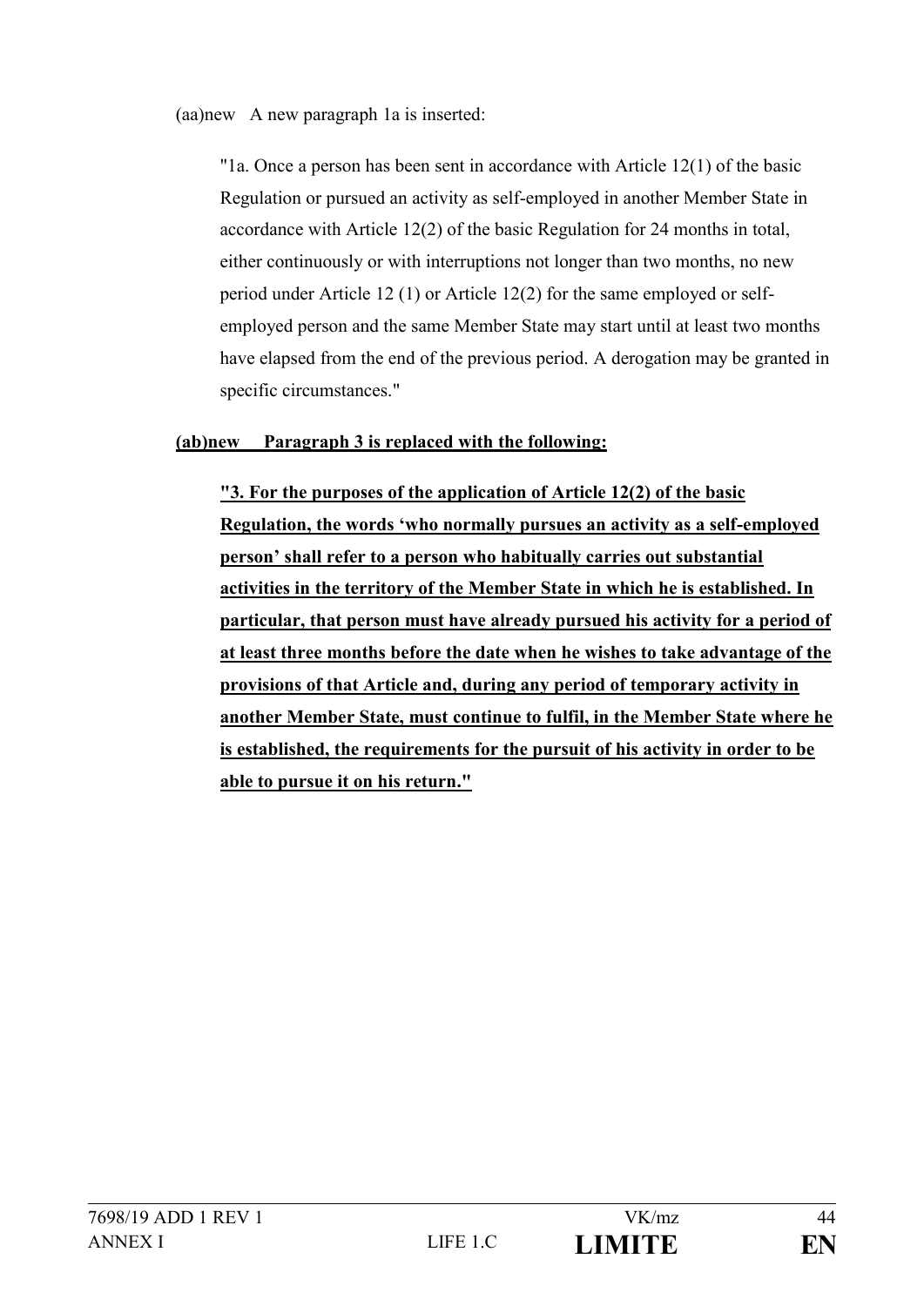(aa)new A new paragraph 1a is inserted:

"1a. Once a person has been sent in accordance with Article 12(1) of the basic Regulation or pursued an activity as self-employed in another Member State in accordance with Article 12(2) of the basic Regulation for 24 months in total, either continuously or with interruptions not longer than two months, no new period under Article 12 (1) or Article 12(2) for the same employed or self-employed person and the same Member State may start until at least two months have elapsed from the end of the previous period. A derogation may be granted in specific circumstances."

<u>**(ab)new Paragraph 3 is replaced with the following:**</u>

<u>**"3. For the purposes of the application of Article 12(2) of the basic Regulation, the words 'who normally pursues an activity as a self-employed person' shall refer to a person who habitually carries out substantial activities in the territory of the Member State in which he is established. In particular, that person must have already pursued his activity for a period of at least three months before the date when he wishes to take advantage of the provisions of that Article and, during any period of temporary activity in another Member State, must continue to fulfil, in the Member State where he is established, the requirements for the pursuit of his activity in order to be able to pursue it on his return."**</u>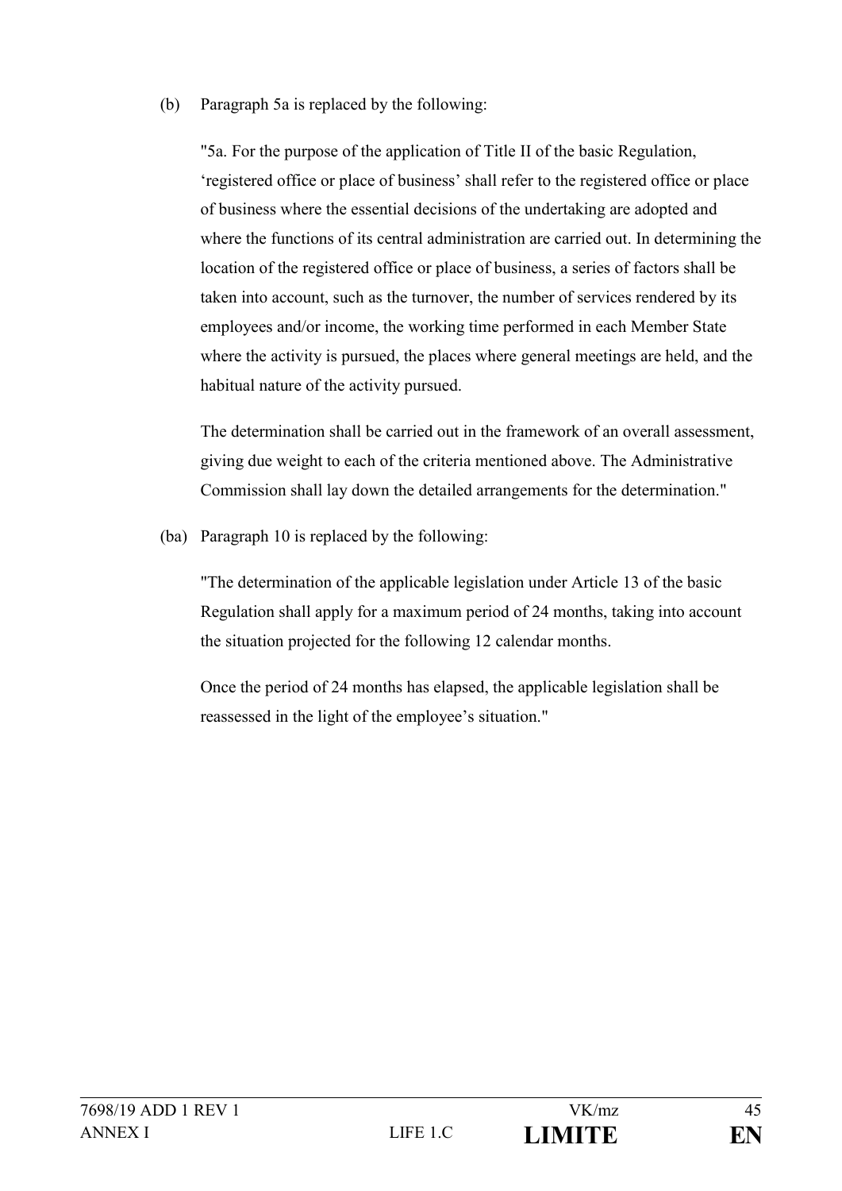(b) Paragraph 5a is replaced by the following:

"5a. For the purpose of the application of Title II of the basic Regulation, 'registered office or place of business' shall refer to the registered office or place of business where the essential decisions of the undertaking are adopted and where the functions of its central administration are carried out. In determining the location of the registered office or place of business, a series of factors shall be taken into account, such as the turnover, the number of services rendered by its employees and/or income, the working time performed in each Member State where the activity is pursued, the places where general meetings are held, and the habitual nature of the activity pursued.

The determination shall be carried out in the framework of an overall assessment, giving due weight to each of the criteria mentioned above. The Administrative Commission shall lay down the detailed arrangements for the determination."

(ba) Paragraph 10 is replaced by the following:

"The determination of the applicable legislation under Article 13 of the basic Regulation shall apply for a maximum period of 24 months, taking into account the situation projected for the following 12 calendar months.

Once the period of 24 months has elapsed, the applicable legislation shall be reassessed in the light of the employee's situation."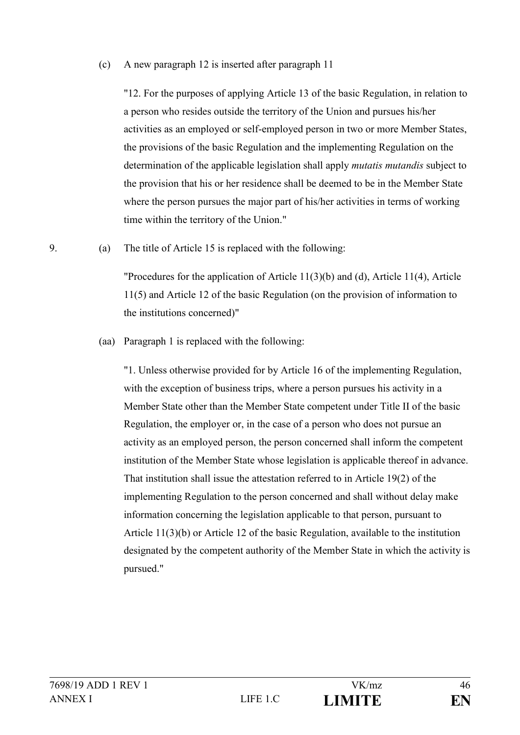(c) A new paragraph 12 is inserted after paragraph 11

"12. For the purposes of applying Article 13 of the basic Regulation, in relation to a person who resides outside the territory of the Union and pursues his/her activities as an employed or self-employed person in two or more Member States, the provisions of the basic Regulation and the implementing Regulation on the determination of the applicable legislation shall apply *mutatis mutandis* subject to the provision that his or her residence shall be deemed to be in the Member State where the person pursues the major part of his/her activities in terms of working time within the territory of the Union."

9. (a) The title of Article 15 is replaced with the following:

"Procedures for the application of Article 11(3)(b) and (d), Article 11(4), Article 11(5) and Article 12 of the basic Regulation (on the provision of information to the institutions concerned)"

(aa) Paragraph 1 is replaced with the following:

"1. Unless otherwise provided for by Article 16 of the implementing Regulation, with the exception of business trips, where a person pursues his activity in a Member State other than the Member State competent under Title II of the basic Regulation, the employer or, in the case of a person who does not pursue an activity as an employed person, the person concerned shall inform the competent institution of the Member State whose legislation is applicable thereof in advance. That institution shall issue the attestation referred to in Article 19(2) of the implementing Regulation to the person concerned and shall without delay make information concerning the legislation applicable to that person, pursuant to Article 11(3)(b) or Article 12 of the basic Regulation, available to the institution designated by the competent authority of the Member State in which the activity is pursued."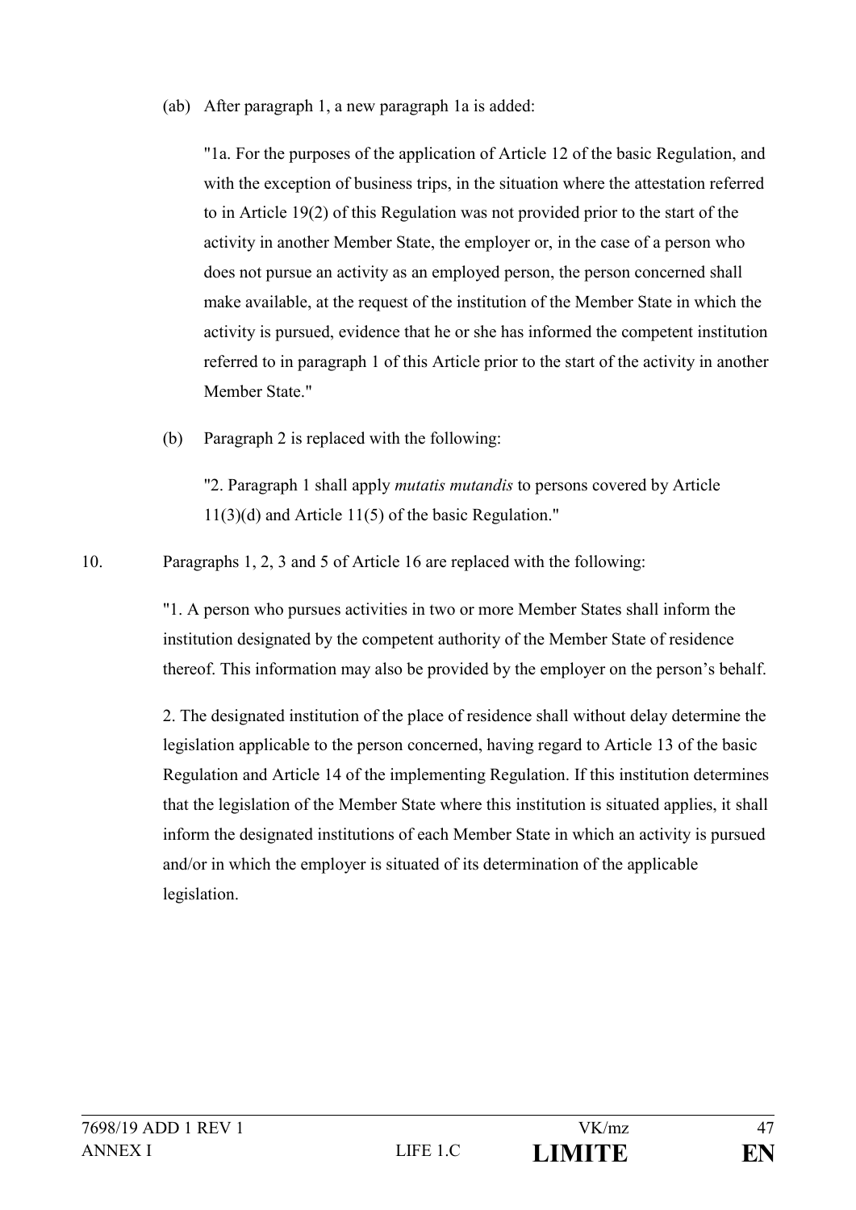(ab) After paragraph 1, a new paragraph 1a is added:

"1a. For the purposes of the application of Article 12 of the basic Regulation, and with the exception of business trips, in the situation where the attestation referred to in Article 19(2) of this Regulation was not provided prior to the start of the activity in another Member State, the employer or, in the case of a person who does not pursue an activity as an employed person, the person concerned shall make available, at the request of the institution of the Member State in which the activity is pursued, evidence that he or she has informed the competent institution referred to in paragraph 1 of this Article prior to the start of the activity in another Member State."

(b) Paragraph 2 is replaced with the following:

"2. Paragraph 1 shall apply *mutatis mutandis* to persons covered by Article 11(3)(d) and Article 11(5) of the basic Regulation."

10. Paragraphs 1, 2, 3 and 5 of Article 16 are replaced with the following:

"1. A person who pursues activities in two or more Member States shall inform the institution designated by the competent authority of the Member State of residence thereof. This information may also be provided by the employer on the person's behalf.

2. The designated institution of the place of residence shall without delay determine the legislation applicable to the person concerned, having regard to Article 13 of the basic Regulation and Article 14 of the implementing Regulation. If this institution determines that the legislation of the Member State where this institution is situated applies, it shall inform the designated institutions of each Member State in which an activity is pursued and/or in which the employer is situated of its determination of the applicable legislation.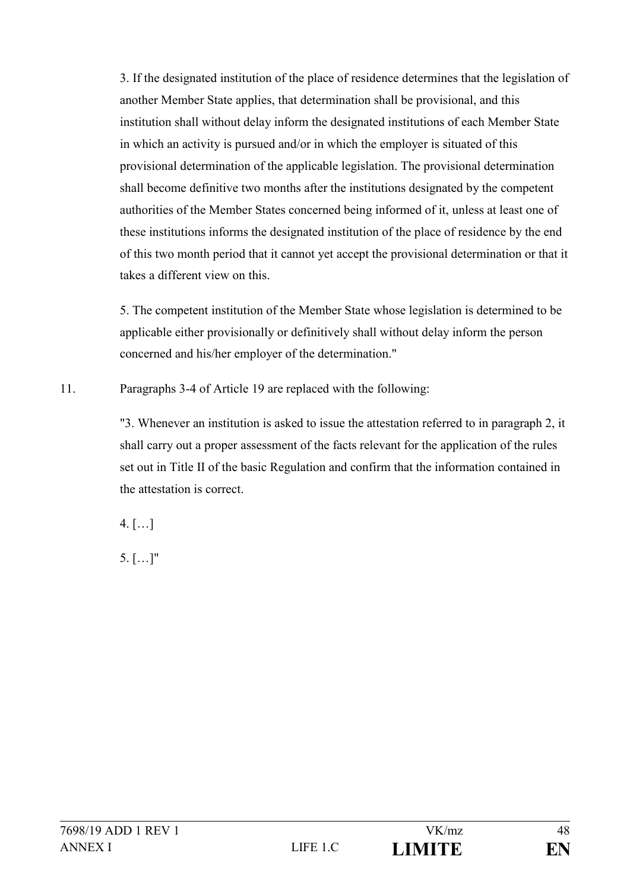3. If the designated institution of the place of residence determines that the legislation of another Member State applies, that determination shall be provisional, and this institution shall without delay inform the designated institutions of each Member State in which an activity is pursued and/or in which the employer is situated of this provisional determination of the applicable legislation. The provisional determination shall become definitive two months after the institutions designated by the competent authorities of the Member States concerned being informed of it, unless at least one of these institutions informs the designated institution of the place of residence by the end of this two month period that it cannot yet accept the provisional determination or that it takes a different view on this.

5. The competent institution of the Member State whose legislation is determined to be applicable either provisionally or definitively shall without delay inform the person concerned and his/her employer of the determination."

11. Paragraphs 3-4 of Article 19 are replaced with the following:

"3. Whenever an institution is asked to issue the attestation referred to in paragraph 2, it shall carry out a proper assessment of the facts relevant for the application of the rules set out in Title II of the basic Regulation and confirm that the information contained in the attestation is correct.

4. […]

5. […]"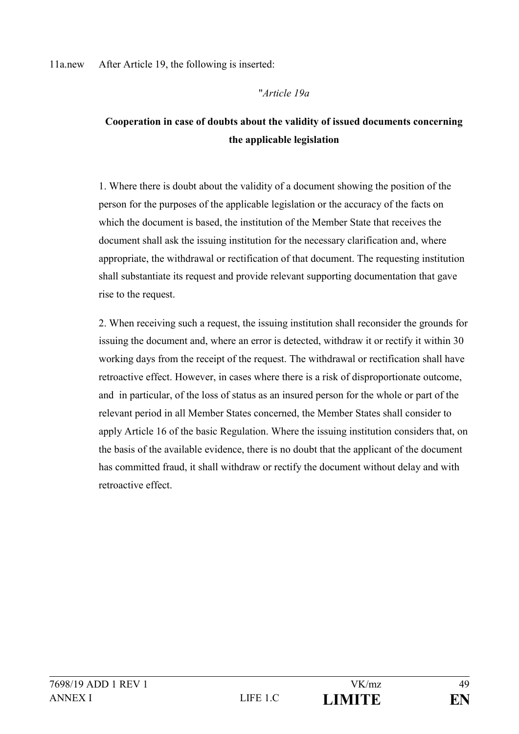11a.new After Article 19, the following is inserted:

"*Article 19a*

**Cooperation in case of doubts about the validity of issued documents concerning the applicable legislation**

1. Where there is doubt about the validity of a document showing the position of the person for the purposes of the applicable legislation or the accuracy of the facts on which the document is based, the institution of the Member State that receives the document shall ask the issuing institution for the necessary clarification and, where appropriate, the withdrawal or rectification of that document. The requesting institution shall substantiate its request and provide relevant supporting documentation that gave rise to the request.

2. When receiving such a request, the issuing institution shall reconsider the grounds for issuing the document and, where an error is detected, withdraw it or rectify it within 30 working days from the receipt of the request. The withdrawal or rectification shall have retroactive effect. However, in cases where there is a risk of disproportionate outcome, and in particular, of the loss of status as an insured person for the whole or part of the relevant period in all Member States concerned, the Member States shall consider to apply Article 16 of the basic Regulation. Where the issuing institution considers that, on the basis of the available evidence, there is no doubt that the applicant of the document has committed fraud, it shall withdraw or rectify the document without delay and with retroactive effect.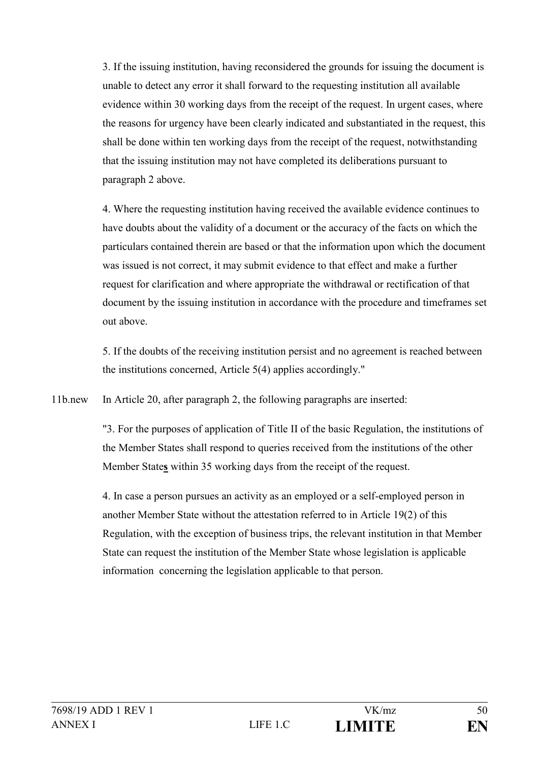3. If the issuing institution, having reconsidered the grounds for issuing the document is unable to detect any error it shall forward to the requesting institution all available evidence within 30 working days from the receipt of the request. In urgent cases, where the reasons for urgency have been clearly indicated and substantiated in the request, this shall be done within ten working days from the receipt of the request, notwithstanding that the issuing institution may not have completed its deliberations pursuant to paragraph 2 above.

4. Where the requesting institution having received the available evidence continues to have doubts about the validity of a document or the accuracy of the facts on which the particulars contained therein are based or that the information upon which the document was issued is not correct, it may submit evidence to that effect and make a further request for clarification and where appropriate the withdrawal or rectification of that document by the issuing institution in accordance with the procedure and timeframes set out above.

5. If the doubts of the receiving institution persist and no agreement is reached between the institutions concerned, Article 5(4) applies accordingly."

11b.new In Article 20, after paragraph 2, the following paragraphs are inserted:

"3. For the purposes of application of Title II of the basic Regulation, the institutions of the Member States shall respond to queries received from the institutions of the other Member State**s** within 35 working days from the receipt of the request.

4. In case a person pursues an activity as an employed or a self-employed person in another Member State without the attestation referred to in Article 19(2) of this Regulation, with the exception of business trips, the relevant institution in that Member State can request the institution of the Member State whose legislation is applicable information concerning the legislation applicable to that person.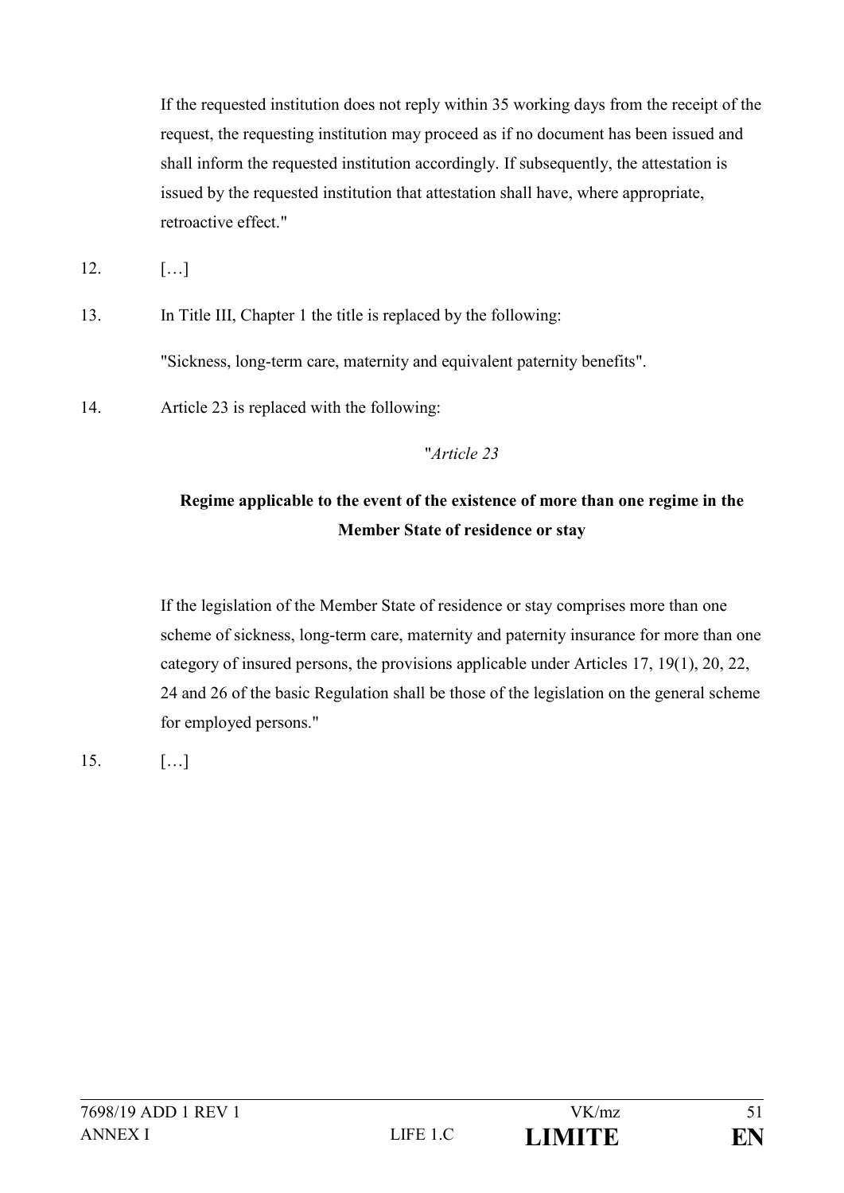If the requested institution does not reply within 35 working days from the receipt of the request, the requesting institution may proceed as if no document has been issued and shall inform the requested institution accordingly. If subsequently, the attestation is issued by the requested institution that attestation shall have, where appropriate, retroactive effect."

12. […]

13. In Title III, Chapter 1 the title is replaced by the following:

    "Sickness, long-term care, maternity and equivalent paternity benefits".

14. Article 23 is replaced with the following:

"*Article 23*

**Regime applicable to the event of the existence of more than one regime in the Member State of residence or stay**

If the legislation of the Member State of residence or stay comprises more than one scheme of sickness, long-term care, maternity and paternity insurance for more than one category of insured persons, the provisions applicable under Articles 17, 19(1), 20, 22, 24 and 26 of the basic Regulation shall be those of the legislation on the general scheme for employed persons."

15. […]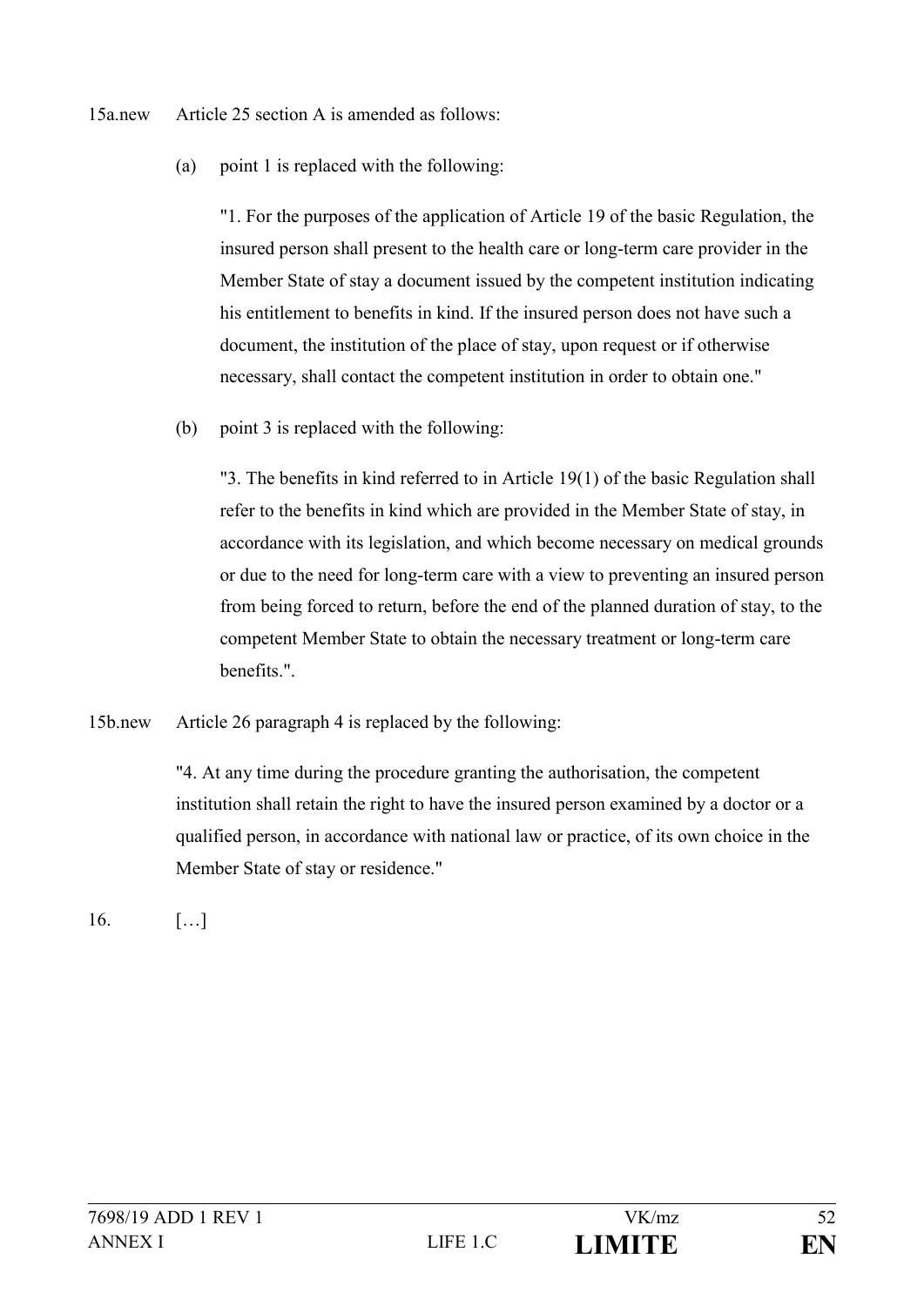15a.new Article 25 section A is amended as follows:

(a) point 1 is replaced with the following:

"1. For the purposes of the application of Article 19 of the basic Regulation, the insured person shall present to the health care or long-term care provider in the Member State of stay a document issued by the competent institution indicating his entitlement to benefits in kind. If the insured person does not have such a document, the institution of the place of stay, upon request or if otherwise necessary, shall contact the competent institution in order to obtain one."

(b) point 3 is replaced with the following:

"3. The benefits in kind referred to in Article 19(1) of the basic Regulation shall refer to the benefits in kind which are provided in the Member State of stay, in accordance with its legislation, and which become necessary on medical grounds or due to the need for long-term care with a view to preventing an insured person from being forced to return, before the end of the planned duration of stay, to the competent Member State to obtain the necessary treatment or long-term care benefits.".

15b.new Article 26 paragraph 4 is replaced by the following:

"4. At any time during the procedure granting the authorisation, the competent institution shall retain the right to have the insured person examined by a doctor or a qualified person, in accordance with national law or practice, of its own choice in the Member State of stay or residence."

16. […]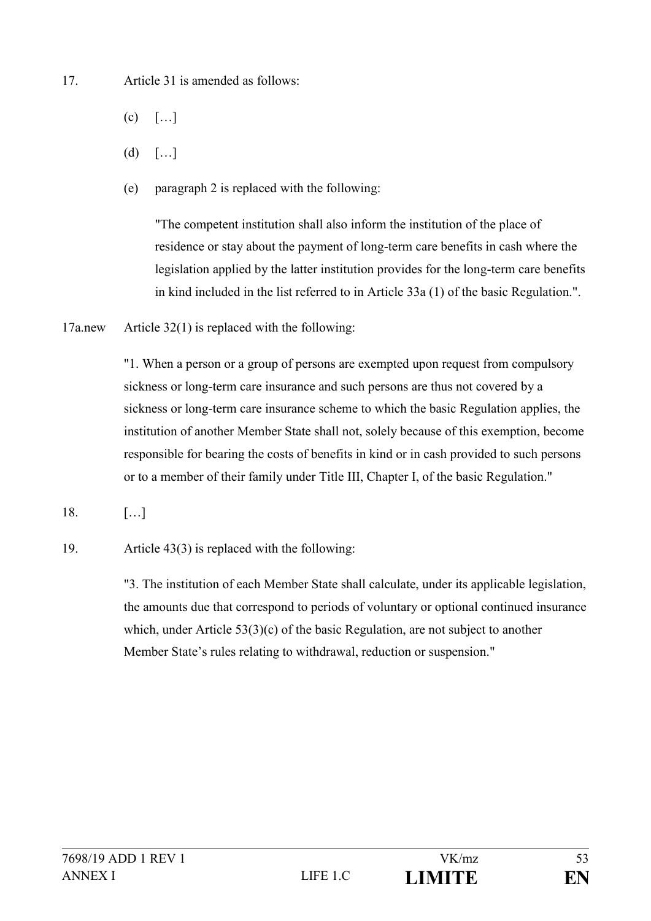17. Article 31 is amended as follows:

    (c) […]

    (d) […]

    (e) paragraph 2 is replaced with the following:

    "The competent institution shall also inform the institution of the place of residence or stay about the payment of long-term care benefits in cash where the legislation applied by the latter institution provides for the long-term care benefits in kind included in the list referred to in Article 33a (1) of the basic Regulation.".

17a.new Article 32(1) is replaced with the following:

"1. When a person or a group of persons are exempted upon request from compulsory sickness or long-term care insurance and such persons are thus not covered by a sickness or long-term care insurance scheme to which the basic Regulation applies, the institution of another Member State shall not, solely because of this exemption, become responsible for bearing the costs of benefits in kind or in cash provided to such persons or to a member of their family under Title III, Chapter I, of the basic Regulation."

18. […]

19. Article 43(3) is replaced with the following:

"3. The institution of each Member State shall calculate, under its applicable legislation, the amounts due that correspond to periods of voluntary or optional continued insurance which, under Article 53(3)(c) of the basic Regulation, are not subject to another Member State's rules relating to withdrawal, reduction or suspension."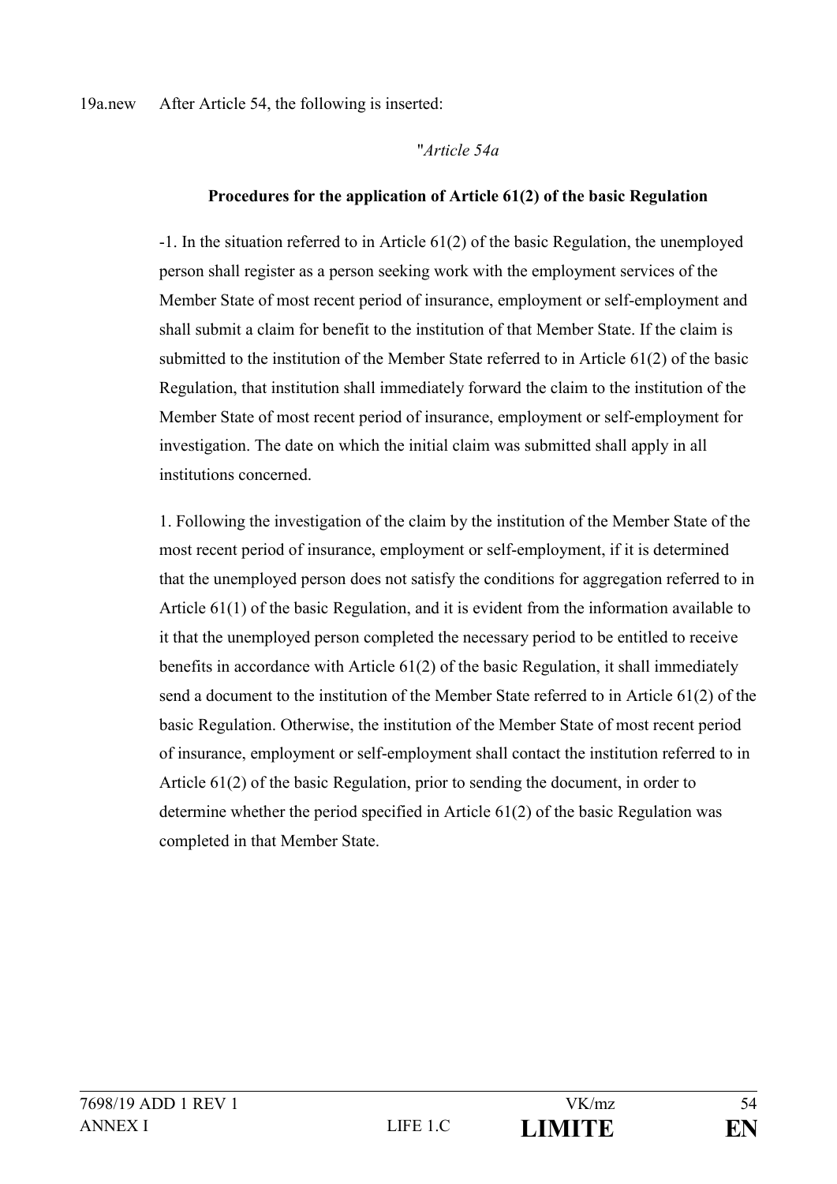19a.new After Article 54, the following is inserted:

"*Article 54a*

**Procedures for the application of Article 61(2) of the basic Regulation**

-1. In the situation referred to in Article 61(2) of the basic Regulation, the unemployed person shall register as a person seeking work with the employment services of the Member State of most recent period of insurance, employment or self-employment and shall submit a claim for benefit to the institution of that Member State. If the claim is submitted to the institution of the Member State referred to in Article 61(2) of the basic Regulation, that institution shall immediately forward the claim to the institution of the Member State of most recent period of insurance, employment or self-employment for investigation. The date on which the initial claim was submitted shall apply in all institutions concerned.

1. Following the investigation of the claim by the institution of the Member State of the most recent period of insurance, employment or self-employment, if it is determined that the unemployed person does not satisfy the conditions for aggregation referred to in Article 61(1) of the basic Regulation, and it is evident from the information available to it that the unemployed person completed the necessary period to be entitled to receive benefits in accordance with Article 61(2) of the basic Regulation, it shall immediately send a document to the institution of the Member State referred to in Article 61(2) of the basic Regulation. Otherwise, the institution of the Member State of most recent period of insurance, employment or self-employment shall contact the institution referred to in Article 61(2) of the basic Regulation, prior to sending the document, in order to determine whether the period specified in Article 61(2) of the basic Regulation was completed in that Member State.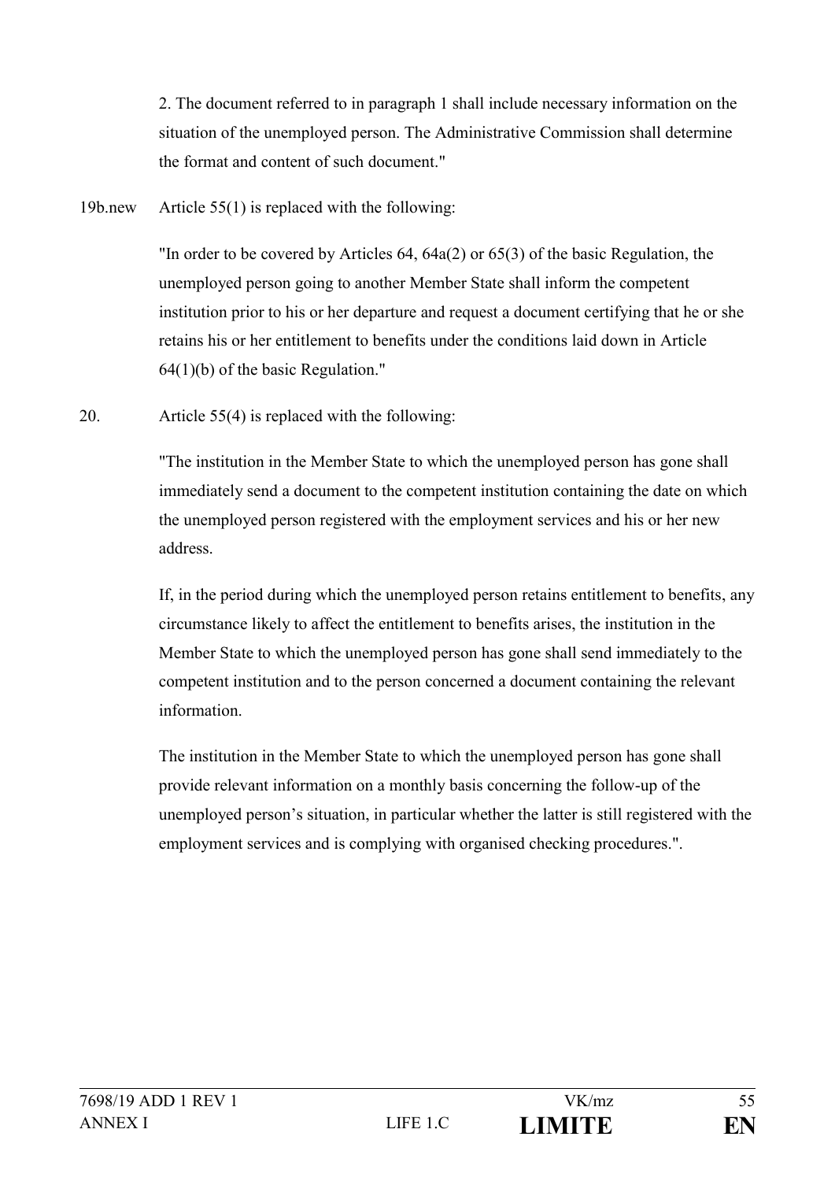2. The document referred to in paragraph 1 shall include necessary information on the situation of the unemployed person. The Administrative Commission shall determine the format and content of such document."

19b.new Article 55(1) is replaced with the following:

"In order to be covered by Articles 64, 64a(2) or 65(3) of the basic Regulation, the unemployed person going to another Member State shall inform the competent institution prior to his or her departure and request a document certifying that he or she retains his or her entitlement to benefits under the conditions laid down in Article 64(1)(b) of the basic Regulation."

20. Article 55(4) is replaced with the following:

"The institution in the Member State to which the unemployed person has gone shall immediately send a document to the competent institution containing the date on which the unemployed person registered with the employment services and his or her new address.

If, in the period during which the unemployed person retains entitlement to benefits, any circumstance likely to affect the entitlement to benefits arises, the institution in the Member State to which the unemployed person has gone shall send immediately to the competent institution and to the person concerned a document containing the relevant information.

The institution in the Member State to which the unemployed person has gone shall provide relevant information on a monthly basis concerning the follow-up of the unemployed person's situation, in particular whether the latter is still registered with the employment services and is complying with organised checking procedures.".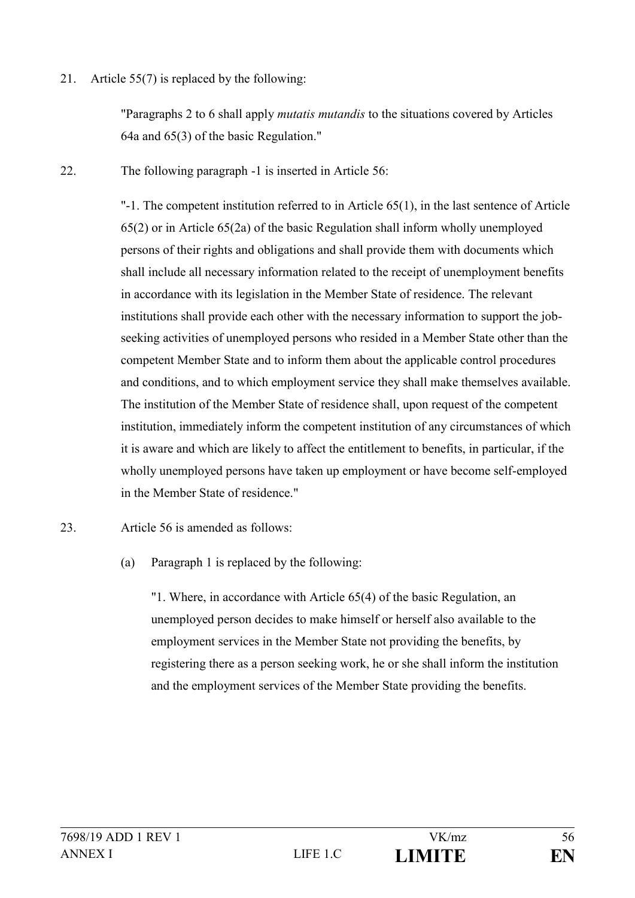21. Article 55(7) is replaced by the following:

"Paragraphs 2 to 6 shall apply *mutatis mutandis* to the situations covered by Articles 64a and 65(3) of the basic Regulation."

22. The following paragraph -1 is inserted in Article 56:

"-1. The competent institution referred to in Article 65(1), in the last sentence of Article 65(2) or in Article 65(2a) of the basic Regulation shall inform wholly unemployed persons of their rights and obligations and shall provide them with documents which shall include all necessary information related to the receipt of unemployment benefits in accordance with its legislation in the Member State of residence. The relevant institutions shall provide each other with the necessary information to support the job-seeking activities of unemployed persons who resided in a Member State other than the competent Member State and to inform them about the applicable control procedures and conditions, and to which employment service they shall make themselves available. The institution of the Member State of residence shall, upon request of the competent institution, immediately inform the competent institution of any circumstances of which it is aware and which are likely to affect the entitlement to benefits, in particular, if the wholly unemployed persons have taken up employment or have become self-employed in the Member State of residence."

23. Article 56 is amended as follows:

(a) Paragraph 1 is replaced by the following:

"1. Where, in accordance with Article 65(4) of the basic Regulation, an unemployed person decides to make himself or herself also available to the employment services in the Member State not providing the benefits, by registering there as a person seeking work, he or she shall inform the institution and the employment services of the Member State providing the benefits.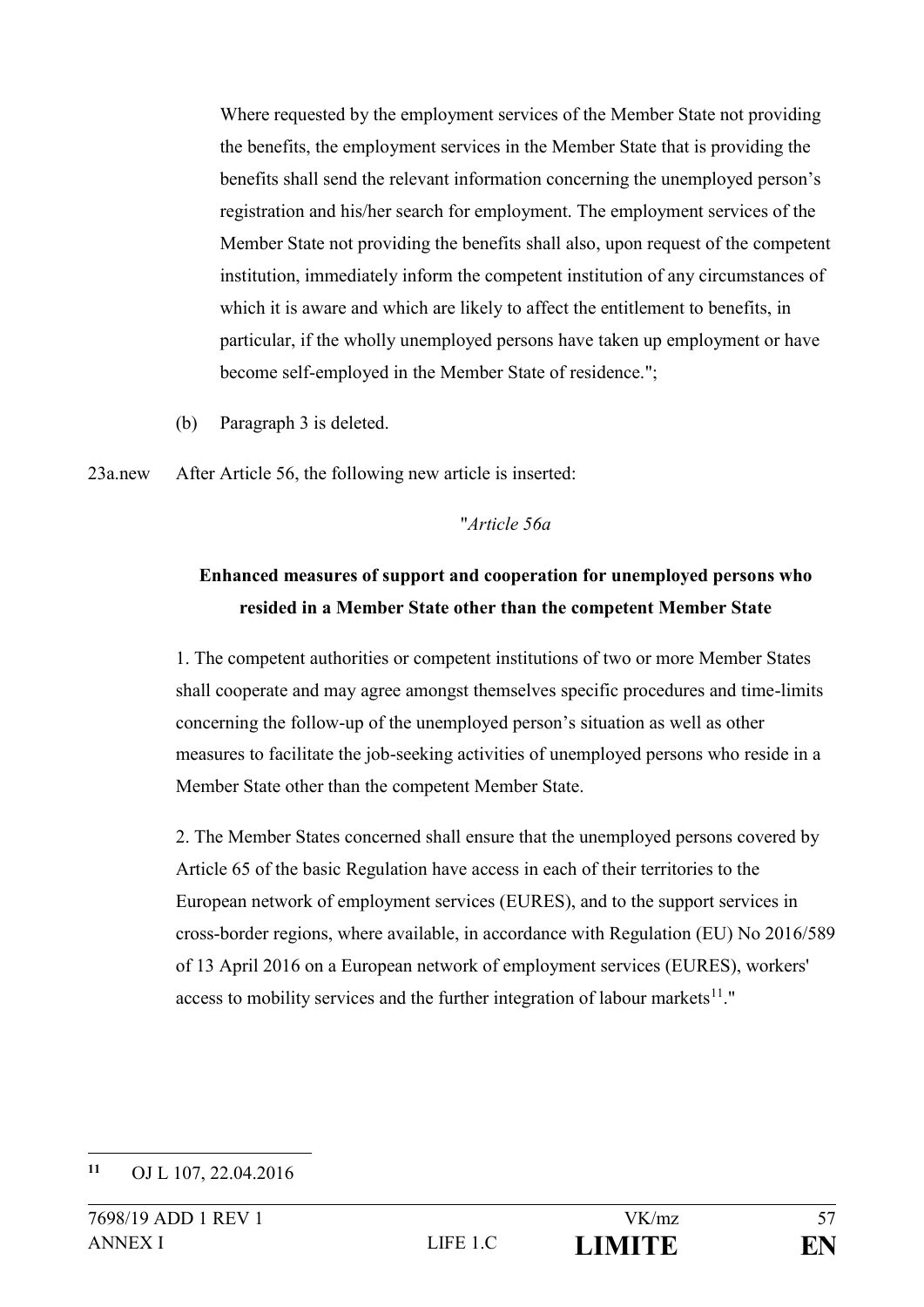Where requested by the employment services of the Member State not providing the benefits, the employment services in the Member State that is providing the benefits shall send the relevant information concerning the unemployed person's registration and his/her search for employment. The employment services of the Member State not providing the benefits shall also, upon request of the competent institution, immediately inform the competent institution of any circumstances of which it is aware and which are likely to affect the entitlement to benefits, in particular, if the wholly unemployed persons have taken up employment or have become self-employed in the Member State of residence.";

(b) Paragraph 3 is deleted.

23a.new After Article 56, the following new article is inserted:

"*Article 56a*

**Enhanced measures of support and cooperation for unemployed persons who resided in a Member State other than the competent Member State**

1. The competent authorities or competent institutions of two or more Member States shall cooperate and may agree amongst themselves specific procedures and time-limits concerning the follow-up of the unemployed person's situation as well as other measures to facilitate the job-seeking activities of unemployed persons who reside in a Member State other than the competent Member State.

2. The Member States concerned shall ensure that the unemployed persons covered by Article 65 of the basic Regulation have access in each of their territories to the European network of employment services (EURES), and to the support services in cross-border regions, where available, in accordance with Regulation (EU) No 2016/589 of 13 April 2016 on a European network of employment services (EURES), workers' access to mobility services and the further integration of labour markets[11]."

---

[11] OJ L 107, 22.04.2016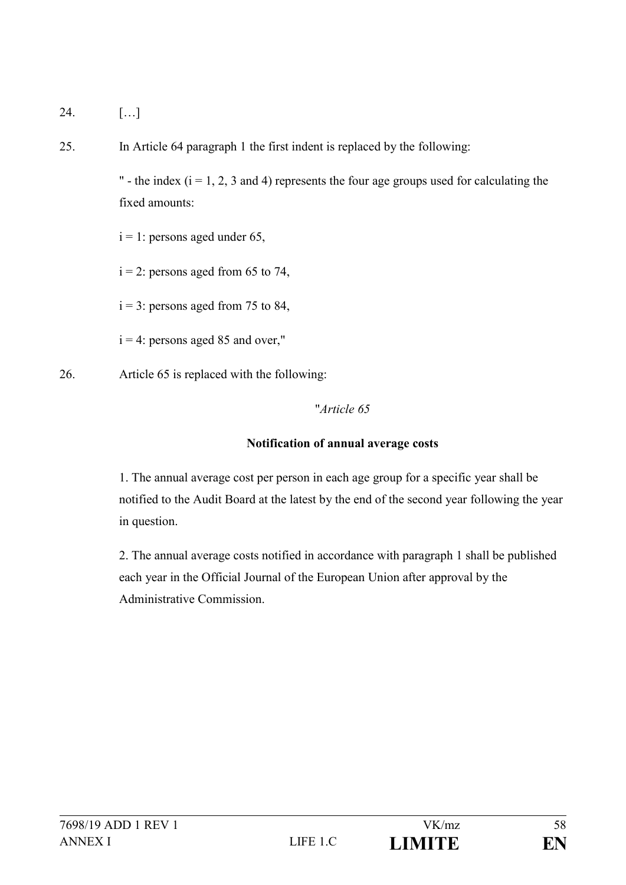24. […]

25. In Article 64 paragraph 1 the first indent is replaced by the following:

   " - the index ($i = 1, 2, 3$ and 4) represents the four age groups used for calculating the fixed amounts:

   $i = 1$: persons aged under 65,

   $i = 2$: persons aged from 65 to 74,

   $i = 3$: persons aged from 75 to 84,

   $i = 4$: persons aged 85 and over,"

26. Article 65 is replaced with the following:

"*Article 65*

**Notification of annual average costs**

1. The annual average cost per person in each age group for a specific year shall be notified to the Audit Board at the latest by the end of the second year following the year in question.

2. The annual average costs notified in accordance with paragraph 1 shall be published each year in the Official Journal of the European Union after approval by the Administrative Commission.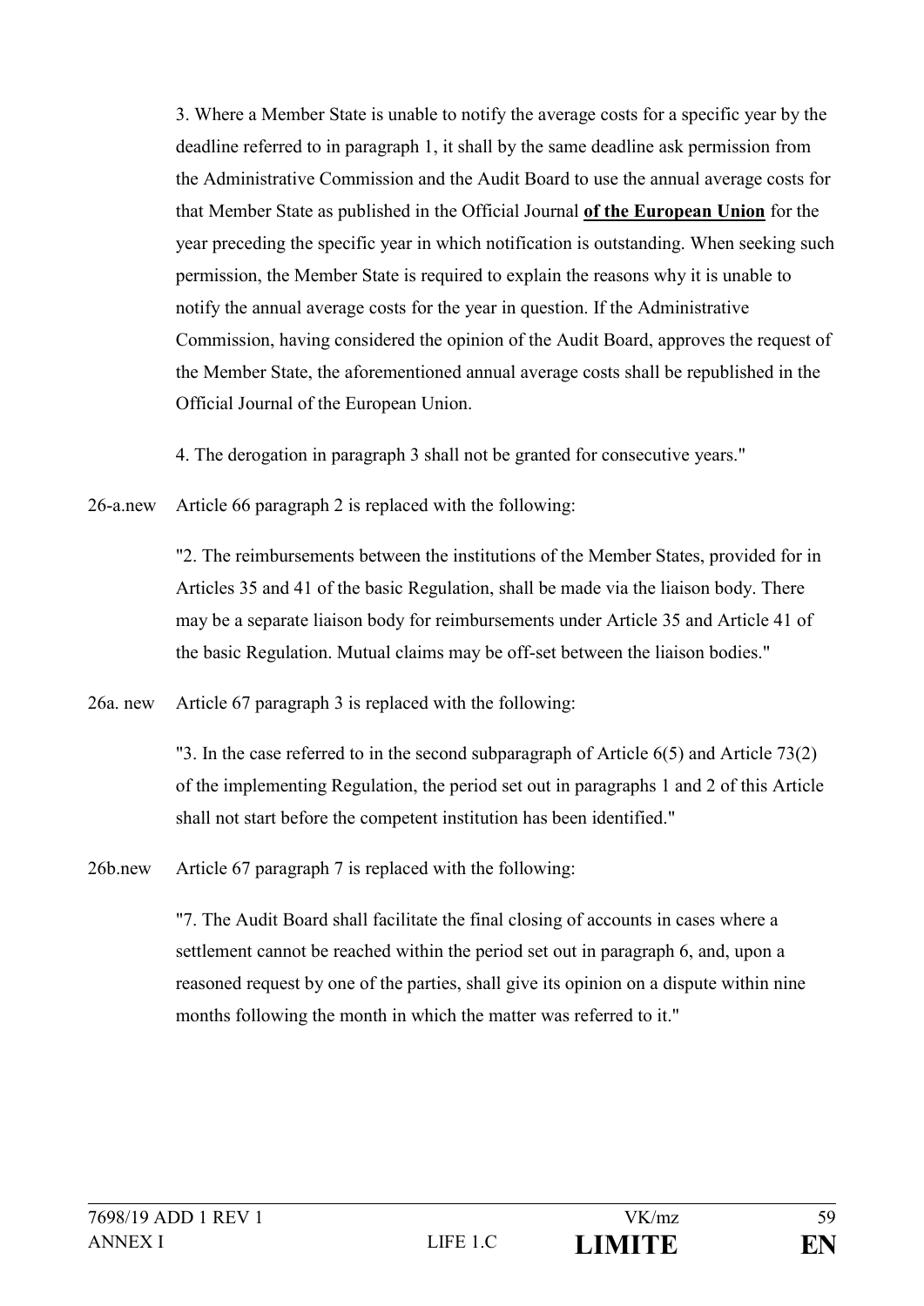3. Where a Member State is unable to notify the average costs for a specific year by the deadline referred to in paragraph 1, it shall by the same deadline ask permission from the Administrative Commission and the Audit Board to use the annual average costs for that Member State as published in the Official Journal **of the European Union** for the year preceding the specific year in which notification is outstanding. When seeking such permission, the Member State is required to explain the reasons why it is unable to notify the annual average costs for the year in question. If the Administrative Commission, having considered the opinion of the Audit Board, approves the request of the Member State, the aforementioned annual average costs shall be republished in the Official Journal of the European Union.

4. The derogation in paragraph 3 shall not be granted for consecutive years."

26-a.new Article 66 paragraph 2 is replaced with the following:

"2. The reimbursements between the institutions of the Member States, provided for in Articles 35 and 41 of the basic Regulation, shall be made via the liaison body. There may be a separate liaison body for reimbursements under Article 35 and Article 41 of the basic Regulation. Mutual claims may be off-set between the liaison bodies."

26a. new Article 67 paragraph 3 is replaced with the following:

"3. In the case referred to in the second subparagraph of Article 6(5) and Article 73(2) of the implementing Regulation, the period set out in paragraphs 1 and 2 of this Article shall not start before the competent institution has been identified."

26b.new Article 67 paragraph 7 is replaced with the following:

"7. The Audit Board shall facilitate the final closing of accounts in cases where a settlement cannot be reached within the period set out in paragraph 6, and, upon a reasoned request by one of the parties, shall give its opinion on a dispute within nine months following the month in which the matter was referred to it."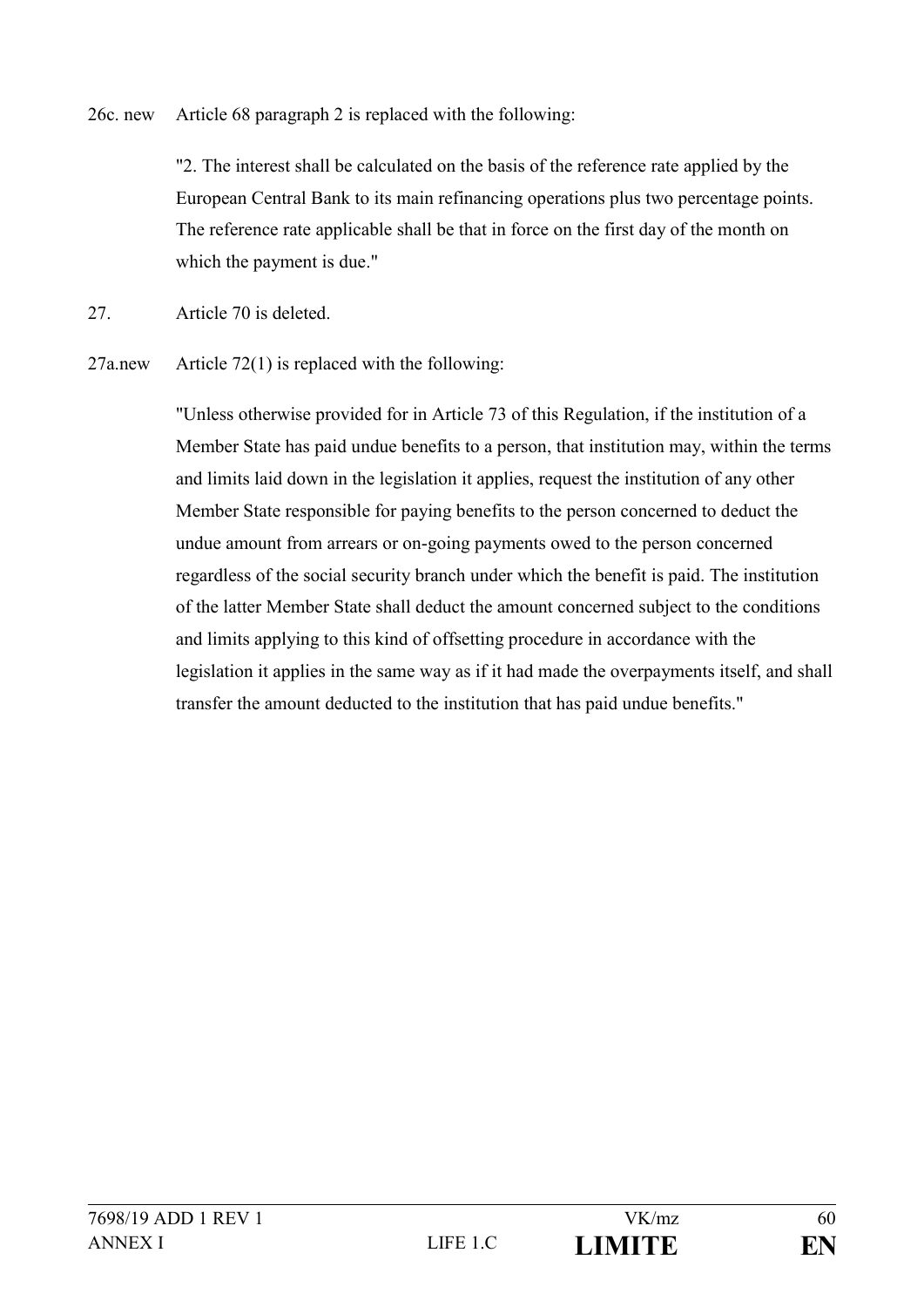26c. new Article 68 paragraph 2 is replaced with the following:

"2. The interest shall be calculated on the basis of the reference rate applied by the European Central Bank to its main refinancing operations plus two percentage points. The reference rate applicable shall be that in force on the first day of the month on which the payment is due."

27. Article 70 is deleted.

27a.new Article 72(1) is replaced with the following:

"Unless otherwise provided for in Article 73 of this Regulation, if the institution of a Member State has paid undue benefits to a person, that institution may, within the terms and limits laid down in the legislation it applies, request the institution of any other Member State responsible for paying benefits to the person concerned to deduct the undue amount from arrears or on-going payments owed to the person concerned regardless of the social security branch under which the benefit is paid. The institution of the latter Member State shall deduct the amount concerned subject to the conditions and limits applying to this kind of offsetting procedure in accordance with the legislation it applies in the same way as if it had made the overpayments itself, and shall transfer the amount deducted to the institution that has paid undue benefits."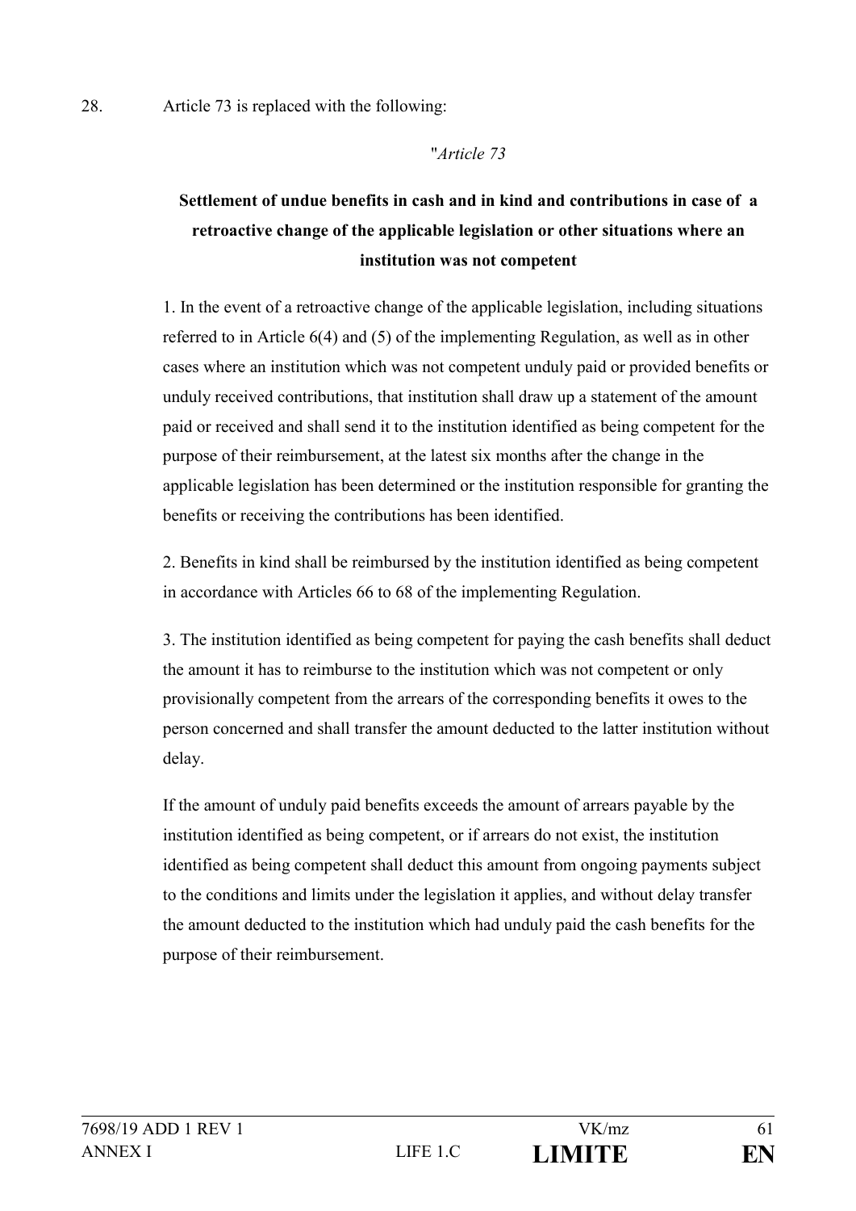28. Article 73 is replaced with the following:

"*Article 73*

**Settlement of undue benefits in cash and in kind and contributions in case of a retroactive change of the applicable legislation or other situations where an institution was not competent**

1. In the event of a retroactive change of the applicable legislation, including situations referred to in Article 6(4) and (5) of the implementing Regulation, as well as in other cases where an institution which was not competent unduly paid or provided benefits or unduly received contributions, that institution shall draw up a statement of the amount paid or received and shall send it to the institution identified as being competent for the purpose of their reimbursement, at the latest six months after the change in the applicable legislation has been determined or the institution responsible for granting the benefits or receiving the contributions has been identified.

2. Benefits in kind shall be reimbursed by the institution identified as being competent in accordance with Articles 66 to 68 of the implementing Regulation.

3. The institution identified as being competent for paying the cash benefits shall deduct the amount it has to reimburse to the institution which was not competent or only provisionally competent from the arrears of the corresponding benefits it owes to the person concerned and shall transfer the amount deducted to the latter institution without delay.

If the amount of unduly paid benefits exceeds the amount of arrears payable by the institution identified as being competent, or if arrears do not exist, the institution identified as being competent shall deduct this amount from ongoing payments subject to the conditions and limits under the legislation it applies, and without delay transfer the amount deducted to the institution which had unduly paid the cash benefits for the purpose of their reimbursement.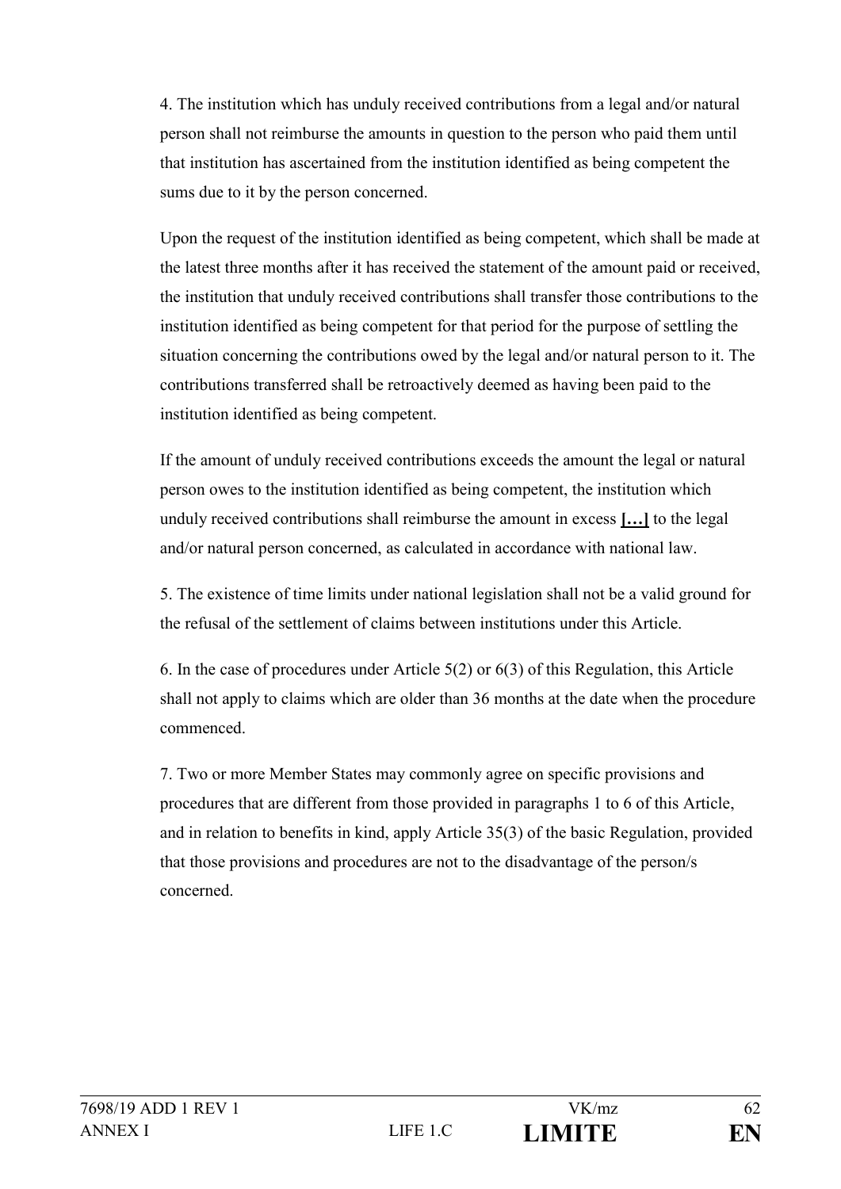4. The institution which has unduly received contributions from a legal and/or natural person shall not reimburse the amounts in question to the person who paid them until that institution has ascertained from the institution identified as being competent the sums due to it by the person concerned.

Upon the request of the institution identified as being competent, which shall be made at the latest three months after it has received the statement of the amount paid or received, the institution that unduly received contributions shall transfer those contributions to the institution identified as being competent for that period for the purpose of settling the situation concerning the contributions owed by the legal and/or natural person to it. The contributions transferred shall be retroactively deemed as having been paid to the institution identified as being competent.

If the amount of unduly received contributions exceeds the amount the legal or natural person owes to the institution identified as being competent, the institution which unduly received contributions shall reimburse the amount in excess **[…]** to the legal and/or natural person concerned, as calculated in accordance with national law.

5. The existence of time limits under national legislation shall not be a valid ground for the refusal of the settlement of claims between institutions under this Article.

6. In the case of procedures under Article 5(2) or 6(3) of this Regulation, this Article shall not apply to claims which are older than 36 months at the date when the procedure commenced.

7. Two or more Member States may commonly agree on specific provisions and procedures that are different from those provided in paragraphs 1 to 6 of this Article, and in relation to benefits in kind, apply Article 35(3) of the basic Regulation, provided that those provisions and procedures are not to the disadvantage of the person/s concerned.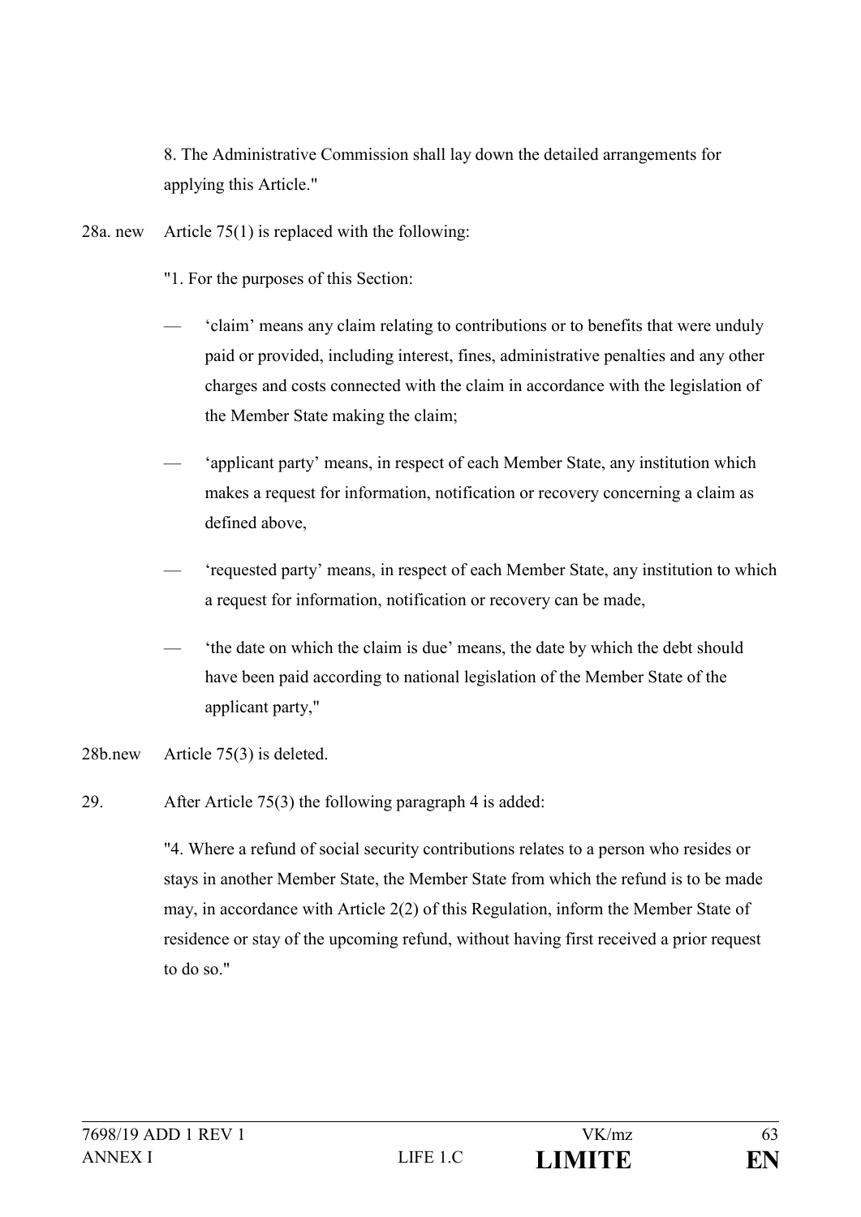8. The Administrative Commission shall lay down the detailed arrangements for applying this Article."

28a. new Article 75(1) is replaced with the following:

"1. For the purposes of this Section:

- 'claim' means any claim relating to contributions or to benefits that were unduly paid or provided, including interest, fines, administrative penalties and any other charges and costs connected with the claim in accordance with the legislation of the Member State making the claim;
- 'applicant party' means, in respect of each Member State, any institution which makes a request for information, notification or recovery concerning a claim as defined above,
- 'requested party' means, in respect of each Member State, any institution to which a request for information, notification or recovery can be made,
- 'the date on which the claim is due' means, the date by which the debt should have been paid according to national legislation of the Member State of the applicant party,"

28b.new Article 75(3) is deleted.

29. After Article 75(3) the following paragraph 4 is added:

"4. Where a refund of social security contributions relates to a person who resides or stays in another Member State, the Member State from which the refund is to be made may, in accordance with Article 2(2) of this Regulation, inform the Member State of residence or stay of the upcoming refund, without having first received a prior request to do so."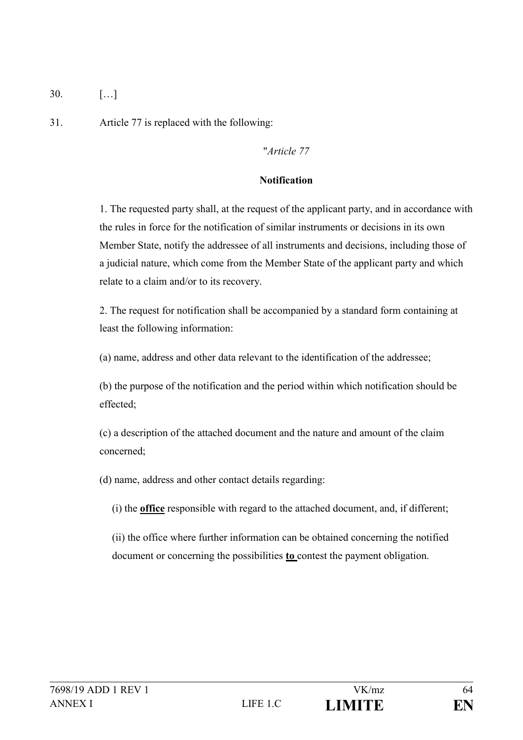30. […]

31. Article 77 is replaced with the following:

"*Article 77*

**Notification**

1. The requested party shall, at the request of the applicant party, and in accordance with the rules in force for the notification of similar instruments or decisions in its own Member State, notify the addressee of all instruments and decisions, including those of a judicial nature, which come from the Member State of the applicant party and which relate to a claim and/or to its recovery.

2. The request for notification shall be accompanied by a standard form containing at least the following information:

(a) name, address and other data relevant to the identification of the addressee;

(b) the purpose of the notification and the period within which notification should be effected;

(c) a description of the attached document and the nature and amount of the claim concerned;

(d) name, address and other contact details regarding:

(i) the <u>**office**</u> responsible with regard to the attached document, and, if different;

(ii) the office where further information can be obtained concerning the notified document or concerning the possibilities <u>**to**</u> contest the payment obligation.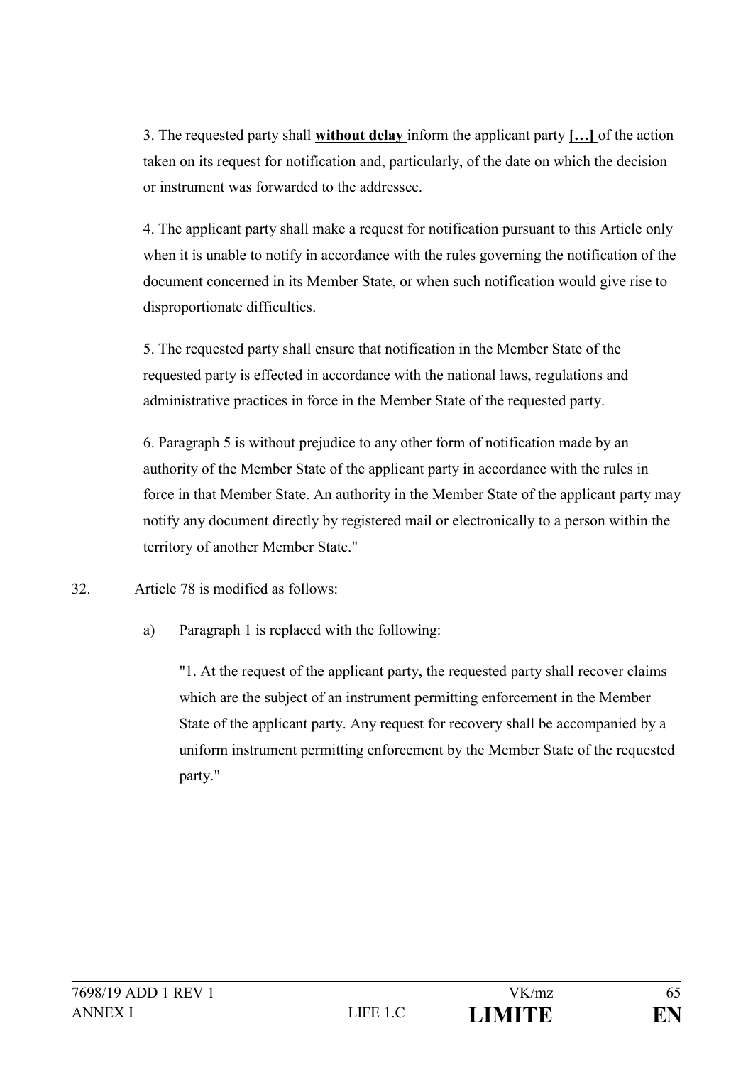3. The requested party shall <u>**without delay**</u> inform the applicant party <u>**[…]**</u> of the action taken on its request for notification and, particularly, of the date on which the decision or instrument was forwarded to the addressee.

4. The applicant party shall make a request for notification pursuant to this Article only when it is unable to notify in accordance with the rules governing the notification of the document concerned in its Member State, or when such notification would give rise to disproportionate difficulties.

5. The requested party shall ensure that notification in the Member State of the requested party is effected in accordance with the national laws, regulations and administrative practices in force in the Member State of the requested party.

6. Paragraph 5 is without prejudice to any other form of notification made by an authority of the Member State of the applicant party in accordance with the rules in force in that Member State. An authority in the Member State of the applicant party may notify any document directly by registered mail or electronically to a person within the territory of another Member State."

32. Article 78 is modified as follows:

a) Paragraph 1 is replaced with the following:

"1. At the request of the applicant party, the requested party shall recover claims which are the subject of an instrument permitting enforcement in the Member State of the applicant party. Any request for recovery shall be accompanied by a uniform instrument permitting enforcement by the Member State of the requested party."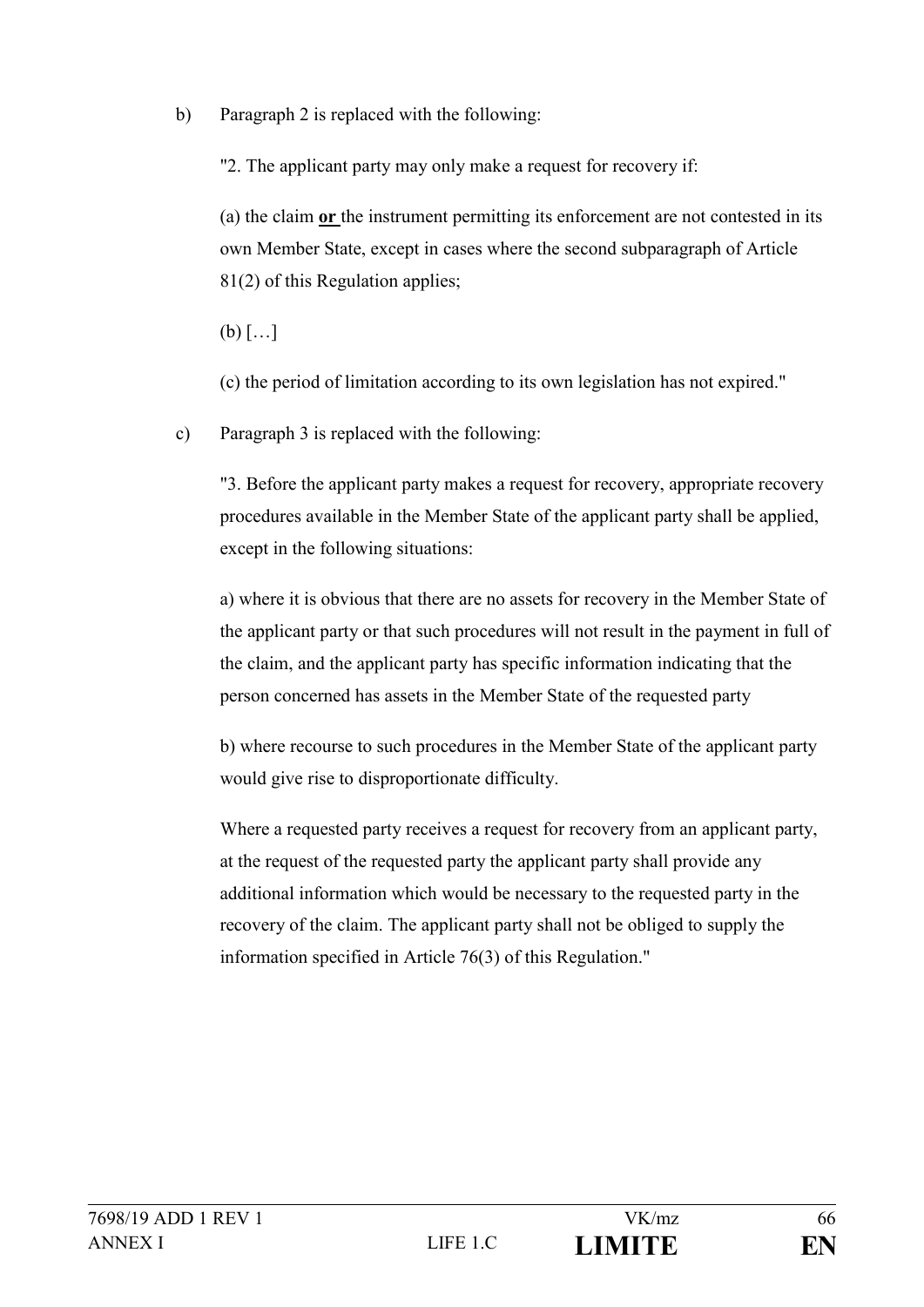b) Paragraph 2 is replaced with the following:

"2. The applicant party may only make a request for recovery if:

(a) the claim **or** the instrument permitting its enforcement are not contested in its own Member State, except in cases where the second subparagraph of Article 81(2) of this Regulation applies;

(b) […]

(c) the period of limitation according to its own legislation has not expired."

c) Paragraph 3 is replaced with the following:

"3. Before the applicant party makes a request for recovery, appropriate recovery procedures available in the Member State of the applicant party shall be applied, except in the following situations:

a) where it is obvious that there are no assets for recovery in the Member State of the applicant party or that such procedures will not result in the payment in full of the claim, and the applicant party has specific information indicating that the person concerned has assets in the Member State of the requested party

b) where recourse to such procedures in the Member State of the applicant party would give rise to disproportionate difficulty.

Where a requested party receives a request for recovery from an applicant party, at the request of the requested party the applicant party shall provide any additional information which would be necessary to the requested party in the recovery of the claim. The applicant party shall not be obliged to supply the information specified in Article 76(3) of this Regulation."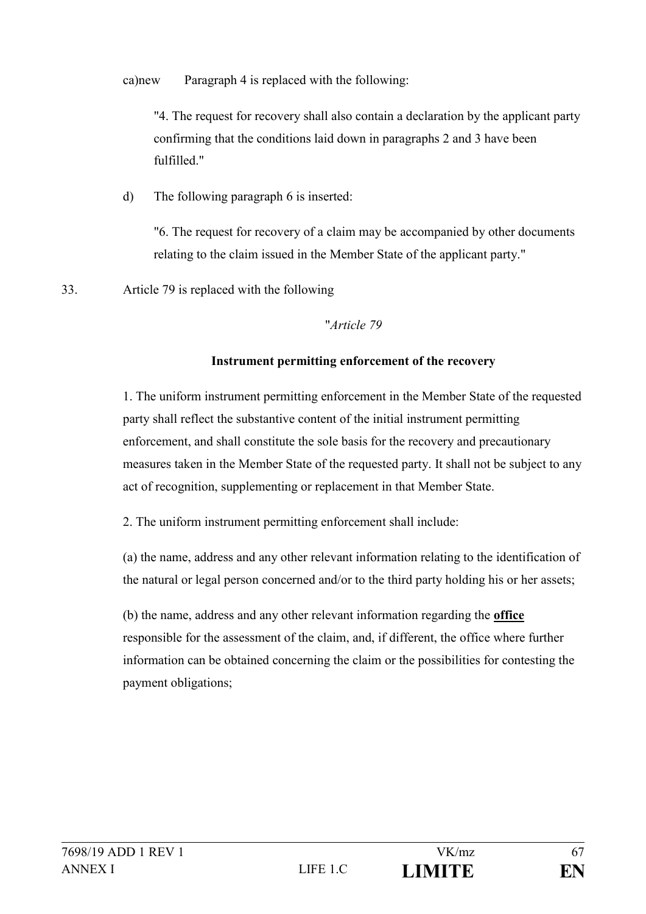ca)new Paragraph 4 is replaced with the following:

"4. The request for recovery shall also contain a declaration by the applicant party confirming that the conditions laid down in paragraphs 2 and 3 have been fulfilled."

d) The following paragraph 6 is inserted:

"6. The request for recovery of a claim may be accompanied by other documents relating to the claim issued in the Member State of the applicant party."

33. Article 79 is replaced with the following

"*Article 79*

**Instrument permitting enforcement of the recovery**

1. The uniform instrument permitting enforcement in the Member State of the requested party shall reflect the substantive content of the initial instrument permitting enforcement, and shall constitute the sole basis for the recovery and precautionary measures taken in the Member State of the requested party. It shall not be subject to any act of recognition, supplementing or replacement in that Member State.

2. The uniform instrument permitting enforcement shall include:

(a) the name, address and any other relevant information relating to the identification of the natural or legal person concerned and/or to the third party holding his or her assets;

(b) the name, address and any other relevant information regarding the **office** responsible for the assessment of the claim, and, if different, the office where further information can be obtained concerning the claim or the possibilities for contesting the payment obligations;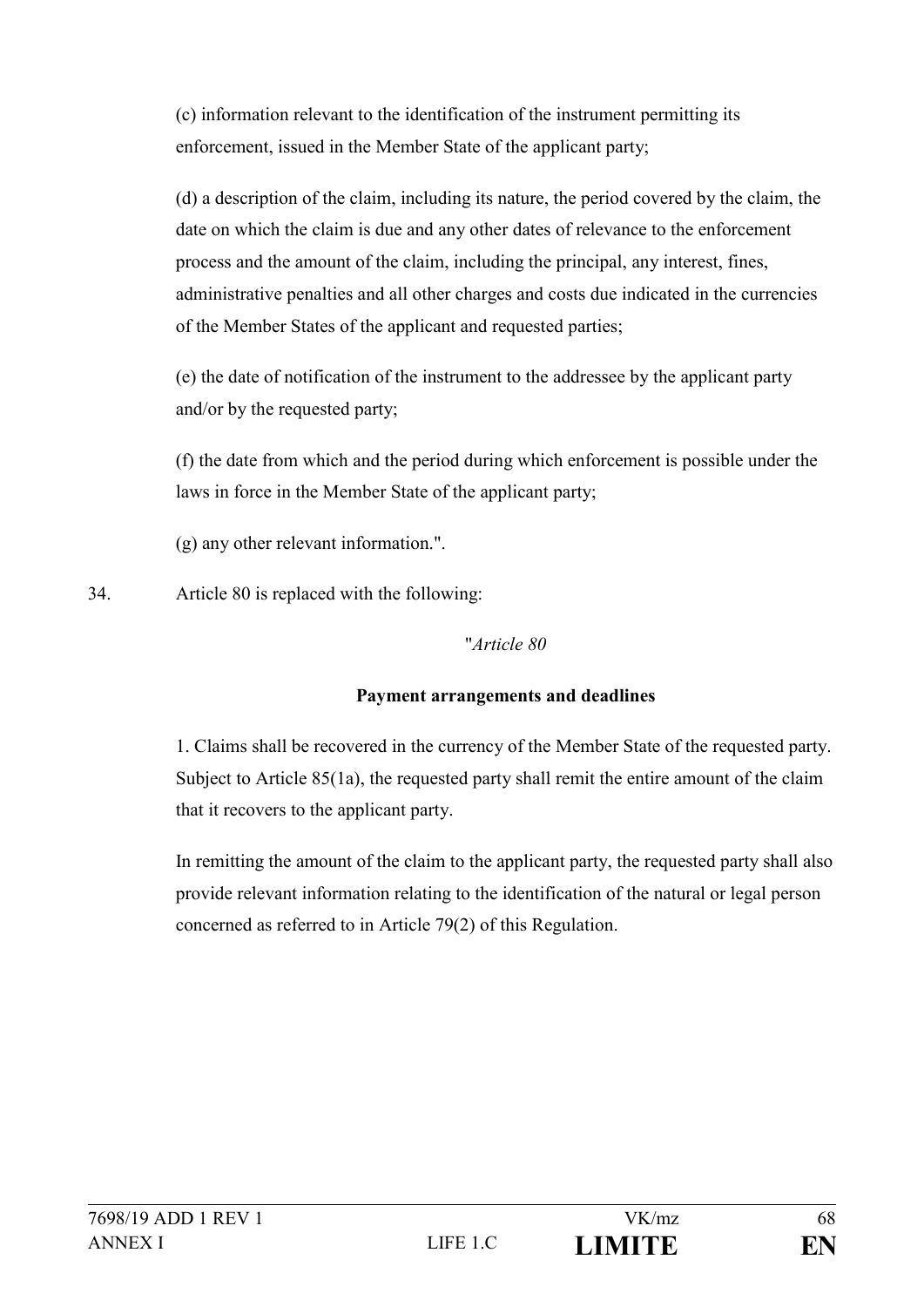(c) information relevant to the identification of the instrument permitting its enforcement, issued in the Member State of the applicant party;

(d) a description of the claim, including its nature, the period covered by the claim, the date on which the claim is due and any other dates of relevance to the enforcement process and the amount of the claim, including the principal, any interest, fines, administrative penalties and all other charges and costs due indicated in the currencies of the Member States of the applicant and requested parties;

(e) the date of notification of the instrument to the addressee by the applicant party and/or by the requested party;

(f) the date from which and the period during which enforcement is possible under the laws in force in the Member State of the applicant party;

(g) any other relevant information.".

34. Article 80 is replaced with the following:

"*Article 80*

**Payment arrangements and deadlines**

1. Claims shall be recovered in the currency of the Member State of the requested party. Subject to Article 85(1a), the requested party shall remit the entire amount of the claim that it recovers to the applicant party.

In remitting the amount of the claim to the applicant party, the requested party shall also provide relevant information relating to the identification of the natural or legal person concerned as referred to in Article 79(2) of this Regulation.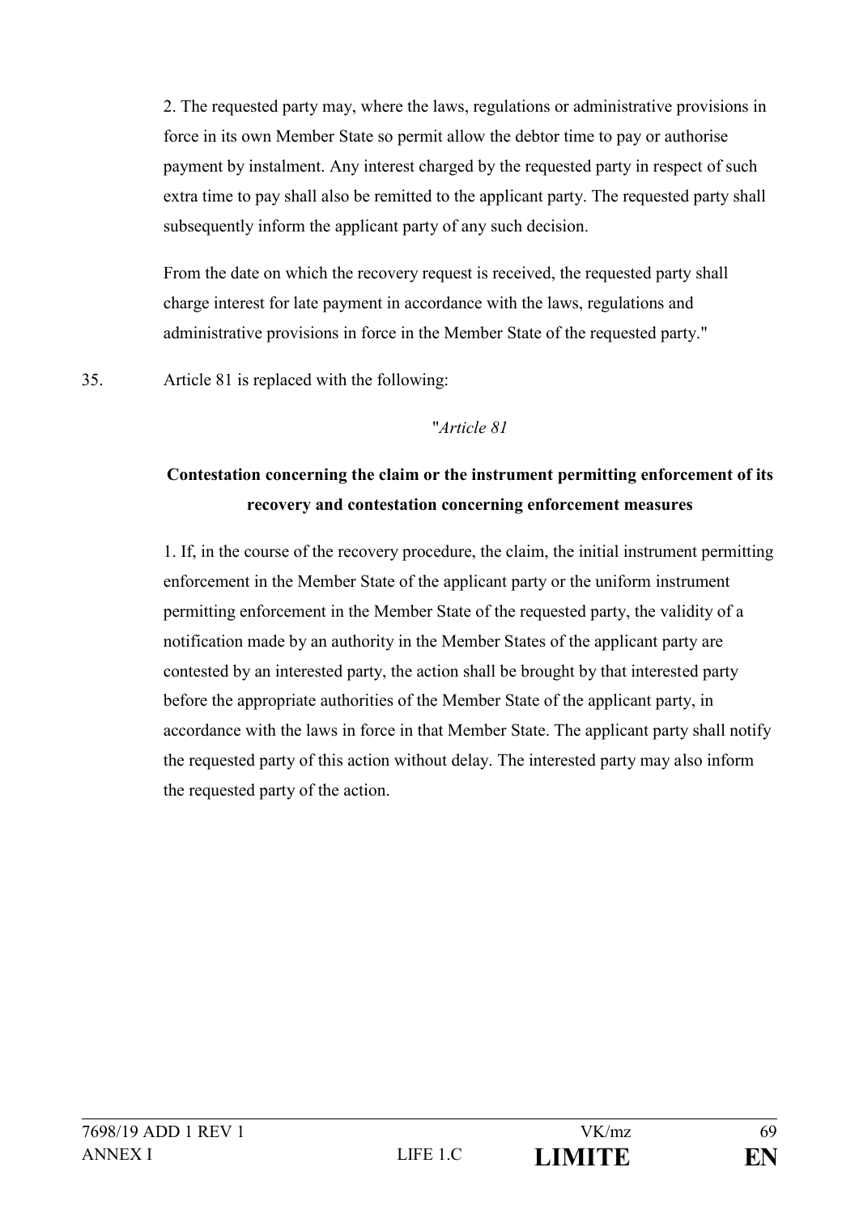2. The requested party may, where the laws, regulations or administrative provisions in force in its own Member State so permit allow the debtor time to pay or authorise payment by instalment. Any interest charged by the requested party in respect of such extra time to pay shall also be remitted to the applicant party. The requested party shall subsequently inform the applicant party of any such decision.

From the date on which the recovery request is received, the requested party shall charge interest for late payment in accordance with the laws, regulations and administrative provisions in force in the Member State of the requested party."

35. Article 81 is replaced with the following:

"*Article 81*

**Contestation concerning the claim or the instrument permitting enforcement of its recovery and contestation concerning enforcement measures**

1. If, in the course of the recovery procedure, the claim, the initial instrument permitting enforcement in the Member State of the applicant party or the uniform instrument permitting enforcement in the Member State of the requested party, the validity of a notification made by an authority in the Member States of the applicant party are contested by an interested party, the action shall be brought by that interested party before the appropriate authorities of the Member State of the applicant party, in accordance with the laws in force in that Member State. The applicant party shall notify the requested party of this action without delay. The interested party may also inform the requested party of the action.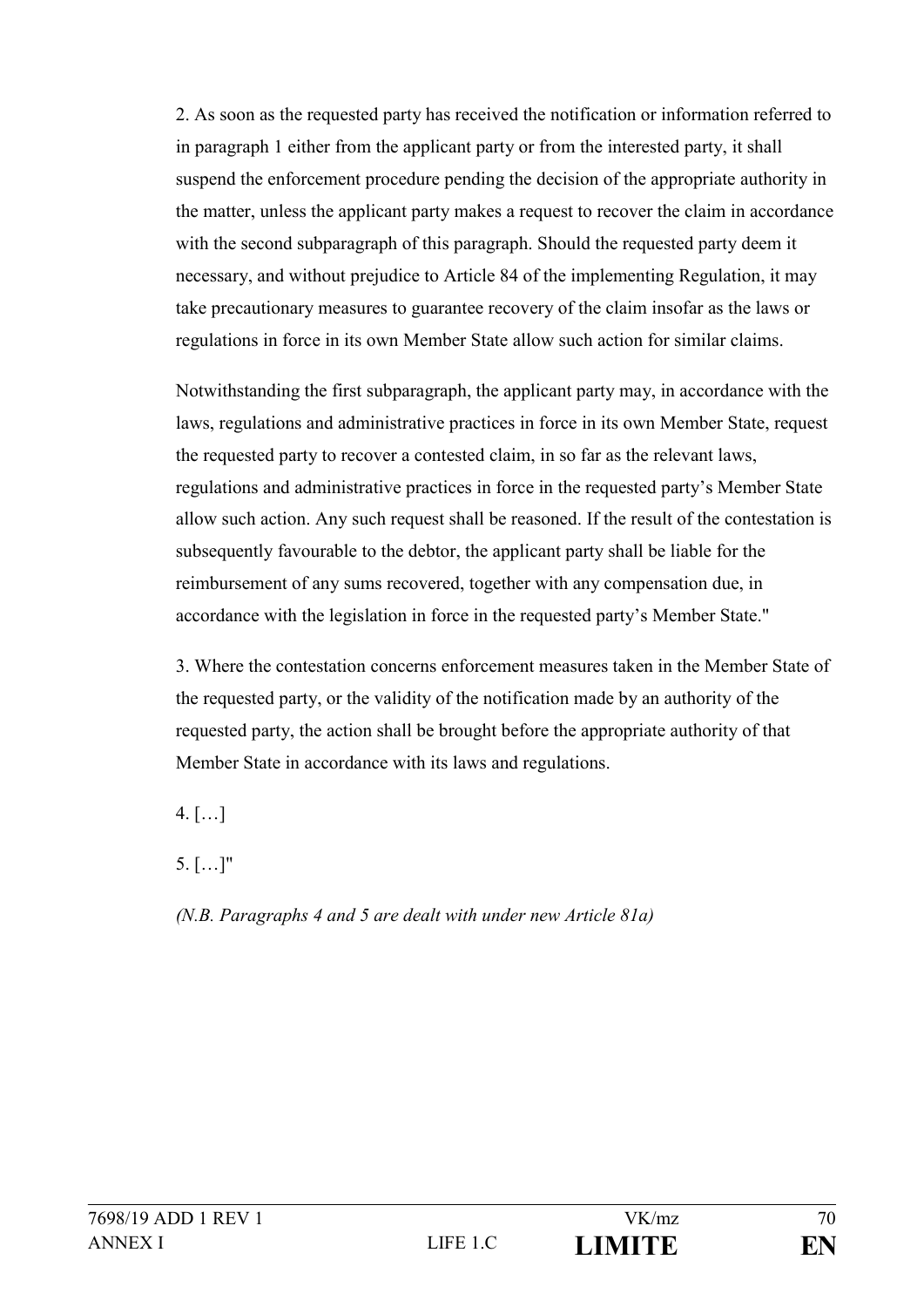2. As soon as the requested party has received the notification or information referred to in paragraph 1 either from the applicant party or from the interested party, it shall suspend the enforcement procedure pending the decision of the appropriate authority in the matter, unless the applicant party makes a request to recover the claim in accordance with the second subparagraph of this paragraph. Should the requested party deem it necessary, and without prejudice to Article 84 of the implementing Regulation, it may take precautionary measures to guarantee recovery of the claim insofar as the laws or regulations in force in its own Member State allow such action for similar claims.

Notwithstanding the first subparagraph, the applicant party may, in accordance with the laws, regulations and administrative practices in force in its own Member State, request the requested party to recover a contested claim, in so far as the relevant laws, regulations and administrative practices in force in the requested party's Member State allow such action. Any such request shall be reasoned. If the result of the contestation is subsequently favourable to the debtor, the applicant party shall be liable for the reimbursement of any sums recovered, together with any compensation due, in accordance with the legislation in force in the requested party's Member State."

3. Where the contestation concerns enforcement measures taken in the Member State of the requested party, or the validity of the notification made by an authority of the requested party, the action shall be brought before the appropriate authority of that Member State in accordance with its laws and regulations.

4. […]

5. […]"

*(N.B. Paragraphs 4 and 5 are dealt with under new Article 81a)*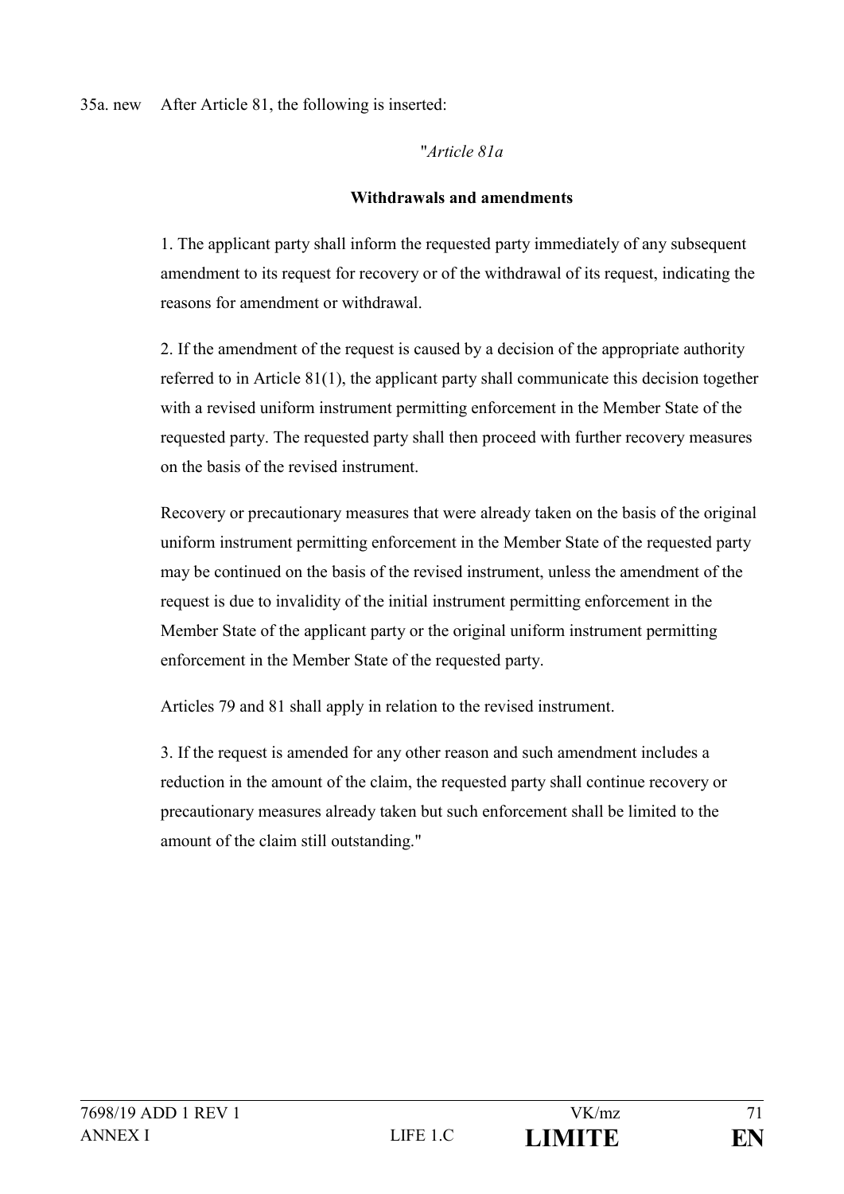35a. new After Article 81, the following is inserted:

"*Article 81a*

**Withdrawals and amendments**

1. The applicant party shall inform the requested party immediately of any subsequent amendment to its request for recovery or of the withdrawal of its request, indicating the reasons for amendment or withdrawal.

2. If the amendment of the request is caused by a decision of the appropriate authority referred to in Article 81(1), the applicant party shall communicate this decision together with a revised uniform instrument permitting enforcement in the Member State of the requested party. The requested party shall then proceed with further recovery measures on the basis of the revised instrument.

Recovery or precautionary measures that were already taken on the basis of the original uniform instrument permitting enforcement in the Member State of the requested party may be continued on the basis of the revised instrument, unless the amendment of the request is due to invalidity of the initial instrument permitting enforcement in the Member State of the applicant party or the original uniform instrument permitting enforcement in the Member State of the requested party.

Articles 79 and 81 shall apply in relation to the revised instrument.

3. If the request is amended for any other reason and such amendment includes a reduction in the amount of the claim, the requested party shall continue recovery or precautionary measures already taken but such enforcement shall be limited to the amount of the claim still outstanding."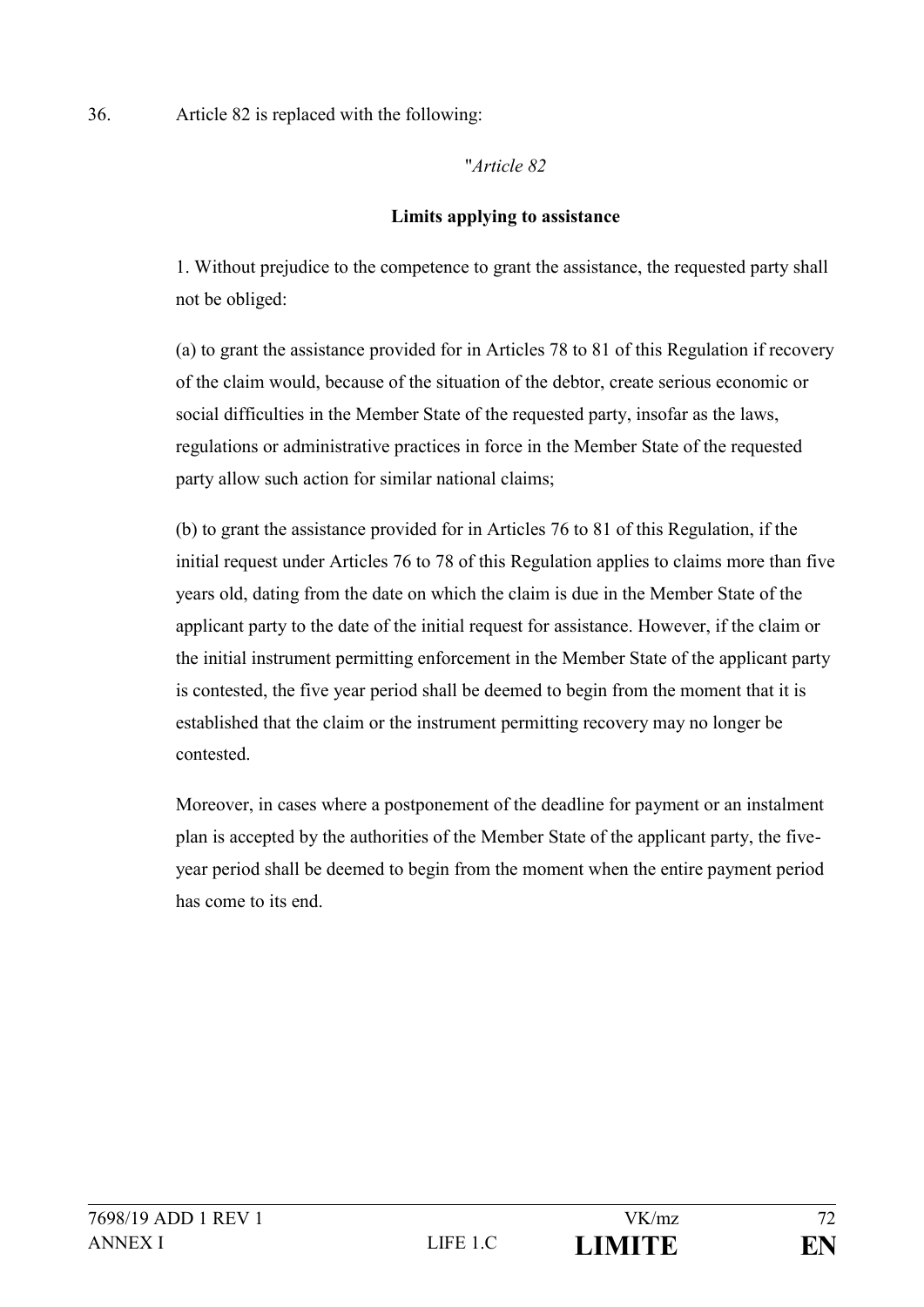36. Article 82 is replaced with the following:

"*Article 82*

**Limits applying to assistance**

1. Without prejudice to the competence to grant the assistance, the requested party shall not be obliged:

(a) to grant the assistance provided for in Articles 78 to 81 of this Regulation if recovery of the claim would, because of the situation of the debtor, create serious economic or social difficulties in the Member State of the requested party, insofar as the laws, regulations or administrative practices in force in the Member State of the requested party allow such action for similar national claims;

(b) to grant the assistance provided for in Articles 76 to 81 of this Regulation, if the initial request under Articles 76 to 78 of this Regulation applies to claims more than five years old, dating from the date on which the claim is due in the Member State of the applicant party to the date of the initial request for assistance. However, if the claim or the initial instrument permitting enforcement in the Member State of the applicant party is contested, the five year period shall be deemed to begin from the moment that it is established that the claim or the instrument permitting recovery may no longer be contested.

Moreover, in cases where a postponement of the deadline for payment or an instalment plan is accepted by the authorities of the Member State of the applicant party, the five-year period shall be deemed to begin from the moment when the entire payment period has come to its end.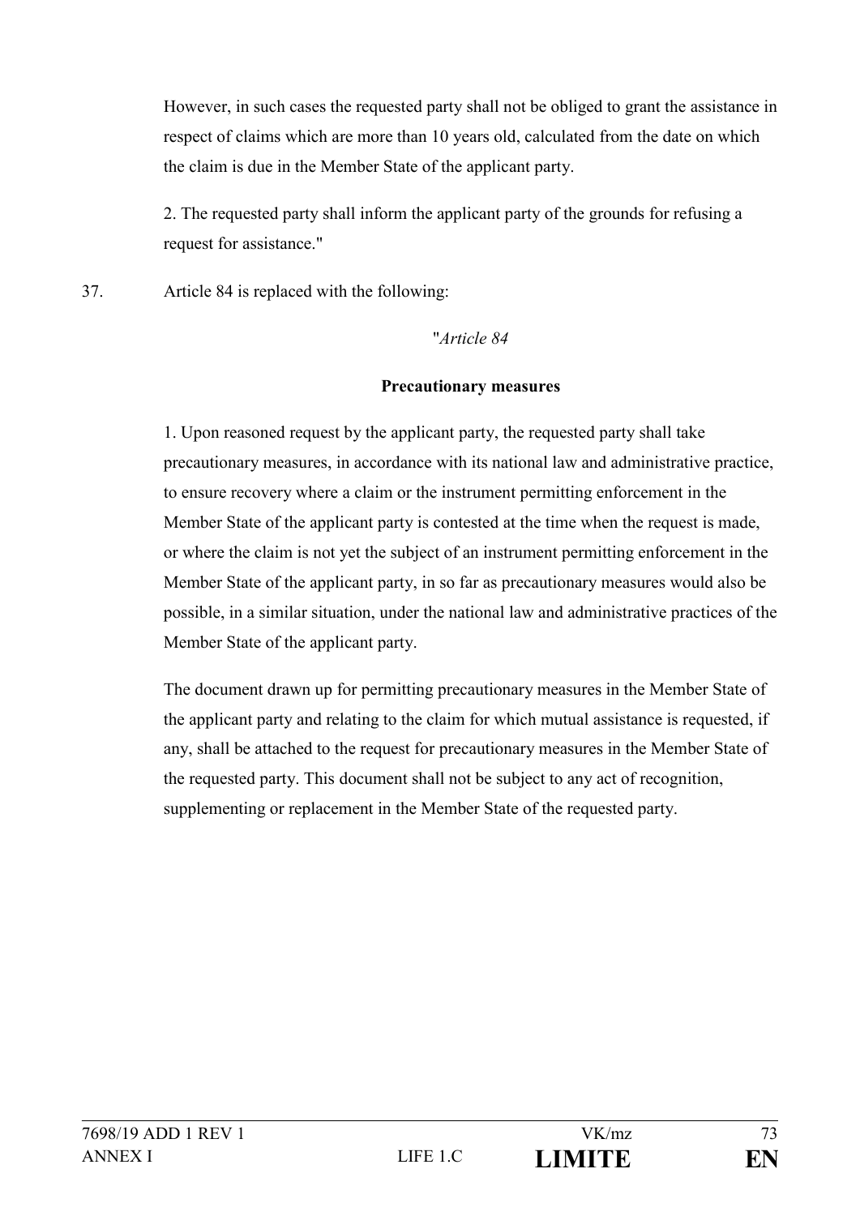However, in such cases the requested party shall not be obliged to grant the assistance in respect of claims which are more than 10 years old, calculated from the date on which the claim is due in the Member State of the applicant party.

2. The requested party shall inform the applicant party of the grounds for refusing a request for assistance."

37. Article 84 is replaced with the following:

"*Article 84*

**Precautionary measures**

1. Upon reasoned request by the applicant party, the requested party shall take precautionary measures, in accordance with its national law and administrative practice, to ensure recovery where a claim or the instrument permitting enforcement in the Member State of the applicant party is contested at the time when the request is made, or where the claim is not yet the subject of an instrument permitting enforcement in the Member State of the applicant party, in so far as precautionary measures would also be possible, in a similar situation, under the national law and administrative practices of the Member State of the applicant party.

The document drawn up for permitting precautionary measures in the Member State of the applicant party and relating to the claim for which mutual assistance is requested, if any, shall be attached to the request for precautionary measures in the Member State of the requested party. This document shall not be subject to any act of recognition, supplementing or replacement in the Member State of the requested party.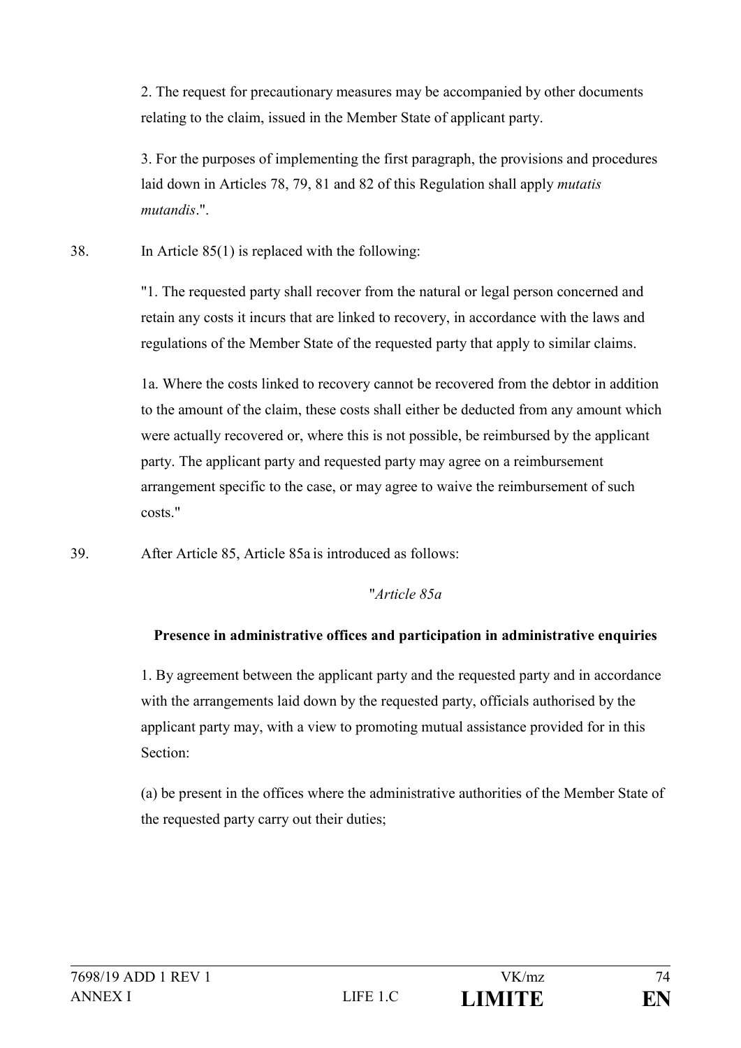2. The request for precautionary measures may be accompanied by other documents relating to the claim, issued in the Member State of applicant party.

3. For the purposes of implementing the first paragraph, the provisions and procedures laid down in Articles 78, 79, 81 and 82 of this Regulation shall apply *mutatis mutandis*.".

38. In Article 85(1) is replaced with the following:

"1. The requested party shall recover from the natural or legal person concerned and retain any costs it incurs that are linked to recovery, in accordance with the laws and regulations of the Member State of the requested party that apply to similar claims.

1a. Where the costs linked to recovery cannot be recovered from the debtor in addition to the amount of the claim, these costs shall either be deducted from any amount which were actually recovered or, where this is not possible, be reimbursed by the applicant party. The applicant party and requested party may agree on a reimbursement arrangement specific to the case, or may agree to waive the reimbursement of such costs."

39. After Article 85, Article 85a is introduced as follows:

"*Article 85a*

**Presence in administrative offices and participation in administrative enquiries**

1. By agreement between the applicant party and the requested party and in accordance with the arrangements laid down by the requested party, officials authorised by the applicant party may, with a view to promoting mutual assistance provided for in this Section:

(a) be present in the offices where the administrative authorities of the Member State of the requested party carry out their duties;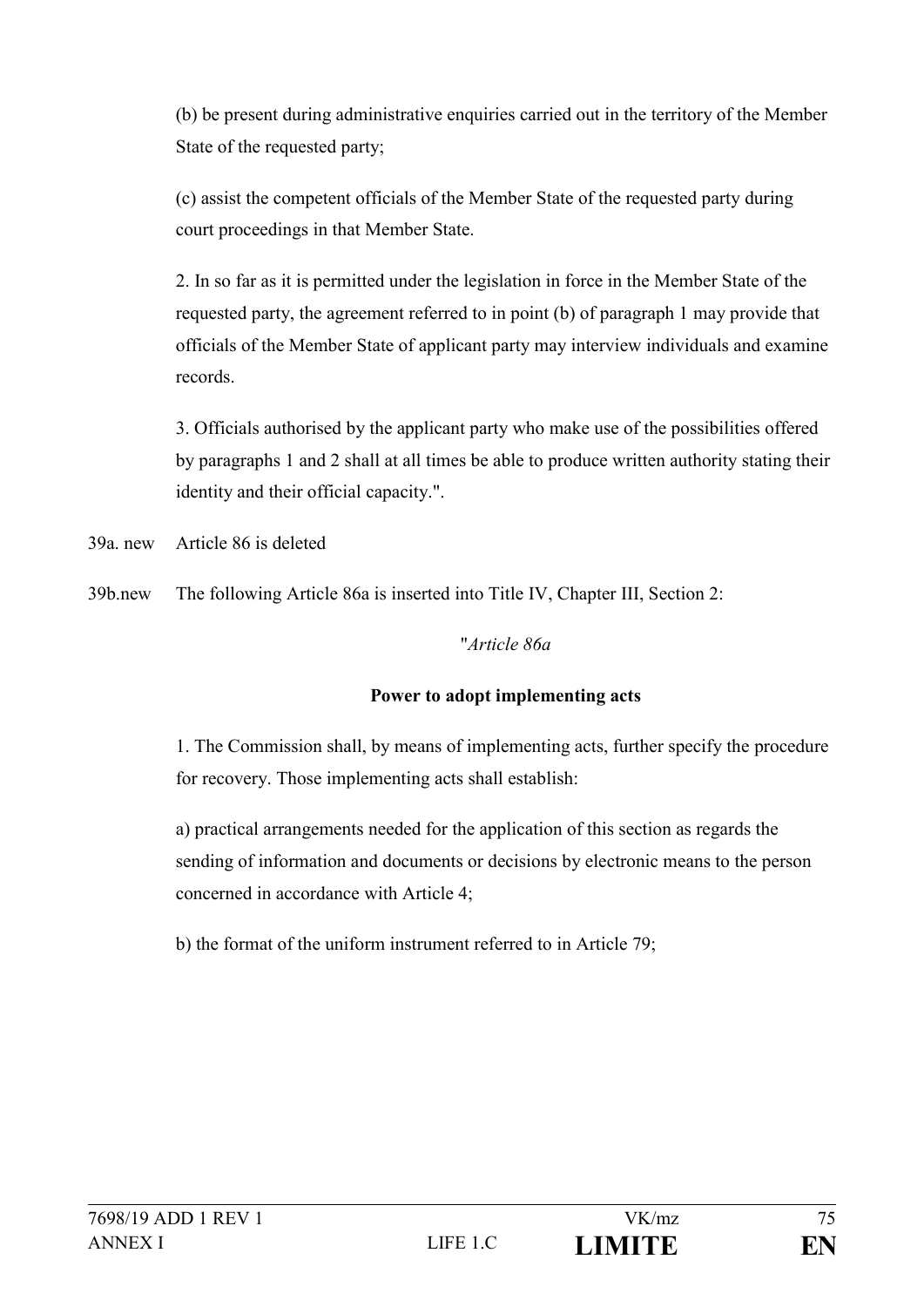(b) be present during administrative enquiries carried out in the territory of the Member State of the requested party;

(c) assist the competent officials of the Member State of the requested party during court proceedings in that Member State.

2. In so far as it is permitted under the legislation in force in the Member State of the requested party, the agreement referred to in point (b) of paragraph 1 may provide that officials of the Member State of applicant party may interview individuals and examine records.

3. Officials authorised by the applicant party who make use of the possibilities offered by paragraphs 1 and 2 shall at all times be able to produce written authority stating their identity and their official capacity.".

39a. new Article 86 is deleted

39b.new The following Article 86a is inserted into Title IV, Chapter III, Section 2:

"*Article 86a*

**Power to adopt implementing acts**

1. The Commission shall, by means of implementing acts, further specify the procedure for recovery. Those implementing acts shall establish:

a) practical arrangements needed for the application of this section as regards the sending of information and documents or decisions by electronic means to the person concerned in accordance with Article 4;

b) the format of the uniform instrument referred to in Article 79;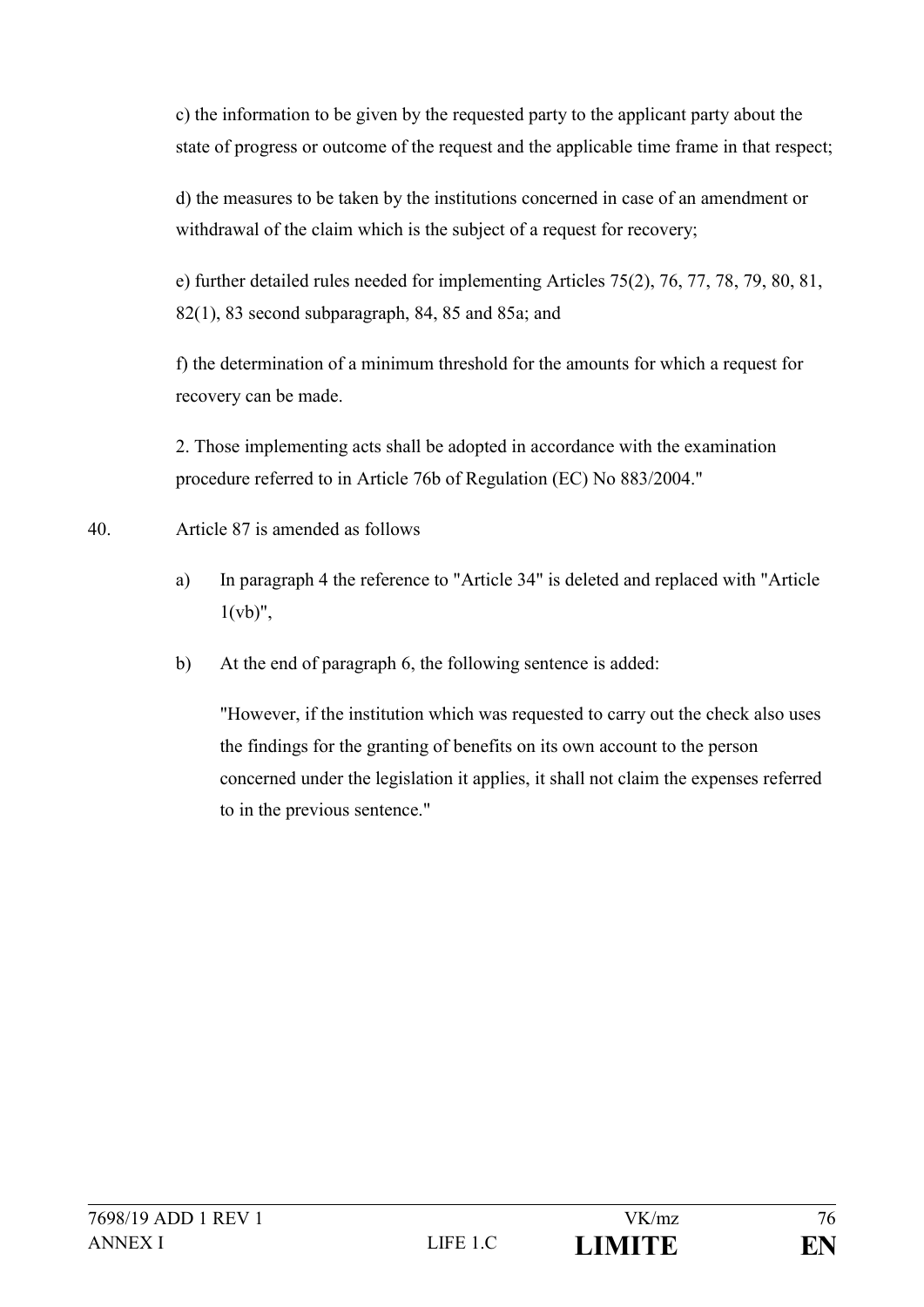c) the information to be given by the requested party to the applicant party about the state of progress or outcome of the request and the applicable time frame in that respect;

d) the measures to be taken by the institutions concerned in case of an amendment or withdrawal of the claim which is the subject of a request for recovery;

e) further detailed rules needed for implementing Articles 75(2), 76, 77, 78, 79, 80, 81, 82(1), 83 second subparagraph, 84, 85 and 85a; and

f) the determination of a minimum threshold for the amounts for which a request for recovery can be made.

2. Those implementing acts shall be adopted in accordance with the examination procedure referred to in Article 76b of Regulation (EC) No 883/2004."

40. Article 87 is amended as follows

a) In paragraph 4 the reference to "Article 34" is deleted and replaced with "Article 1(vb)",

b) At the end of paragraph 6, the following sentence is added:

"However, if the institution which was requested to carry out the check also uses the findings for the granting of benefits on its own account to the person concerned under the legislation it applies, it shall not claim the expenses referred to in the previous sentence."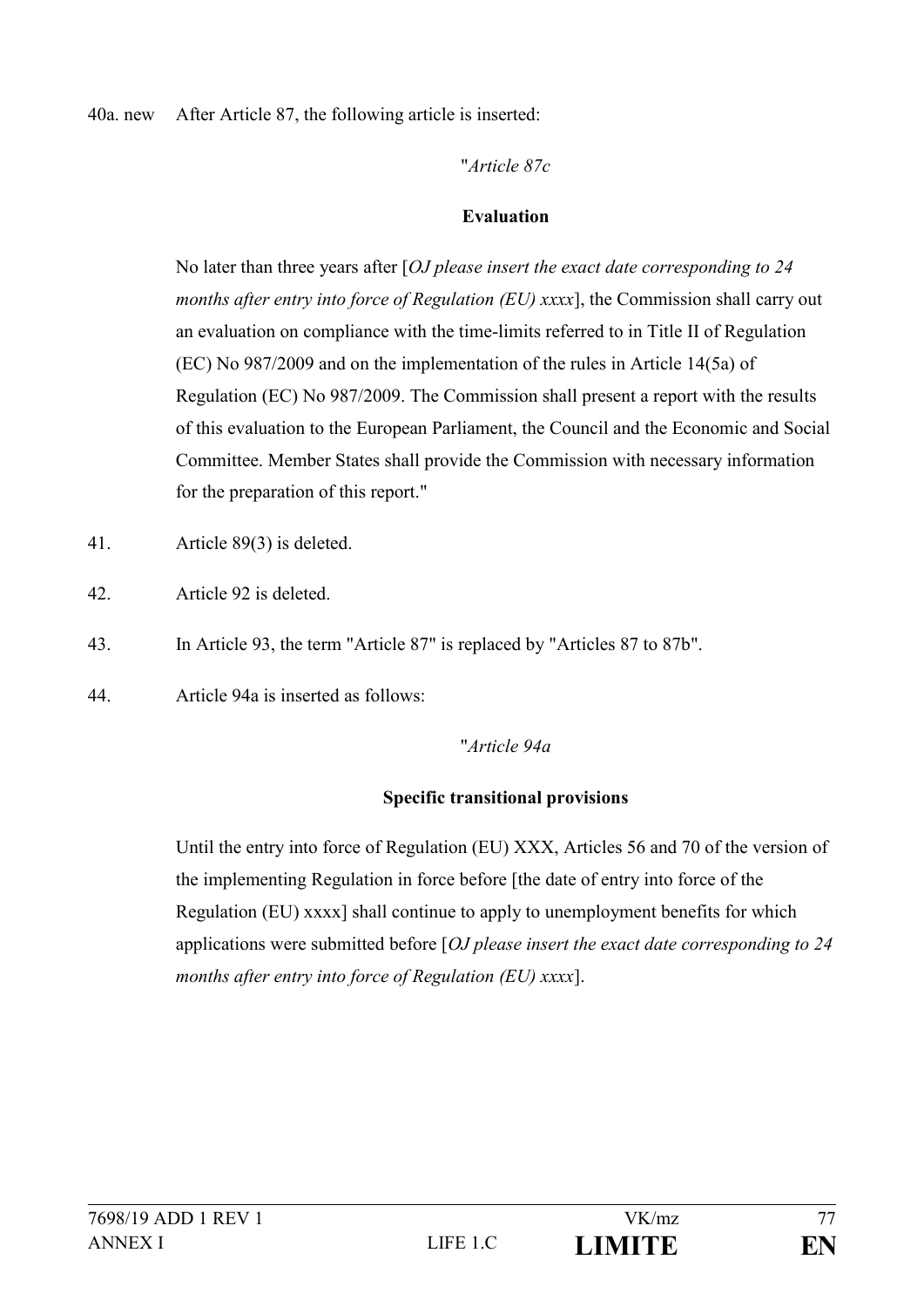40a. new After Article 87, the following article is inserted:

"*Article 87c*

**Evaluation**

No later than three years after [*OJ please insert the exact date corresponding to 24 months after entry into force of Regulation (EU) xxxx*], the Commission shall carry out an evaluation on compliance with the time-limits referred to in Title II of Regulation (EC) No 987/2009 and on the implementation of the rules in Article 14(5a) of Regulation (EC) No 987/2009. The Commission shall present a report with the results of this evaluation to the European Parliament, the Council and the Economic and Social Committee. Member States shall provide the Commission with necessary information for the preparation of this report."

41. Article 89(3) is deleted.

42. Article 92 is deleted.

43. In Article 93, the term "Article 87" is replaced by "Articles 87 to 87b".

44. Article 94a is inserted as follows:

"*Article 94a*

**Specific transitional provisions**

Until the entry into force of Regulation (EU) XXX, Articles 56 and 70 of the version of the implementing Regulation in force before [the date of entry into force of the Regulation (EU) xxxx] shall continue to apply to unemployment benefits for which applications were submitted before [*OJ please insert the exact date corresponding to 24 months after entry into force of Regulation (EU) xxxx*].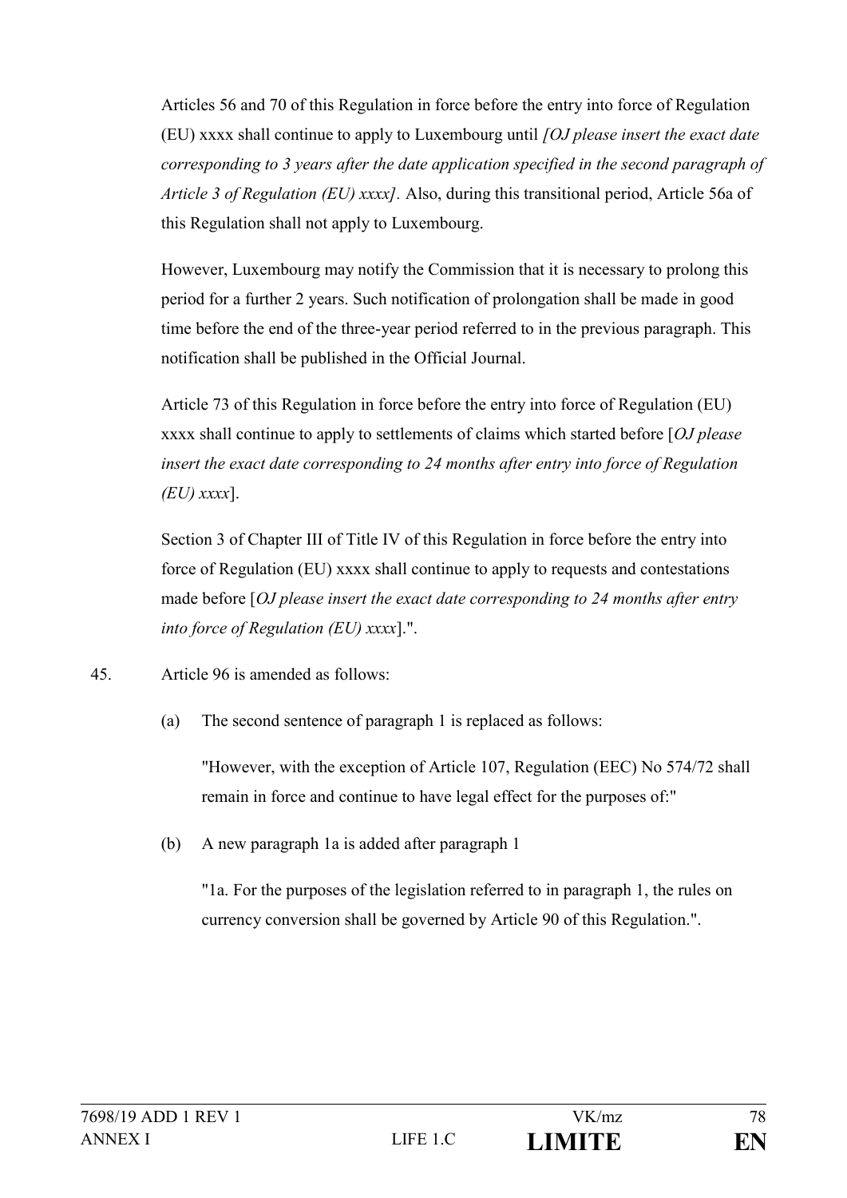Articles 56 and 70 of this Regulation in force before the entry into force of Regulation (EU) xxxx shall continue to apply to Luxembourg until *[OJ please insert the exact date corresponding to 3 years after the date application specified in the second paragraph of Article 3 of Regulation (EU) xxxx]*. Also, during this transitional period, Article 56a of this Regulation shall not apply to Luxembourg.

However, Luxembourg may notify the Commission that it is necessary to prolong this period for a further 2 years. Such notification of prolongation shall be made in good time before the end of the three-year period referred to in the previous paragraph. This notification shall be published in the Official Journal.

Article 73 of this Regulation in force before the entry into force of Regulation (EU) xxxx shall continue to apply to settlements of claims which started before [*OJ please insert the exact date corresponding to 24 months after entry into force of Regulation (EU) xxxx*].

Section 3 of Chapter III of Title IV of this Regulation in force before the entry into force of Regulation (EU) xxxx shall continue to apply to requests and contestations made before [*OJ please insert the exact date corresponding to 24 months after entry into force of Regulation (EU) xxxx*].".

45. Article 96 is amended as follows:

   (a) The second sentence of paragraph 1 is replaced as follows:

   "However, with the exception of Article 107, Regulation (EEC) No 574/72 shall remain in force and continue to have legal effect for the purposes of:"

   (b) A new paragraph 1a is added after paragraph 1

   "1a. For the purposes of the legislation referred to in paragraph 1, the rules on currency conversion shall be governed by Article 90 of this Regulation.".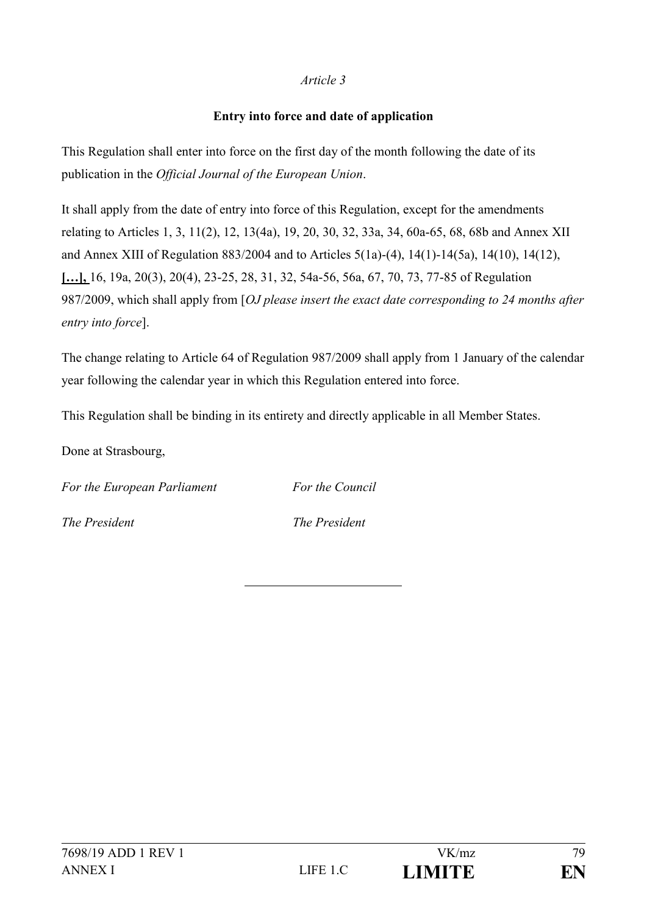*Article 3*

**Entry into force and date of application**

This Regulation shall enter into force on the first day of the month following the date of its publication in the *Official Journal of the European Union*.

It shall apply from the date of entry into force of this Regulation, except for the amendments relating to Articles 1, 3, 11(2), 12, 13(4a), 19, 20, 30, 32, 33a, 34, 60a-65, 68, 68b and Annex XII and Annex XIII of Regulation 883/2004 and to Articles 5(1a)-(4), 14(1)-14(5a), 14(10), 14(12), **[…],** 16, 19a, 20(3), 20(4), 23-25, 28, 31, 32, 54a-56, 56a, 67, 70, 73, 77-85 of Regulation 987/2009, which shall apply from [*OJ please insert the exact date corresponding to 24 months after entry into force*].

The change relating to Article 64 of Regulation 987/2009 shall apply from 1 January of the calendar year following the calendar year in which this Regulation entered into force.

This Regulation shall be binding in its entirety and directly applicable in all Member States.

Done at Strasbourg,

*For the European Parliament* | *For the Council*

*The President* | *The President*

---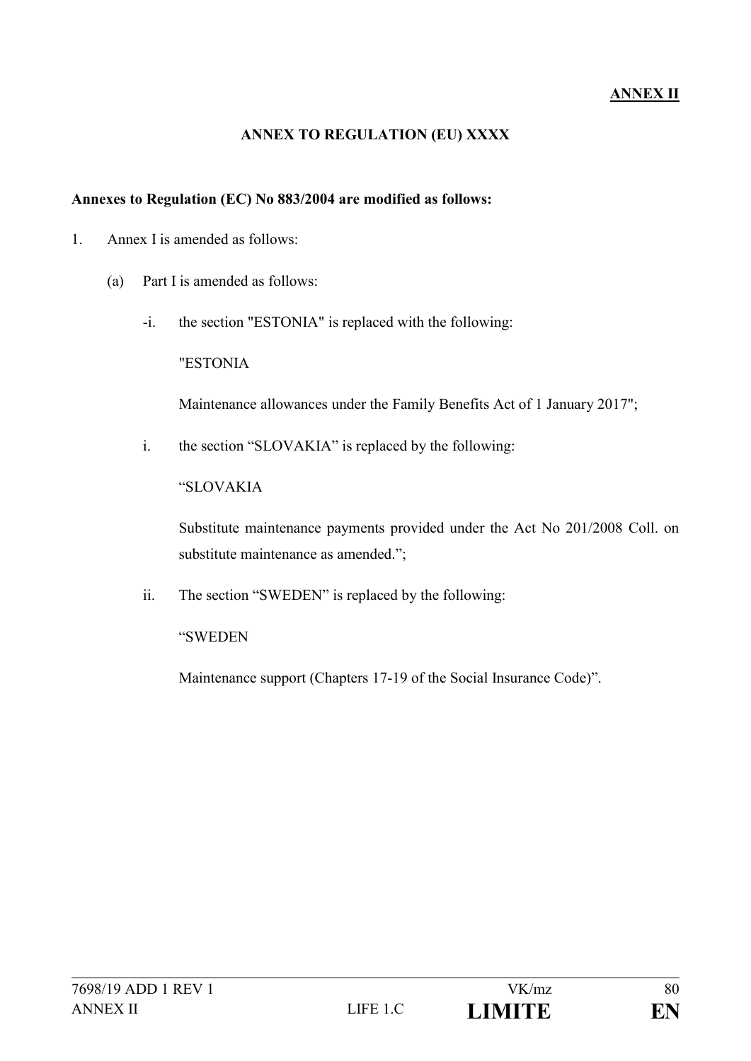**ANNEX II**

**ANNEX TO REGULATION (EU) XXXX**

**Annexes to Regulation (EC) No 883/2004 are modified as follows:**

1. Annex I is amended as follows:

   (a) Part I is amended as follows:

   -i. the section "ESTONIA" is replaced with the following:

   "ESTONIA

   Maintenance allowances under the Family Benefits Act of 1 January 2017";

   i. the section “SLOVAKIA” is replaced by the following:

   “SLOVAKIA

   Substitute maintenance payments provided under the Act No 201/2008 Coll. on substitute maintenance as amended.”;

   ii. The section “SWEDEN” is replaced by the following:

   “SWEDEN

   Maintenance support (Chapters 17-19 of the Social Insurance Code)”.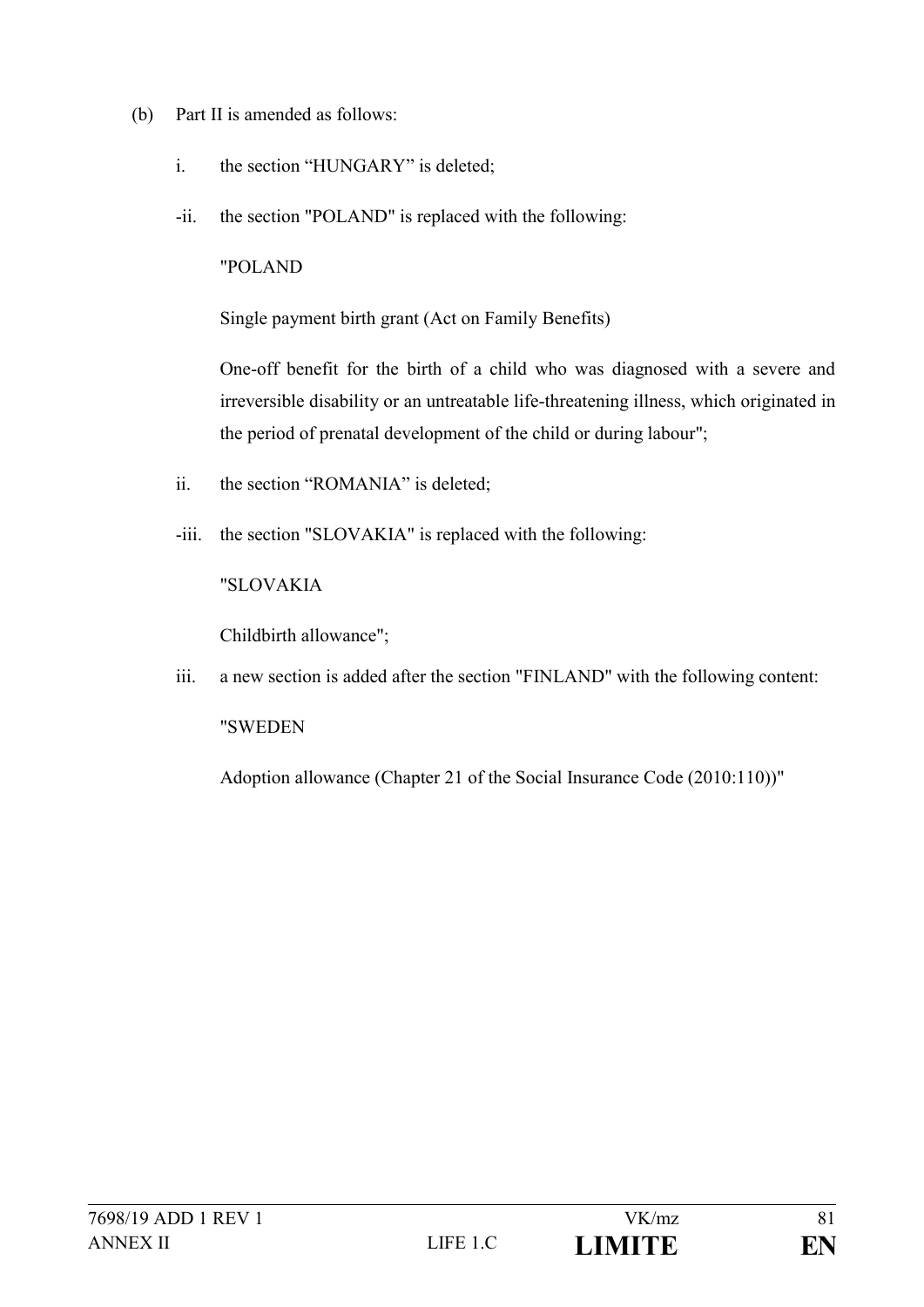(b) Part II is amended as follows:

i. the section “HUNGARY” is deleted;

-ii. the section "POLAND" is replaced with the following:

"POLAND

Single payment birth grant (Act on Family Benefits)

One-off benefit for the birth of a child who was diagnosed with a severe and irreversible disability or an untreatable life-threatening illness, which originated in the period of prenatal development of the child or during labour";

ii. the section “ROMANIA” is deleted;

-iii. the section "SLOVAKIA" is replaced with the following:

"SLOVAKIA

Childbirth allowance";

iii. a new section is added after the section "FINLAND" with the following content:

"SWEDEN

Adoption allowance (Chapter 21 of the Social Insurance Code (2010:110))"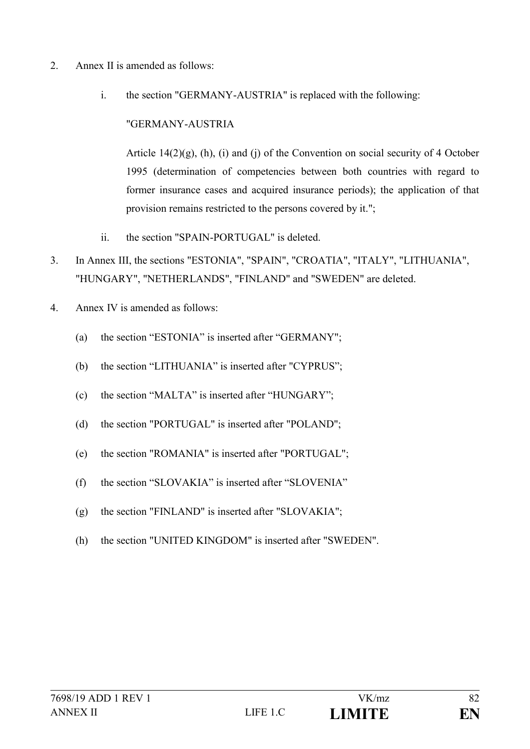2. Annex II is amended as follows:

   i. the section "GERMANY-AUSTRIA" is replaced with the following:

      "GERMANY-AUSTRIA

      Article 14(2)(g), (h), (i) and (j) of the Convention on social security of 4 October 1995 (determination of competencies between both countries with regard to former insurance cases and acquired insurance periods); the application of that provision remains restricted to the persons covered by it.";

   ii. the section "SPAIN-PORTUGAL" is deleted.

3. In Annex III, the sections "ESTONIA", "SPAIN", "CROATIA", "ITALY", "LITHUANIA", "HUNGARY", "NETHERLANDS", "FINLAND" and "SWEDEN" are deleted.

4. Annex IV is amended as follows:

   (a) the section "ESTONIA" is inserted after "GERMANY";

   (b) the section "LITHUANIA" is inserted after "CYPRUS";

   (c) the section "MALTA" is inserted after "HUNGARY";

   (d) the section "PORTUGAL" is inserted after "POLAND";

   (e) the section "ROMANIA" is inserted after "PORTUGAL";

   (f) the section "SLOVAKIA" is inserted after "SLOVENIA"

   (g) the section "FINLAND" is inserted after "SLOVAKIA";

   (h) the section "UNITED KINGDOM" is inserted after "SWEDEN".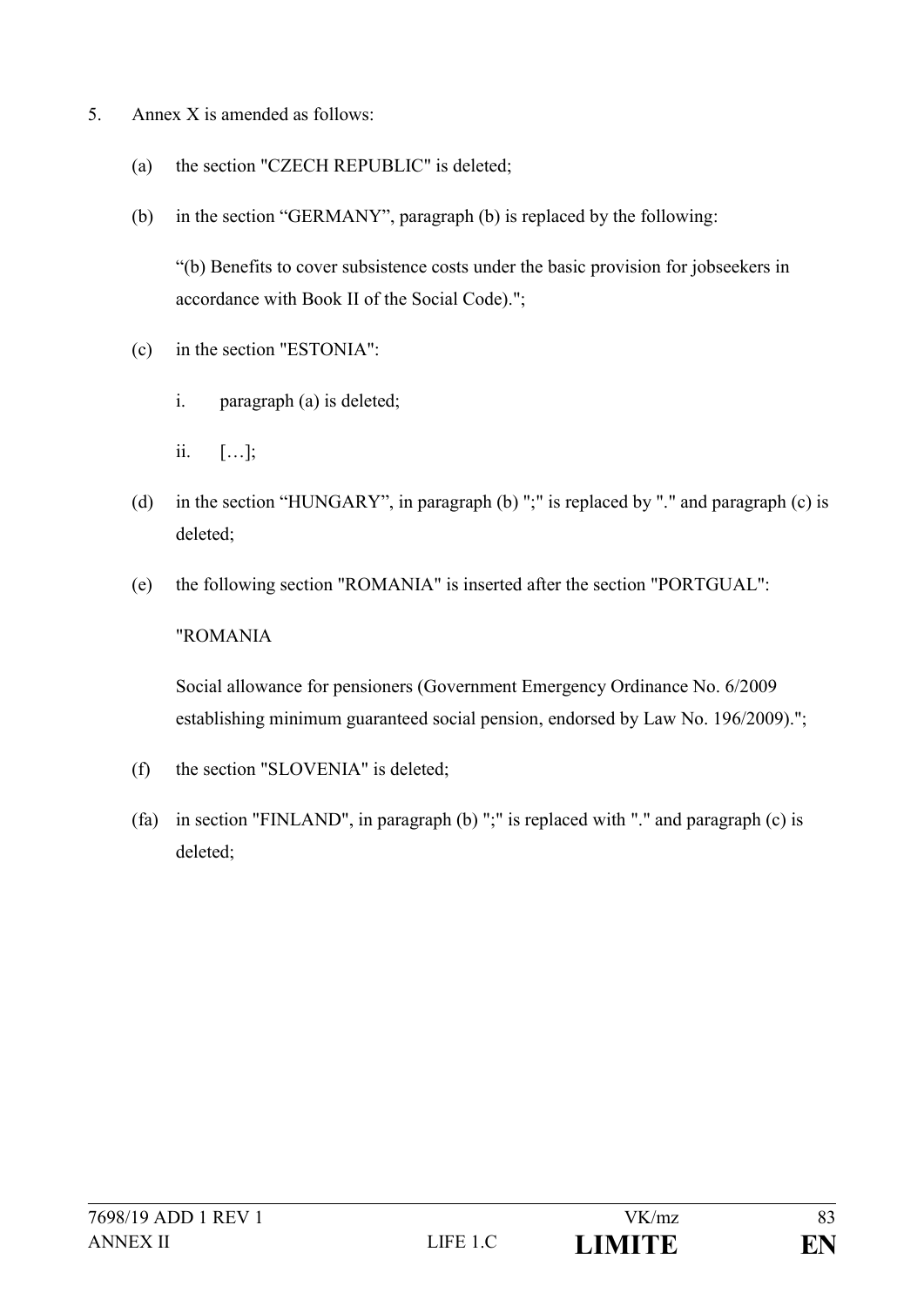5. Annex X is amended as follows:

   (a) the section "CZECH REPUBLIC" is deleted;

   (b) in the section "GERMANY", paragraph (b) is replaced by the following:

   "(b) Benefits to cover subsistence costs under the basic provision for jobseekers in accordance with Book II of the Social Code).";

   (c) in the section "ESTONIA":

      i. paragraph (a) is deleted;

      ii. […];

   (d) in the section "HUNGARY", in paragraph (b) ";" is replaced by "." and paragraph (c) is deleted;

   (e) the following section "ROMANIA" is inserted after the section "PORTGUAL":

   "ROMANIA

   Social allowance for pensioners (Government Emergency Ordinance No. 6/2009 establishing minimum guaranteed social pension, endorsed by Law No. 196/2009).";

   (f) the section "SLOVENIA" is deleted;

   (fa) in section "FINLAND", in paragraph (b) ";" is replaced with "." and paragraph (c) is deleted;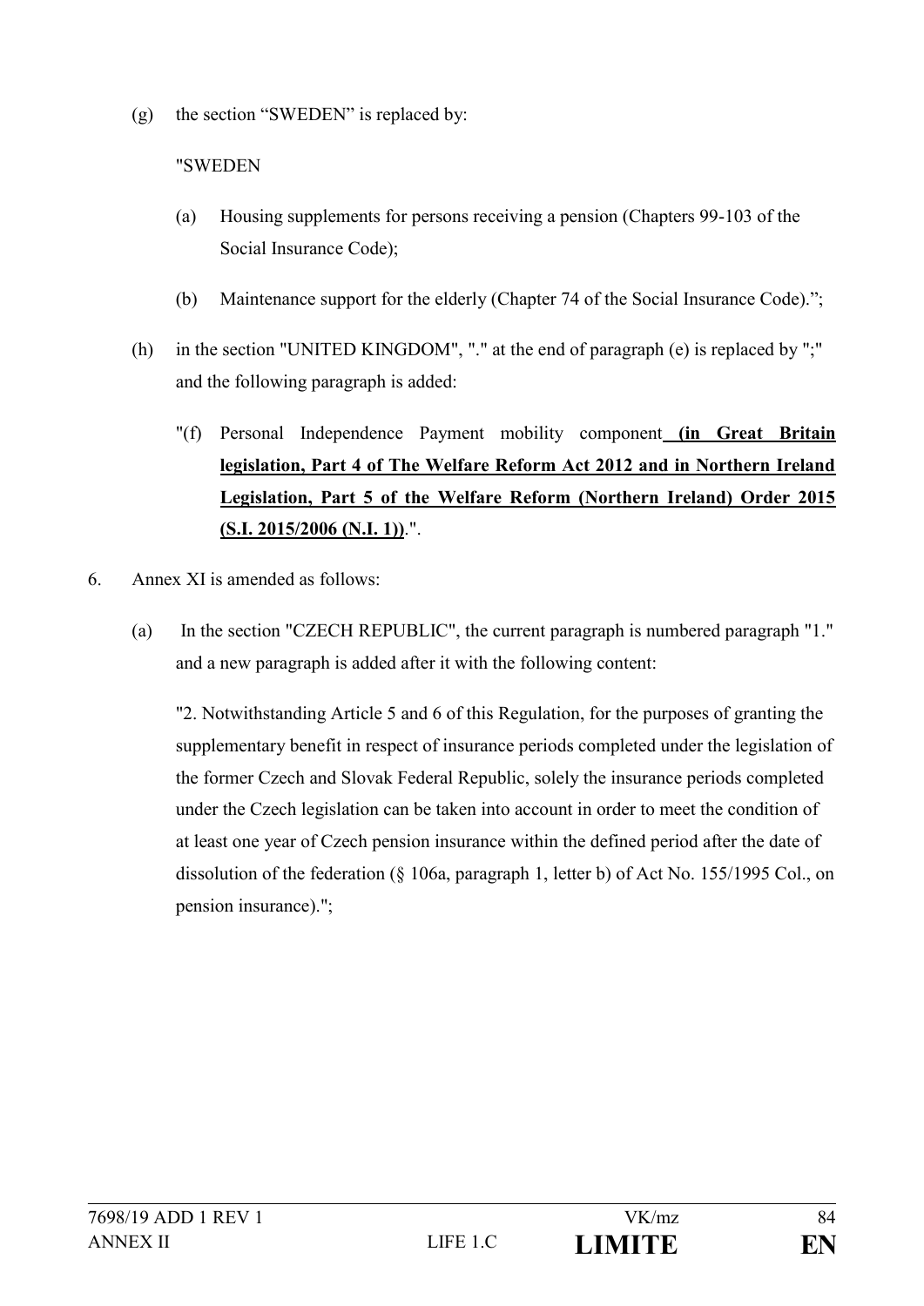(g) the section “SWEDEN” is replaced by:

"SWEDEN

(a) Housing supplements for persons receiving a pension (Chapters 99-103 of the Social Insurance Code);

(b) Maintenance support for the elderly (Chapter 74 of the Social Insurance Code).”;

(h) in the section "UNITED KINGDOM", "." at the end of paragraph (e) is replaced by ";" and the following paragraph is added:

"(f) Personal Independence Payment mobility component **(in Great Britain legislation, Part 4 of The Welfare Reform Act 2012 and in Northern Ireland Legislation, Part 5 of the Welfare Reform (Northern Ireland) Order 2015 (S.I. 2015/2006 (N.I. 1))**.".

6. Annex XI is amended as follows:

(a) In the section "CZECH REPUBLIC", the current paragraph is numbered paragraph "1." and a new paragraph is added after it with the following content:

"2. Notwithstanding Article 5 and 6 of this Regulation, for the purposes of granting the supplementary benefit in respect of insurance periods completed under the legislation of the former Czech and Slovak Federal Republic, solely the insurance periods completed under the Czech legislation can be taken into account in order to meet the condition of at least one year of Czech pension insurance within the defined period after the date of dissolution of the federation (§ 106a, paragraph 1, letter b) of Act No. 155/1995 Col., on pension insurance).";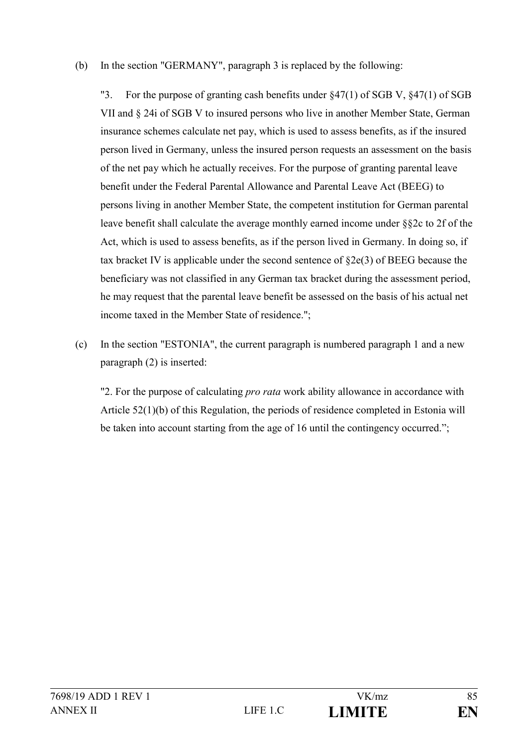(b) In the section "GERMANY", paragraph 3 is replaced by the following:

"3. For the purpose of granting cash benefits under §47(1) of SGB V, §47(1) of SGB VII and § 24i of SGB V to insured persons who live in another Member State, German insurance schemes calculate net pay, which is used to assess benefits, as if the insured person lived in Germany, unless the insured person requests an assessment on the basis of the net pay which he actually receives. For the purpose of granting parental leave benefit under the Federal Parental Allowance and Parental Leave Act (BEEG) to persons living in another Member State, the competent institution for German parental leave benefit shall calculate the average monthly earned income under §§2c to 2f of the Act, which is used to assess benefits, as if the person lived in Germany. In doing so, if tax bracket IV is applicable under the second sentence of §2e(3) of BEEG because the beneficiary was not classified in any German tax bracket during the assessment period, he may request that the parental leave benefit be assessed on the basis of his actual net income taxed in the Member State of residence.";

(c) In the section "ESTONIA", the current paragraph is numbered paragraph 1 and a new paragraph (2) is inserted:

"2. For the purpose of calculating *pro rata* work ability allowance in accordance with Article 52(1)(b) of this Regulation, the periods of residence completed in Estonia will be taken into account starting from the age of 16 until the contingency occurred.";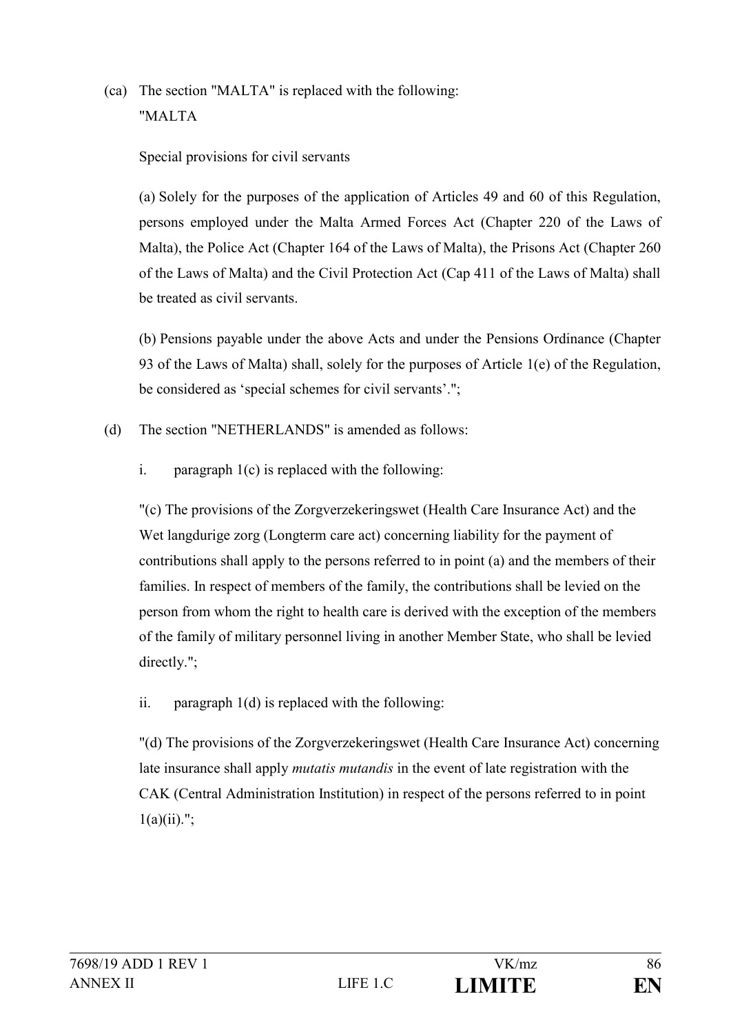(ca) The section "MALTA" is replaced with the following:

"MALTA

Special provisions for civil servants

(a) Solely for the purposes of the application of Articles 49 and 60 of this Regulation, persons employed under the Malta Armed Forces Act (Chapter 220 of the Laws of Malta), the Police Act (Chapter 164 of the Laws of Malta), the Prisons Act (Chapter 260 of the Laws of Malta) and the Civil Protection Act (Cap 411 of the Laws of Malta) shall be treated as civil servants.

(b) Pensions payable under the above Acts and under the Pensions Ordinance (Chapter 93 of the Laws of Malta) shall, solely for the purposes of Article 1(e) of the Regulation, be considered as 'special schemes for civil servants'.";

(d) The section "NETHERLANDS" is amended as follows:

i. paragraph 1(c) is replaced with the following:

"(c) The provisions of the Zorgverzekeringswet (Health Care Insurance Act) and the Wet langdurige zorg (Longterm care act) concerning liability for the payment of contributions shall apply to the persons referred to in point (a) and the members of their families. In respect of members of the family, the contributions shall be levied on the person from whom the right to health care is derived with the exception of the members of the family of military personnel living in another Member State, who shall be levied directly.";

ii. paragraph 1(d) is replaced with the following:

"(d) The provisions of the Zorgverzekeringswet (Health Care Insurance Act) concerning late insurance shall apply *mutatis mutandis* in the event of late registration with the CAK (Central Administration Institution) in respect of the persons referred to in point 1(a)(ii).";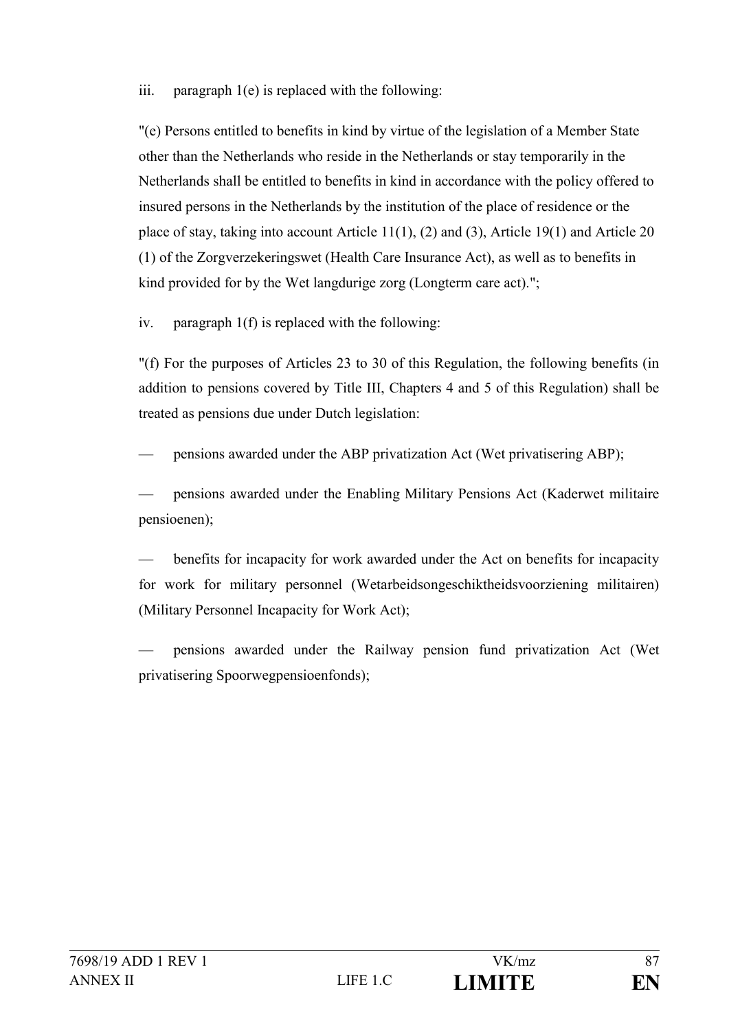iii. paragraph 1(e) is replaced with the following:

"(e) Persons entitled to benefits in kind by virtue of the legislation of a Member State other than the Netherlands who reside in the Netherlands or stay temporarily in the Netherlands shall be entitled to benefits in kind in accordance with the policy offered to insured persons in the Netherlands by the institution of the place of residence or the place of stay, taking into account Article 11(1), (2) and (3), Article 19(1) and Article 20 (1) of the Zorgverzekeringswet (Health Care Insurance Act), as well as to benefits in kind provided for by the Wet langdurige zorg (Longterm care act).";

iv. paragraph 1(f) is replaced with the following:

"(f) For the purposes of Articles 23 to 30 of this Regulation, the following benefits (in addition to pensions covered by Title III, Chapters 4 and 5 of this Regulation) shall be treated as pensions due under Dutch legislation:

— pensions awarded under the ABP privatization Act (Wet privatisering ABP);

— pensions awarded under the Enabling Military Pensions Act (Kaderwet militaire pensioenen);

— benefits for incapacity for work awarded under the Act on benefits for incapacity for work for military personnel (Wetarbeidsongeschiktheidsvoorziening militairen) (Military Personnel Incapacity for Work Act);

— pensions awarded under the Railway pension fund privatization Act (Wet privatisering Spoorwegpensioenfonds);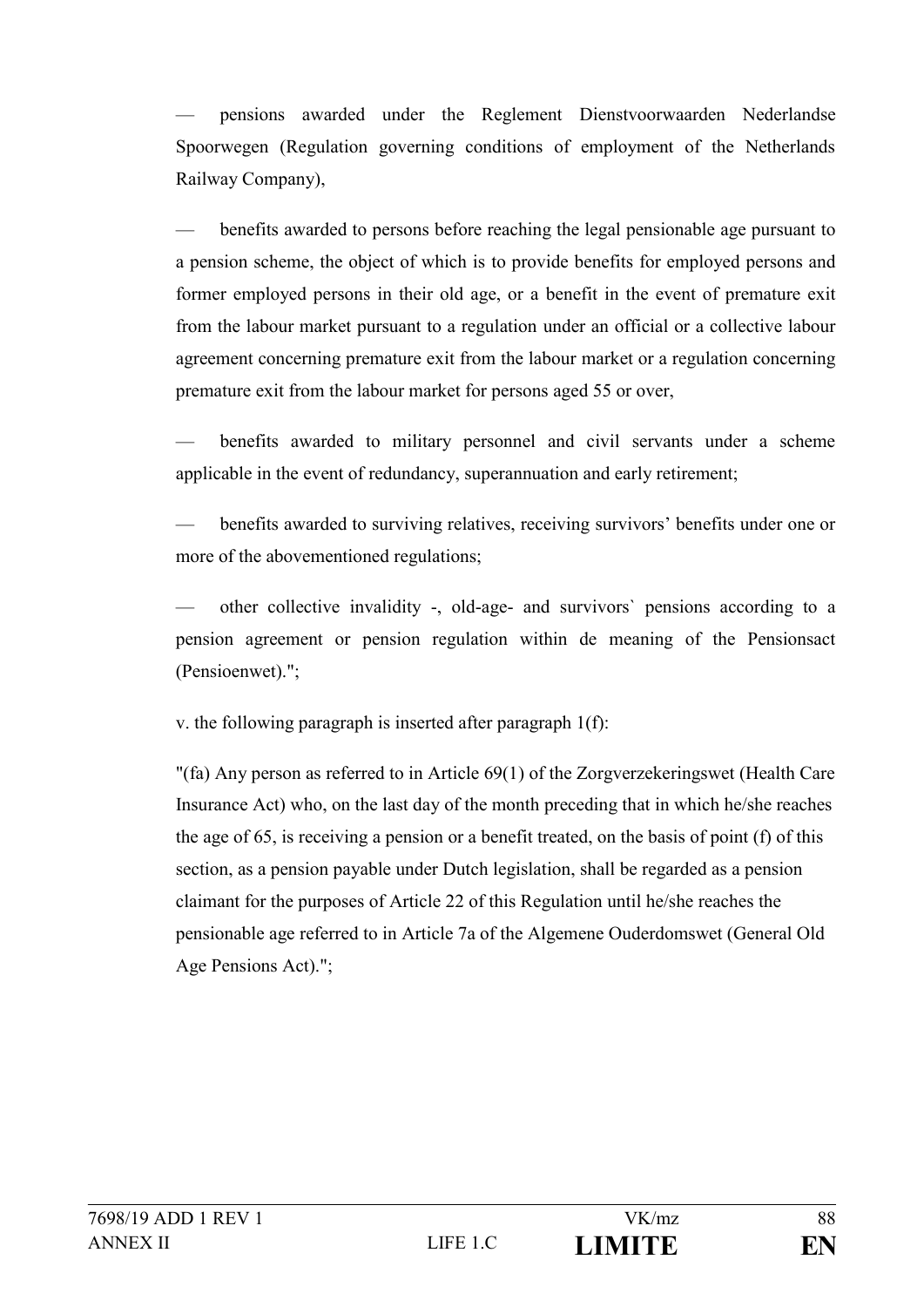— pensions awarded under the Reglement Dienstvoorwaarden Nederlandse Spoorwegen (Regulation governing conditions of employment of the Netherlands Railway Company),

— benefits awarded to persons before reaching the legal pensionable age pursuant to a pension scheme, the object of which is to provide benefits for employed persons and former employed persons in their old age, or a benefit in the event of premature exit from the labour market pursuant to a regulation under an official or a collective labour agreement concerning premature exit from the labour market or a regulation concerning premature exit from the labour market for persons aged 55 or over,

— benefits awarded to military personnel and civil servants under a scheme applicable in the event of redundancy, superannuation and early retirement;

— benefits awarded to surviving relatives, receiving survivors' benefits under one or more of the abovementioned regulations;

— other collective invalidity -, old-age- and survivors` pensions according to a pension agreement or pension regulation within de meaning of the Pensionsact (Pensioenwet).";

v. the following paragraph is inserted after paragraph 1(f):

"(fa) Any person as referred to in Article 69(1) of the Zorgverzekeringswet (Health Care Insurance Act) who, on the last day of the month preceding that in which he/she reaches the age of 65, is receiving a pension or a benefit treated, on the basis of point (f) of this section, as a pension payable under Dutch legislation, shall be regarded as a pension claimant for the purposes of Article 22 of this Regulation until he/she reaches the pensionable age referred to in Article 7a of the Algemene Ouderdomswet (General Old Age Pensions Act).";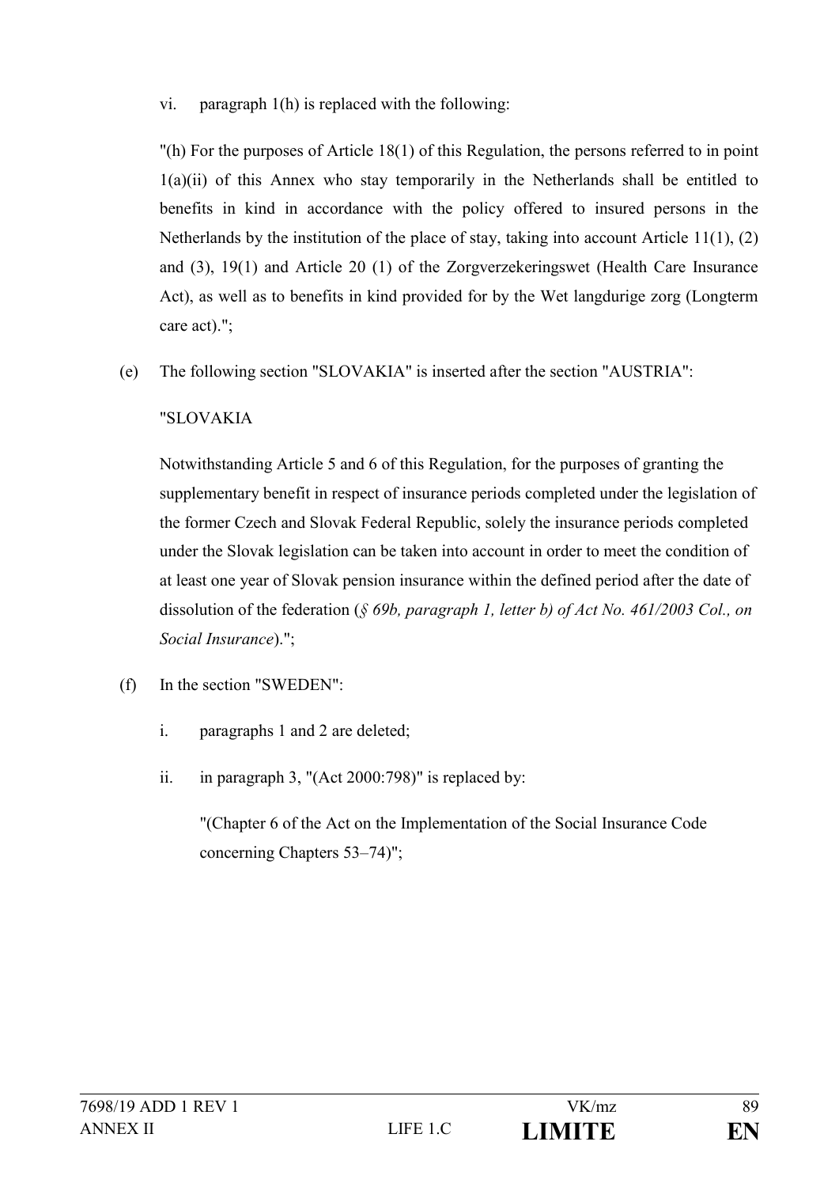vi. paragraph 1(h) is replaced with the following:

"(h) For the purposes of Article 18(1) of this Regulation, the persons referred to in point 1(a)(ii) of this Annex who stay temporarily in the Netherlands shall be entitled to benefits in kind in accordance with the policy offered to insured persons in the Netherlands by the institution of the place of stay, taking into account Article 11(1), (2) and (3), 19(1) and Article 20 (1) of the Zorgverzekeringswet (Health Care Insurance Act), as well as to benefits in kind provided for by the Wet langdurige zorg (Longterm care act).";

(e) The following section "SLOVAKIA" is inserted after the section "AUSTRIA":

"SLOVAKIA

Notwithstanding Article 5 and 6 of this Regulation, for the purposes of granting the supplementary benefit in respect of insurance periods completed under the legislation of the former Czech and Slovak Federal Republic, solely the insurance periods completed under the Slovak legislation can be taken into account in order to meet the condition of at least one year of Slovak pension insurance within the defined period after the date of dissolution of the federation (*§ 69b, paragraph 1, letter b) of Act No. 461/2003 Col., on Social Insurance*).";

(f) In the section "SWEDEN":

i. paragraphs 1 and 2 are deleted;

ii. in paragraph 3, "(Act 2000:798)" is replaced by:

"(Chapter 6 of the Act on the Implementation of the Social Insurance Code concerning Chapters 53–74)";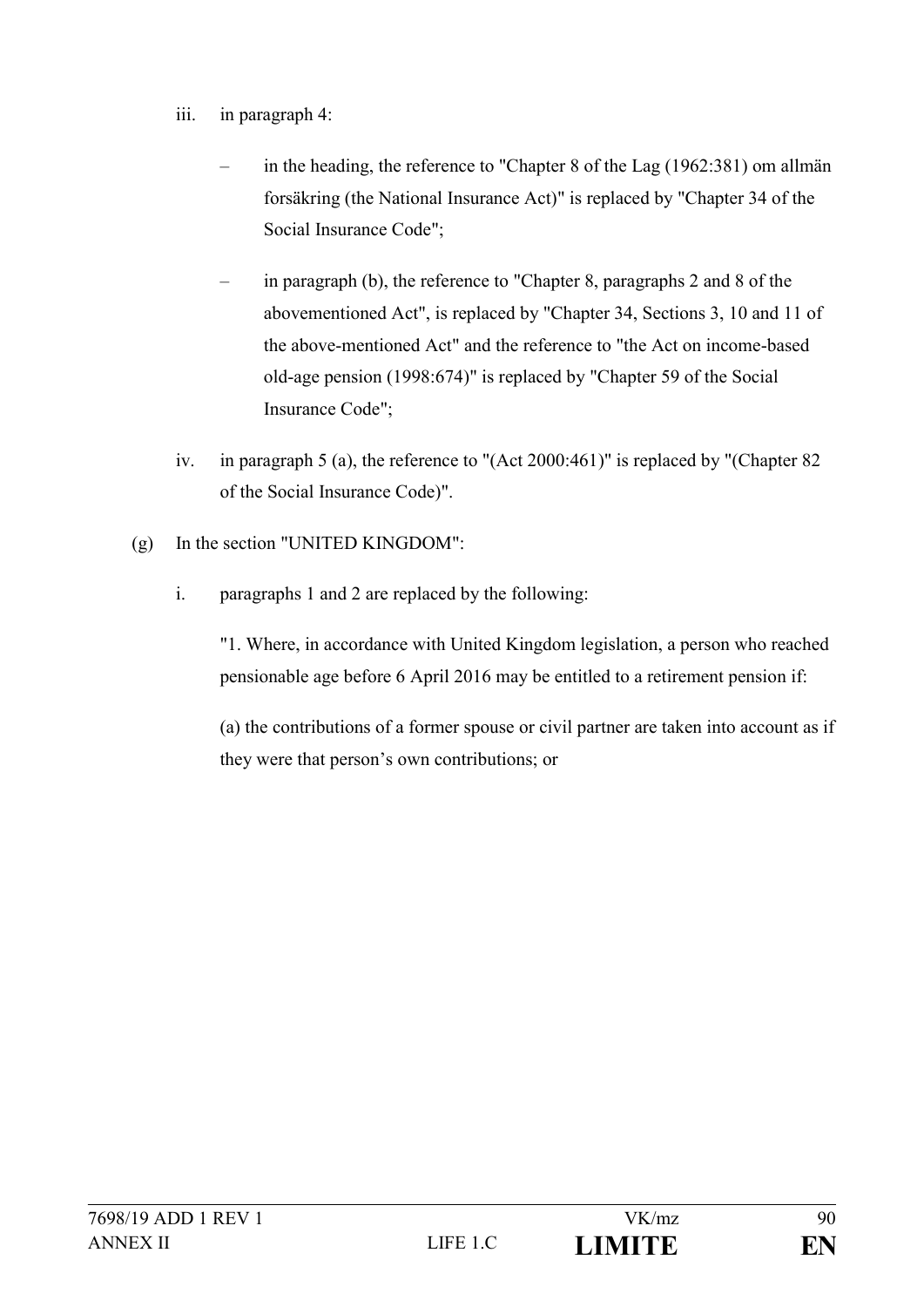iii. in paragraph 4:

   – in the heading, the reference to "Chapter 8 of the Lag (1962:381) om allmän försäkring (the National Insurance Act)" is replaced by "Chapter 34 of the Social Insurance Code";

   – in paragraph (b), the reference to "Chapter 8, paragraphs 2 and 8 of the abovementioned Act", is replaced by "Chapter 34, Sections 3, 10 and 11 of the above-mentioned Act" and the reference to "the Act on income-based old-age pension (1998:674)" is replaced by "Chapter 59 of the Social Insurance Code";

iv. in paragraph 5 (a), the reference to "(Act 2000:461)" is replaced by "(Chapter 82 of the Social Insurance Code)".

(g) In the section "UNITED KINGDOM":

i. paragraphs 1 and 2 are replaced by the following:

"1. Where, in accordance with United Kingdom legislation, a person who reached pensionable age before 6 April 2016 may be entitled to a retirement pension if:

(a) the contributions of a former spouse or civil partner are taken into account as if they were that person's own contributions; or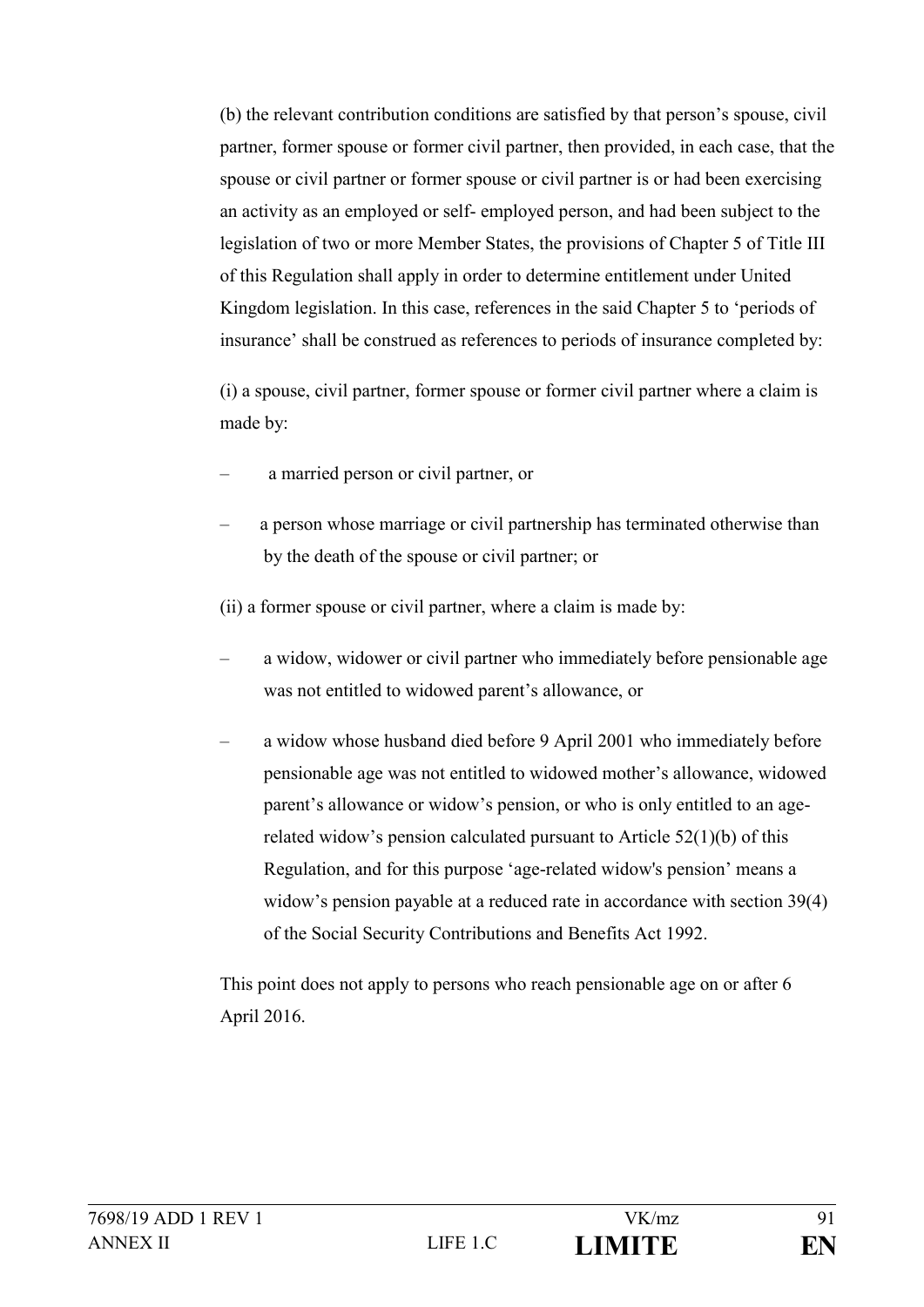(b) the relevant contribution conditions are satisfied by that person's spouse, civil partner, former spouse or former civil partner, then provided, in each case, that the spouse or civil partner or former spouse or civil partner is or had been exercising an activity as an employed or self- employed person, and had been subject to the legislation of two or more Member States, the provisions of Chapter 5 of Title III of this Regulation shall apply in order to determine entitlement under United Kingdom legislation. In this case, references in the said Chapter 5 to 'periods of insurance' shall be construed as references to periods of insurance completed by:

(i) a spouse, civil partner, former spouse or former civil partner where a claim is made by:

- a married person or civil partner, or
- a person whose marriage or civil partnership has terminated otherwise than by the death of the spouse or civil partner; or

(ii) a former spouse or civil partner, where a claim is made by:

- a widow, widower or civil partner who immediately before pensionable age was not entitled to widowed parent's allowance, or
- a widow whose husband died before 9 April 2001 who immediately before pensionable age was not entitled to widowed mother's allowance, widowed parent's allowance or widow's pension, or who is only entitled to an age-related widow's pension calculated pursuant to Article 52(1)(b) of this Regulation, and for this purpose 'age-related widow's pension' means a widow's pension payable at a reduced rate in accordance with section 39(4) of the Social Security Contributions and Benefits Act 1992.

This point does not apply to persons who reach pensionable age on or after 6 April 2016.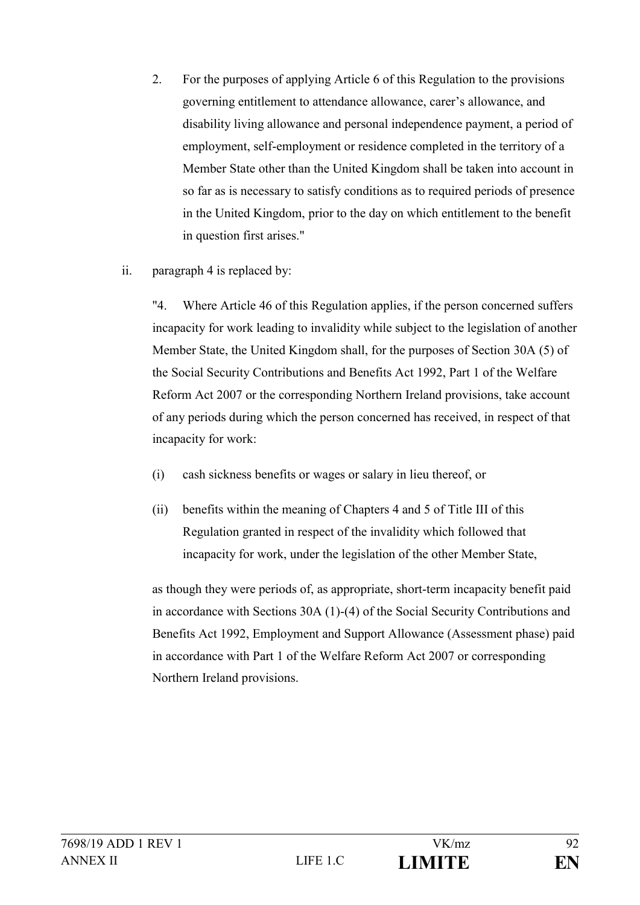2. For the purposes of applying Article 6 of this Regulation to the provisions governing entitlement to attendance allowance, carer's allowance, and disability living allowance and personal independence payment, a period of employment, self-employment or residence completed in the territory of a Member State other than the United Kingdom shall be taken into account in so far as is necessary to satisfy conditions as to required periods of presence in the United Kingdom, prior to the day on which entitlement to the benefit in question first arises."

ii. paragraph 4 is replaced by:

"4. Where Article 46 of this Regulation applies, if the person concerned suffers incapacity for work leading to invalidity while subject to the legislation of another Member State, the United Kingdom shall, for the purposes of Section 30A (5) of the Social Security Contributions and Benefits Act 1992, Part 1 of the Welfare Reform Act 2007 or the corresponding Northern Ireland provisions, take account of any periods during which the person concerned has received, in respect of that incapacity for work:

(i) cash sickness benefits or wages or salary in lieu thereof, or

(ii) benefits within the meaning of Chapters 4 and 5 of Title III of this Regulation granted in respect of the invalidity which followed that incapacity for work, under the legislation of the other Member State,

as though they were periods of, as appropriate, short-term incapacity benefit paid in accordance with Sections 30A (1)-(4) of the Social Security Contributions and Benefits Act 1992, Employment and Support Allowance (Assessment phase) paid in accordance with Part 1 of the Welfare Reform Act 2007 or corresponding Northern Ireland provisions.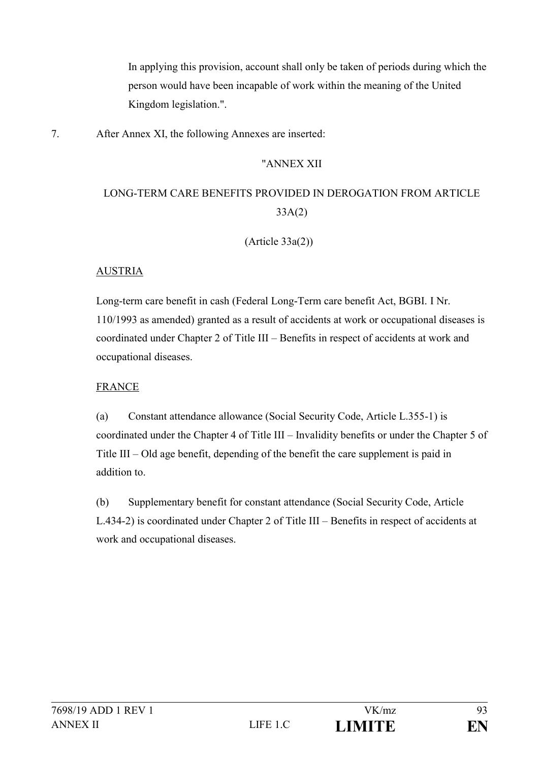In applying this provision, account shall only be taken of periods during which the person would have been incapable of work within the meaning of the United Kingdom legislation.".

7. After Annex XI, the following Annexes are inserted:

"ANNEX XII

LONG-TERM CARE BENEFITS PROVIDED IN DEROGATION FROM ARTICLE 33A(2)

(Article 33a(2))

AUSTRIA

Long-term care benefit in cash (Federal Long-Term care benefit Act, BGBI. I Nr. 110/1993 as amended) granted as a result of accidents at work or occupational diseases is coordinated under Chapter 2 of Title III – Benefits in respect of accidents at work and occupational diseases.

FRANCE

(a) Constant attendance allowance (Social Security Code, Article L.355-1) is coordinated under the Chapter 4 of Title III – Invalidity benefits or under the Chapter 5 of Title III – Old age benefit, depending of the benefit the care supplement is paid in addition to.

(b) Supplementary benefit for constant attendance (Social Security Code, Article L.434-2) is coordinated under Chapter 2 of Title III – Benefits in respect of accidents at work and occupational diseases.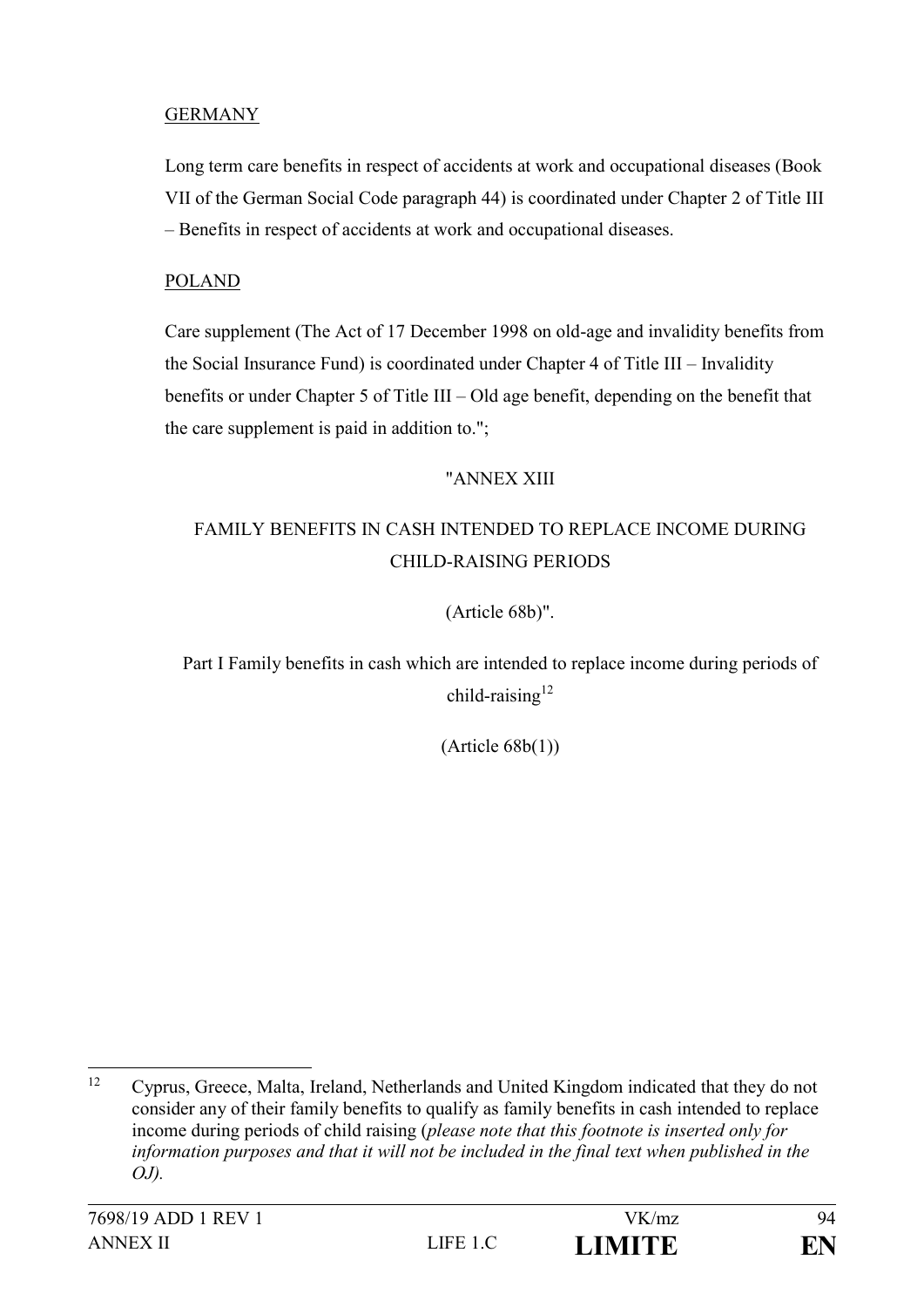GERMANY

Long term care benefits in respect of accidents at work and occupational diseases (Book VII of the German Social Code paragraph 44) is coordinated under Chapter 2 of Title III – Benefits in respect of accidents at work and occupational diseases.

POLAND

Care supplement (The Act of 17 December 1998 on old-age and invalidity benefits from the Social Insurance Fund) is coordinated under Chapter 4 of Title III – Invalidity benefits or under Chapter 5 of Title III – Old age benefit, depending on the benefit that the care supplement is paid in addition to.";

"ANNEX XIII

FAMILY BENEFITS IN CASH INTENDED TO REPLACE INCOME DURING CHILD-RAISING PERIODS

(Article 68b)".

Part I Family benefits in cash which are intended to replace income during periods of child-raising[12]

(Article 68b(1))

---

[12] Cyprus, Greece, Malta, Ireland, Netherlands and United Kingdom indicated that they do not consider any of their family benefits to qualify as family benefits in cash intended to replace income during periods of child raising (*please note that this footnote is inserted only for information purposes and that it will not be included in the final text when published in the OJ).*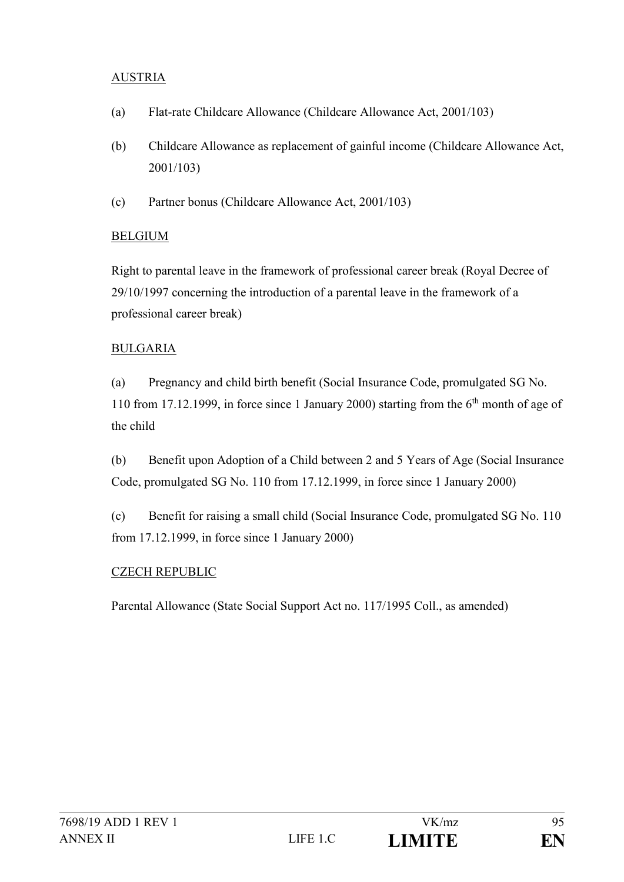AUSTRIA

(a) Flat-rate Childcare Allowance (Childcare Allowance Act, 2001/103)

(b) Childcare Allowance as replacement of gainful income (Childcare Allowance Act, 2001/103)

(c) Partner bonus (Childcare Allowance Act, 2001/103)

BELGIUM

Right to parental leave in the framework of professional career break (Royal Decree of 29/10/1997 concerning the introduction of a parental leave in the framework of a professional career break)

BULGARIA

(a) Pregnancy and child birth benefit (Social Insurance Code, promulgated SG No. 110 from 17.12.1999, in force since 1 January 2000) starting from the 6th month of age of the child

(b) Benefit upon Adoption of a Child between 2 and 5 Years of Age (Social Insurance Code, promulgated SG No. 110 from 17.12.1999, in force since 1 January 2000)

(c) Benefit for raising a small child (Social Insurance Code, promulgated SG No. 110 from 17.12.1999, in force since 1 January 2000)

CZECH REPUBLIC

Parental Allowance (State Social Support Act no. 117/1995 Coll., as amended)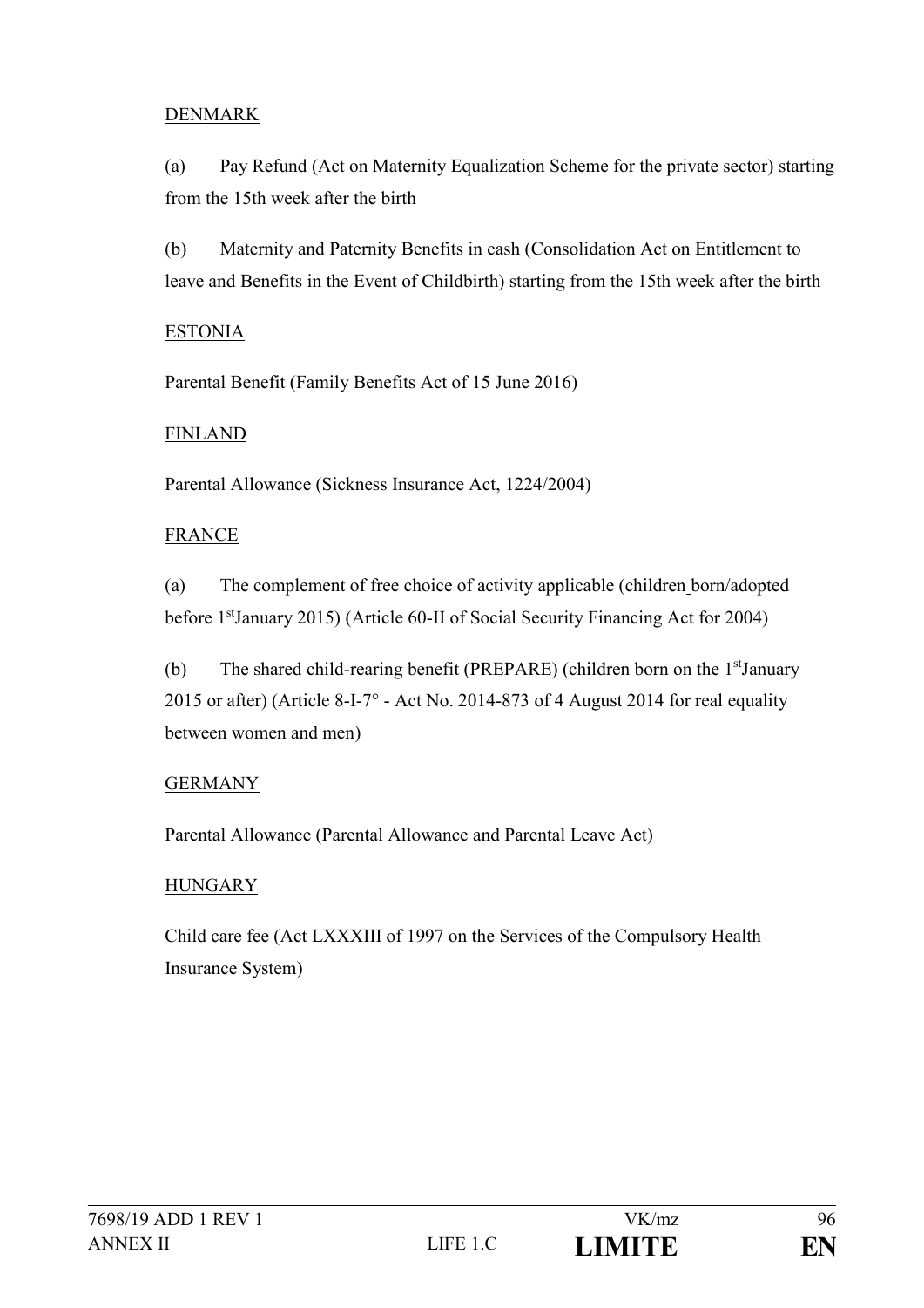DENMARK

(a) Pay Refund (Act on Maternity Equalization Scheme for the private sector) starting from the 15th week after the birth

(b) Maternity and Paternity Benefits in cash (Consolidation Act on Entitlement to leave and Benefits in the Event of Childbirth) starting from the 15th week after the birth

ESTONIA

Parental Benefit (Family Benefits Act of 15 June 2016)

FINLAND

Parental Allowance (Sickness Insurance Act, 1224/2004)

FRANCE

(a) The complement of free choice of activity applicable (children born/adopted before 1st January 2015) (Article 60-II of Social Security Financing Act for 2004)

(b) The shared child-rearing benefit (PREPARE) (children born on the 1st January 2015 or after) (Article 8-I-7° - Act No. 2014-873 of 4 August 2014 for real equality between women and men)

GERMANY

Parental Allowance (Parental Allowance and Parental Leave Act)

HUNGARY

Child care fee (Act LXXXIII of 1997 on the Services of the Compulsory Health Insurance System)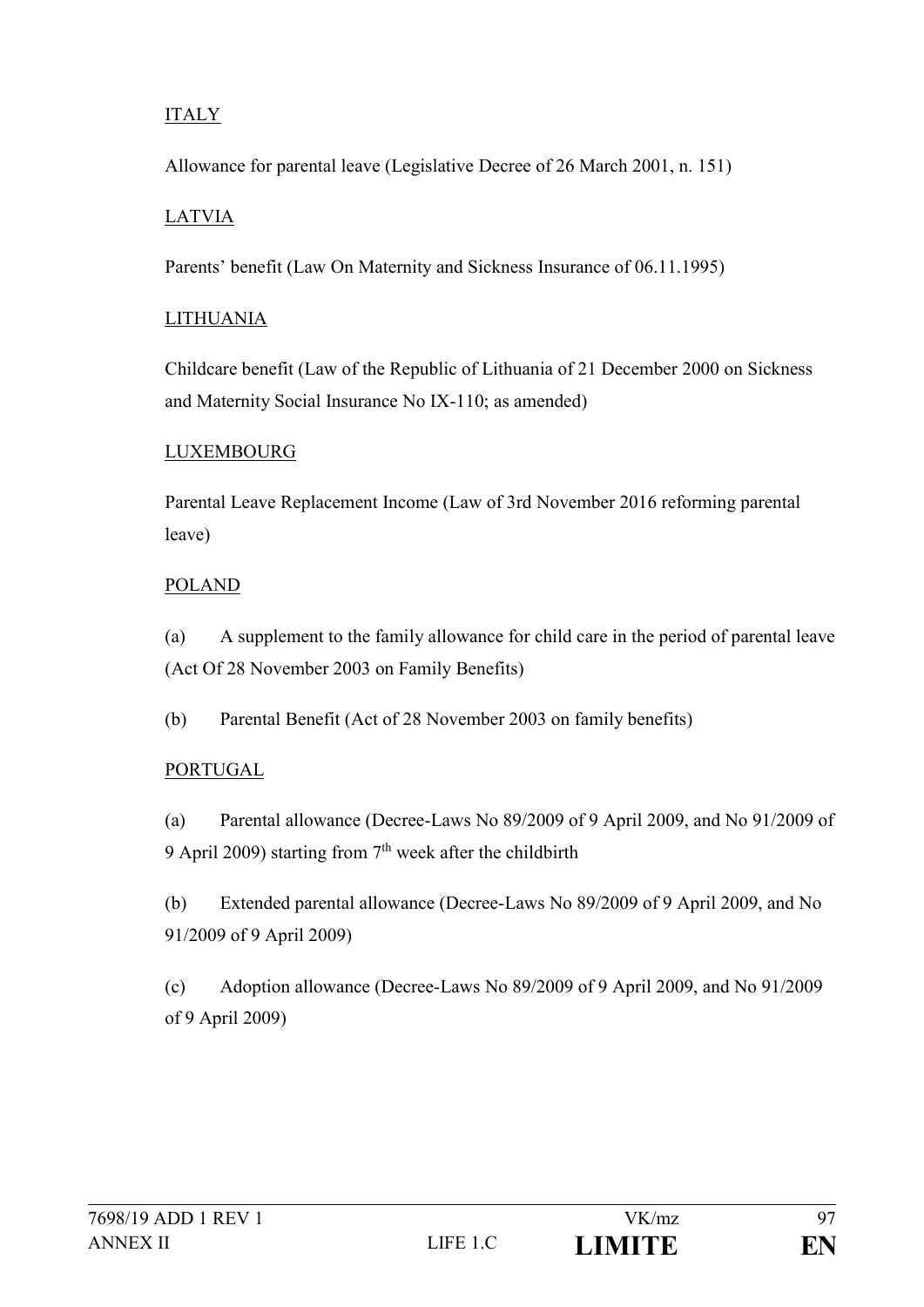ITALY

Allowance for parental leave (Legislative Decree of 26 March 2001, n. 151)

LATVIA

Parents' benefit (Law On Maternity and Sickness Insurance of 06.11.1995)

LITHUANIA

Childcare benefit (Law of the Republic of Lithuania of 21 December 2000 on Sickness and Maternity Social Insurance No IX-110; as amended)

LUXEMBOURG

Parental Leave Replacement Income (Law of 3rd November 2016 reforming parental leave)

POLAND

(a) A supplement to the family allowance for child care in the period of parental leave (Act Of 28 November 2003 on Family Benefits)

(b) Parental Benefit (Act of 28 November 2003 on family benefits)

PORTUGAL

(a) Parental allowance (Decree-Laws No 89/2009 of 9 April 2009, and No 91/2009 of 9 April 2009) starting from 7th week after the childbirth

(b) Extended parental allowance (Decree-Laws No 89/2009 of 9 April 2009, and No 91/2009 of 9 April 2009)

(c) Adoption allowance (Decree-Laws No 89/2009 of 9 April 2009, and No 91/2009 of 9 April 2009)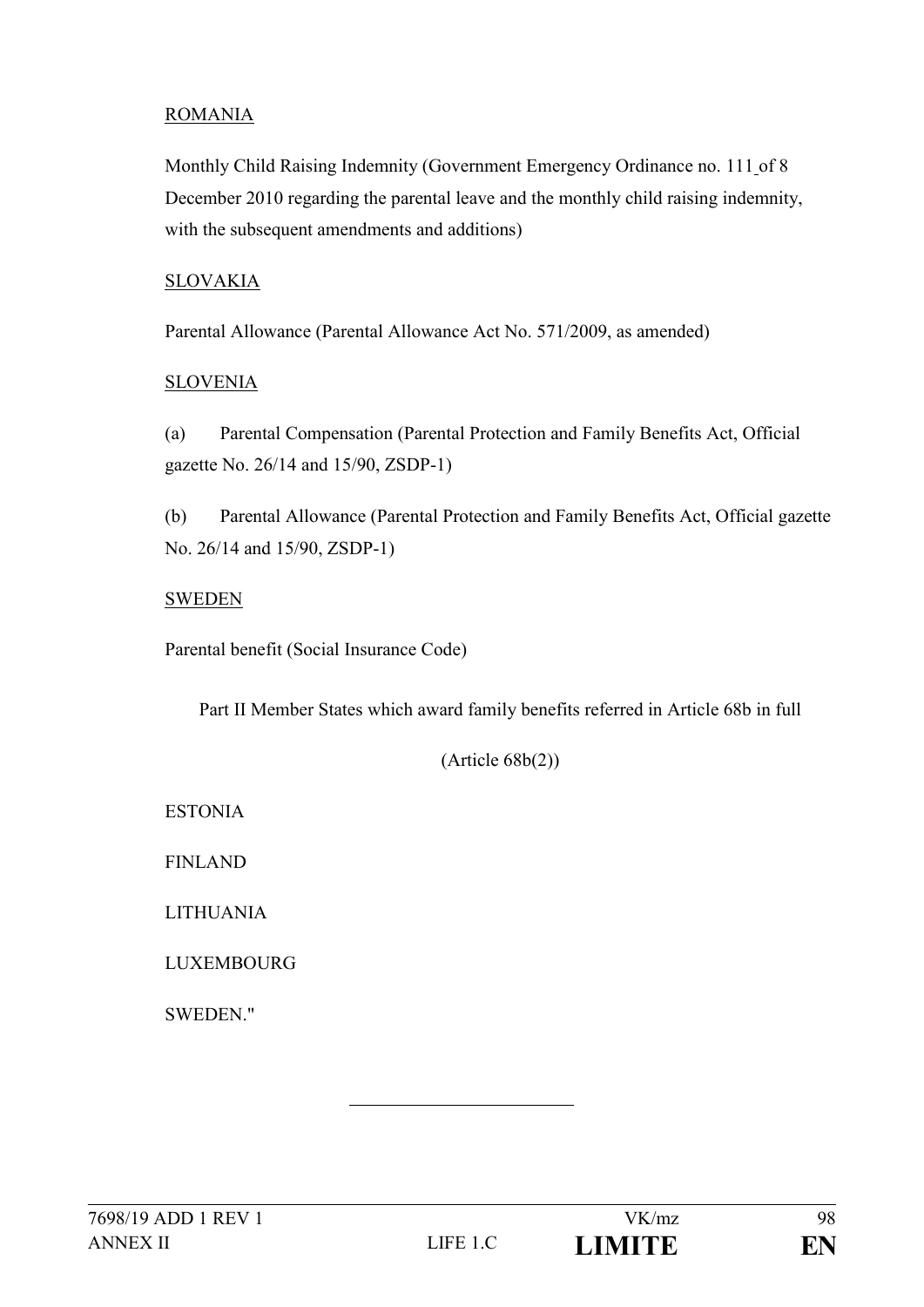ROMANIA

Monthly Child Raising Indemnity (Government Emergency Ordinance no. 111 of 8 December 2010 regarding the parental leave and the monthly child raising indemnity, with the subsequent amendments and additions)

SLOVAKIA

Parental Allowance (Parental Allowance Act No. 571/2009, as amended)

SLOVENIA

(a) Parental Compensation (Parental Protection and Family Benefits Act, Official gazette No. 26/14 and 15/90, ZSDP-1)

(b) Parental Allowance (Parental Protection and Family Benefits Act, Official gazette No. 26/14 and 15/90, ZSDP-1)

SWEDEN

Parental benefit (Social Insurance Code)

Part II Member States which award family benefits referred in Article 68b in full

(Article 68b(2))

ESTONIA

FINLAND

LITHUANIA

LUXEMBOURG

SWEDEN."